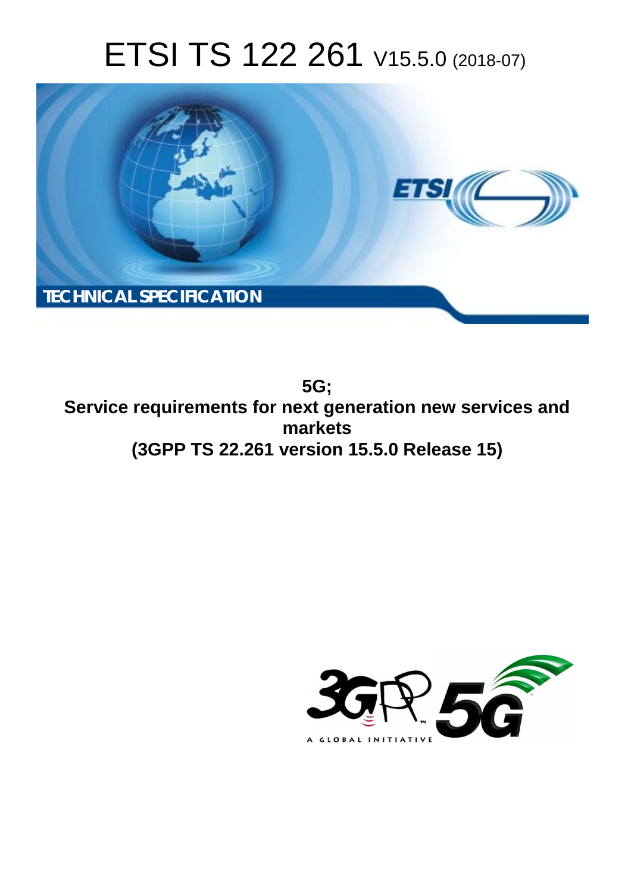# ETSI TS 122 261 V15.5.0 (2018-07)

**TECHNICAL SPECIFICATION**

**5G;**
**Service requirements for next generation new services and markets**
**(3GPP TS 22.261 version 15.5.0 Release 15)**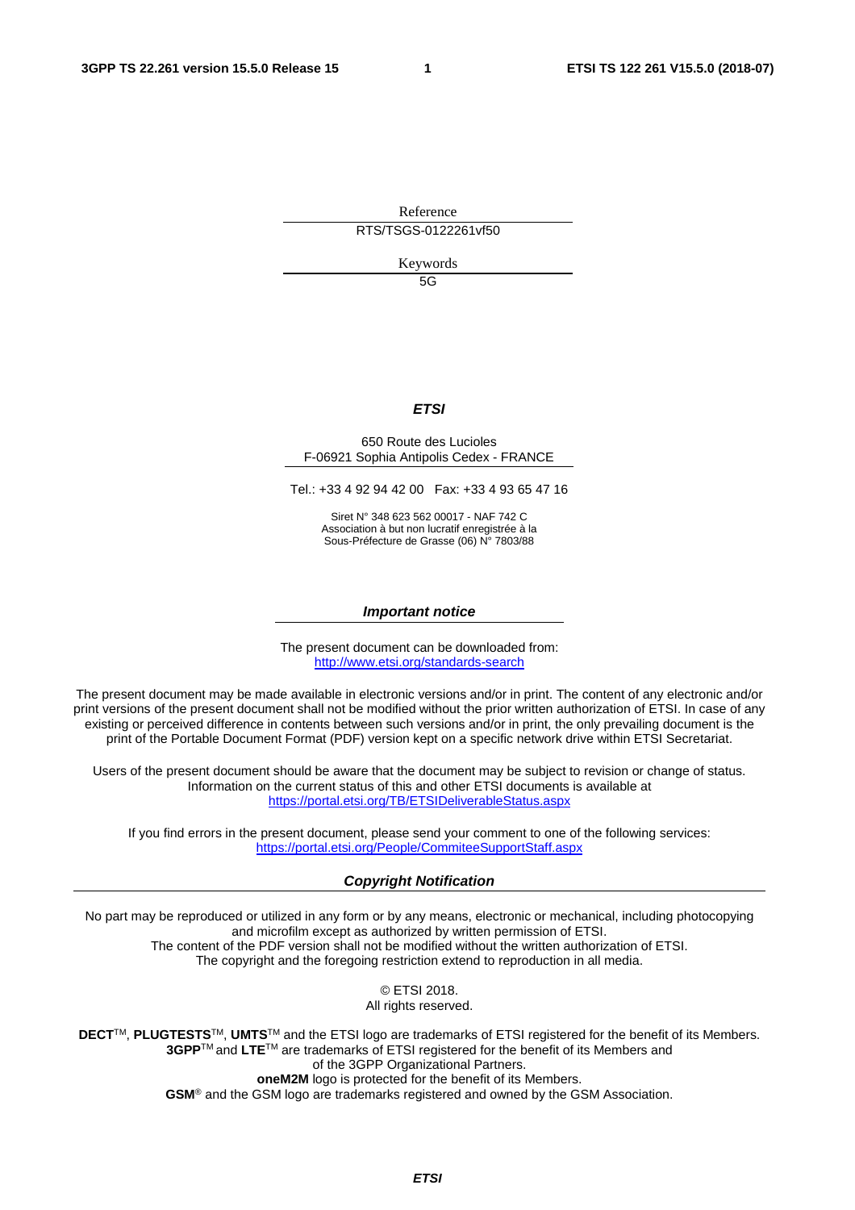Reference

RTS/TSGS-0122261vf50

Keywords

5G

***ETSI***

650 Route des Lucioles
F-06921 Sophia Antipolis Cedex - FRANCE

Tel.: +33 4 92 94 42 00   Fax: +33 4 93 65 47 16

Siret N° 348 623 562 00017 - NAF 742 C
Association à but non lucratif enregistrée à la
Sous-Préfecture de Grasse (06) N° 7803/88

***Important notice***

The present document can be downloaded from:
http://www.etsi.org/standards-search

The present document may be made available in electronic versions and/or in print. The content of any electronic and/or print versions of the present document shall not be modified without the prior written authorization of ETSI. In case of any existing or perceived difference in contents between such versions and/or in print, the only prevailing document is the print of the Portable Document Format (PDF) version kept on a specific network drive within ETSI Secretariat.

Users of the present document should be aware that the document may be subject to revision or change of status. Information on the current status of this and other ETSI documents is available at
https://portal.etsi.org/TB/ETSIDeliverableStatus.aspx

If you find errors in the present document, please send your comment to one of the following services:
https://portal.etsi.org/People/CommiteeSupportStaff.aspx

***Copyright Notification***

No part may be reproduced or utilized in any form or by any means, electronic or mechanical, including photocopying and microfilm except as authorized by written permission of ETSI.
The content of the PDF version shall not be modified without the written authorization of ETSI.
The copyright and the foregoing restriction extend to reproduction in all media.

© ETSI 2018.
All rights reserved.

**DECT**TM, **PLUGTESTS**TM, **UMTS**TM and the ETSI logo are trademarks of ETSI registered for the benefit of its Members.
**3GPP**TM and **LTE**TM are trademarks of ETSI registered for the benefit of its Members and of the 3GPP Organizational Partners.
**oneM2M** logo is protected for the benefit of its Members.
**GSM**® and the GSM logo are trademarks registered and owned by the GSM Association.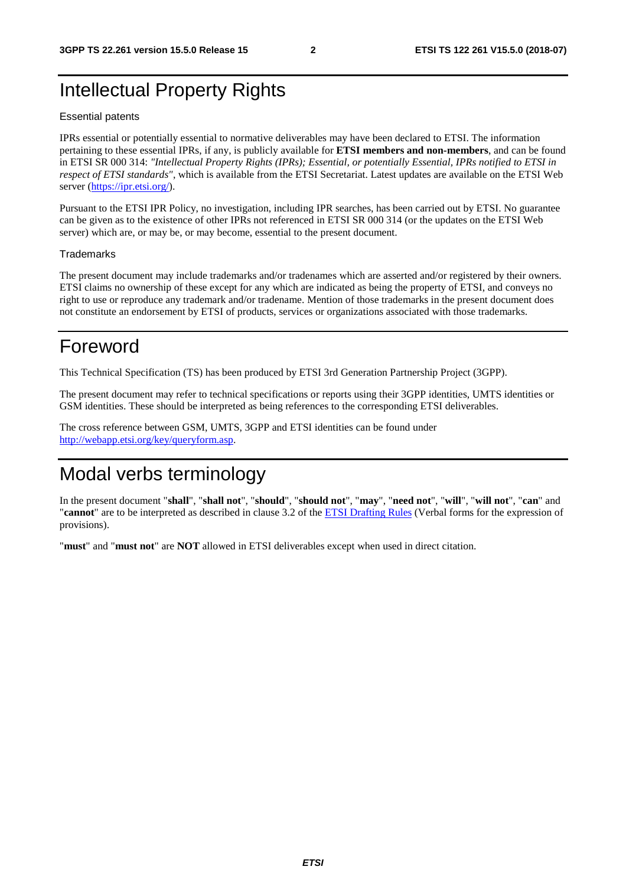# Intellectual Property Rights

Essential patents

IPRs essential or potentially essential to normative deliverables may have been declared to ETSI. The information pertaining to these essential IPRs, if any, is publicly available for **ETSI members and non-members**, and can be found in ETSI SR 000 314: *"Intellectual Property Rights (IPRs); Essential, or potentially Essential, IPRs notified to ETSI in respect of ETSI standards"*, which is available from the ETSI Secretariat. Latest updates are available on the ETSI Web server (https://ipr.etsi.org/).

Pursuant to the ETSI IPR Policy, no investigation, including IPR searches, has been carried out by ETSI. No guarantee can be given as to the existence of other IPRs not referenced in ETSI SR 000 314 (or the updates on the ETSI Web server) which are, or may be, or may become, essential to the present document.

Trademarks

The present document may include trademarks and/or tradenames which are asserted and/or registered by their owners. ETSI claims no ownership of these except for any which are indicated as being the property of ETSI, and conveys no right to use or reproduce any trademark and/or tradename. Mention of those trademarks in the present document does not constitute an endorsement by ETSI of products, services or organizations associated with those trademarks.

# Foreword

This Technical Specification (TS) has been produced by ETSI 3rd Generation Partnership Project (3GPP).

The present document may refer to technical specifications or reports using their 3GPP identities, UMTS identities or GSM identities. These should be interpreted as being references to the corresponding ETSI deliverables.

The cross reference between GSM, UMTS, 3GPP and ETSI identities can be found under http://webapp.etsi.org/key/queryform.asp.

# Modal verbs terminology

In the present document "**shall**", "**shall not**", "**should**", "**should not**", "**may**", "**need not**", "**will**", "**will not**", "**can**" and "**cannot**" are to be interpreted as described in clause 3.2 of the ETSI Drafting Rules (Verbal forms for the expression of provisions).

"**must**" and "**must not**" are **NOT** allowed in ETSI deliverables except when used in direct citation.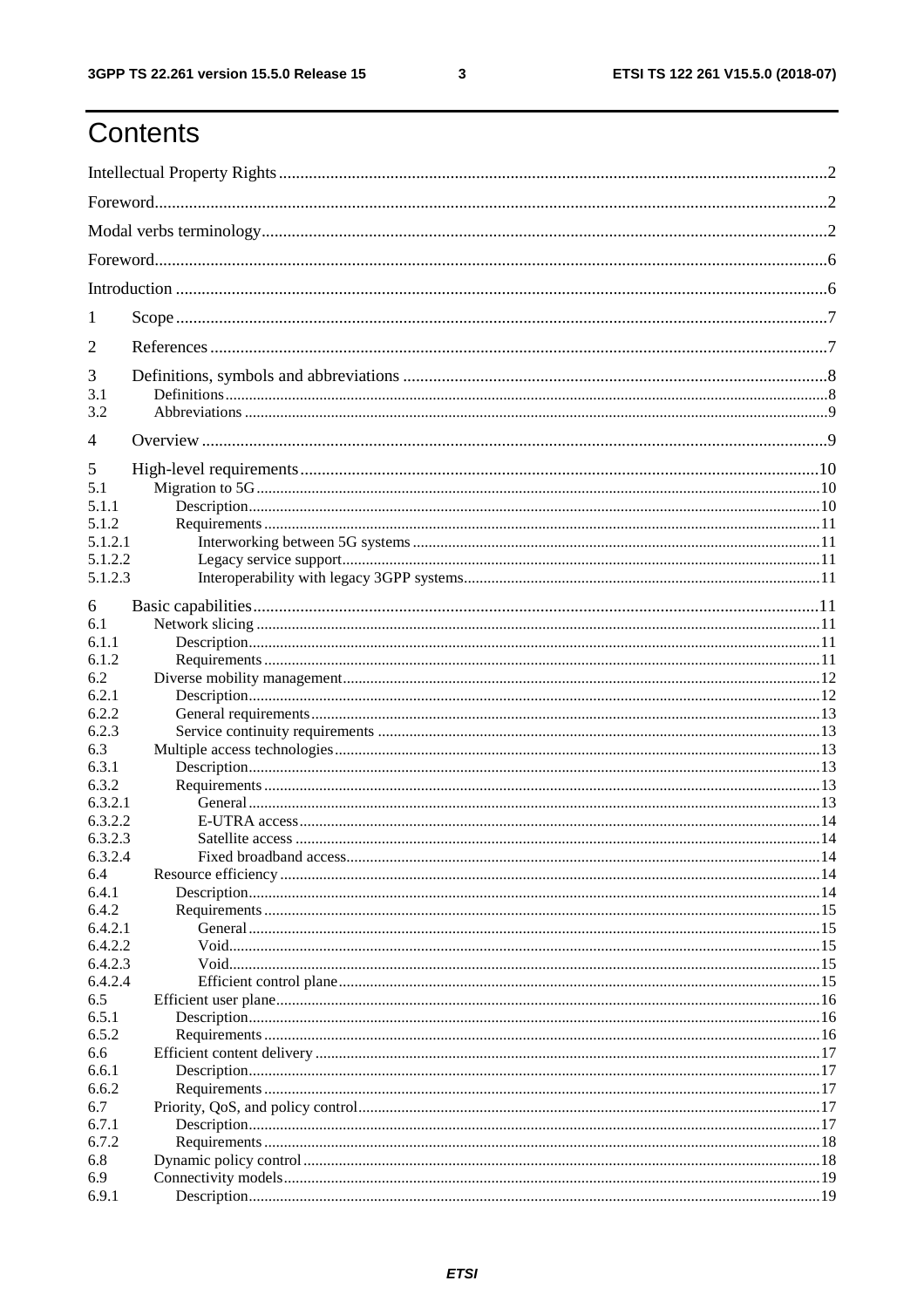# Contents

Intellectual Property Rights ........................................................................................................ 2

Foreword ...................................................................................................................................... 2

Modal verbs terminology .............................................................................................................. 2

Foreword ...................................................................................................................................... 6

Introduction .................................................................................................................................. 6

1 Scope ........................................................................................................................................ 7

2 References ................................................................................................................................ 7

3 Definitions, symbols and abbreviations ..................................................................................... 8
3.1 Definitions ............................................................................................................................. 8
3.2 Abbreviations ........................................................................................................................ 9

4 Overview ................................................................................................................................... 9

5 High-level requirements .......................................................................................................... 10
5.1 Migration to 5G .................................................................................................................... 10
5.1.1 Description ........................................................................................................................ 10
5.1.2 Requirements .................................................................................................................... 11
5.1.2.1 Interworking between 5G systems ................................................................................. 11
5.1.2.2 Legacy service support ................................................................................................... 11
5.1.2.3 Interoperability with legacy 3GPP systems ..................................................................... 11

6 Basic capabilities ..................................................................................................................... 11
6.1 Network slicing .................................................................................................................... 11
6.1.1 Description ........................................................................................................................ 11
6.1.2 Requirements .................................................................................................................... 11
6.2 Diverse mobility management ............................................................................................. 12
6.2.1 Description ........................................................................................................................ 12
6.2.2 General requirements ........................................................................................................ 13
6.2.3 Service continuity requirements ........................................................................................ 13
6.3 Multiple access technologies ............................................................................................... 13
6.3.1 Description ........................................................................................................................ 13
6.3.2 Requirements .................................................................................................................... 13
6.3.2.1 General ........................................................................................................................... 13
6.3.2.2 E-UTRA access .............................................................................................................. 14
6.3.2.3 Satellite access ............................................................................................................... 14
6.3.2.4 Fixed broadband access .................................................................................................. 14
6.4 Resource efficiency .............................................................................................................. 14
6.4.1 Description ........................................................................................................................ 14
6.4.2 Requirements .................................................................................................................... 15
6.4.2.1 General ........................................................................................................................... 15
6.4.2.2 Void ................................................................................................................................ 15
6.4.2.3 Void ................................................................................................................................ 15
6.4.2.4 Efficient control plane .................................................................................................... 15
6.5 Efficient user plane ............................................................................................................... 16
6.5.1 Description ........................................................................................................................ 16
6.5.2 Requirements .................................................................................................................... 16
6.6 Efficient content delivery ..................................................................................................... 17
6.6.1 Description ........................................................................................................................ 17
6.6.2 Requirements .................................................................................................................... 17
6.7 Priority, QoS, and policy control .......................................................................................... 17
6.7.1 Description ........................................................................................................................ 17
6.7.2 Requirements .................................................................................................................... 18
6.8 Dynamic policy control ........................................................................................................ 18
6.9 Connectivity models ............................................................................................................. 19
6.9.1 Description ........................................................................................................................ 19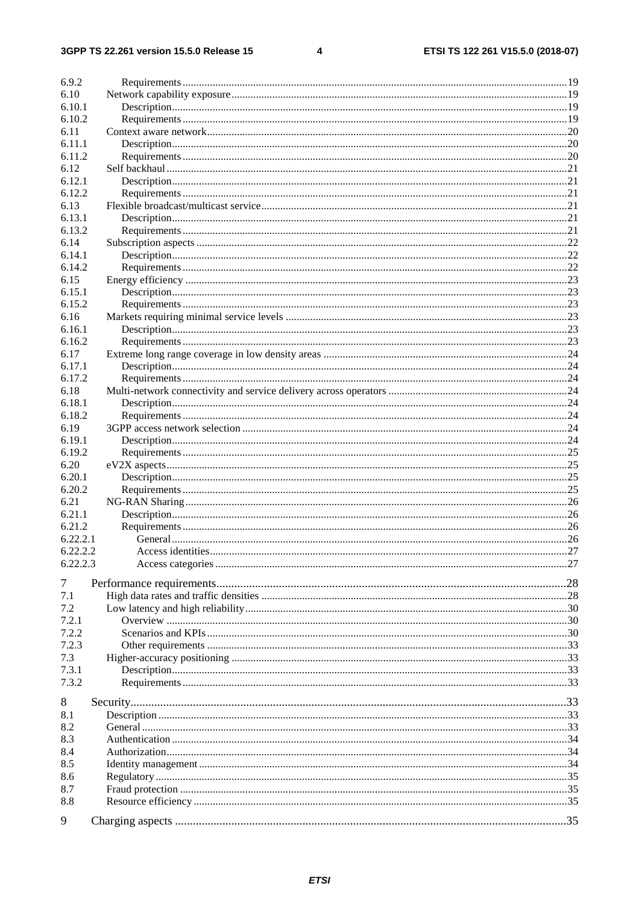6.9.2 Requirements .....19
6.10 Network capability exposure .....19
6.10.1 Description .....19
6.10.2 Requirements .....19
6.11 Context aware network .....20
6.11.1 Description .....20
6.11.2 Requirements .....20
6.12 Self backhaul .....21
6.12.1 Description .....21
6.12.2 Requirements .....21
6.13 Flexible broadcast/multicast service .....21
6.13.1 Description .....21
6.13.2 Requirements .....21
6.14 Subscription aspects .....22
6.14.1 Description .....22
6.14.2 Requirements .....22
6.15 Energy efficiency .....23
6.15.1 Description .....23
6.15.2 Requirements .....23
6.16 Markets requiring minimal service levels .....23
6.16.1 Description .....23
6.16.2 Requirements .....23
6.17 Extreme long range coverage in low density areas .....24
6.17.1 Description .....24
6.17.2 Requirements .....24
6.18 Multi-network connectivity and service delivery across operators .....24
6.18.1 Description .....24
6.18.2 Requirements .....24
6.19 3GPP access network selection .....24
6.19.1 Description .....24
6.19.2 Requirements .....25
6.20 eV2X aspects .....25
6.20.1 Description .....25
6.20.2 Requirements .....25
6.21 NG-RAN Sharing .....26
6.21.1 Description .....26
6.21.2 Requirements .....26
6.22.2.1 General .....26
6.22.2.2 Access identities .....27
6.22.2.3 Access categories .....27

7 Performance requirements .....28
7.1 High data rates and traffic densities .....28
7.2 Low latency and high reliability .....30
7.2.1 Overview .....30
7.2.2 Scenarios and KPIs .....30
7.2.3 Other requirements .....33
7.3 Higher-accuracy positioning .....33
7.3.1 Description .....33
7.3.2 Requirements .....33

8 Security .....33
8.1 Description .....33
8.2 General .....33
8.3 Authentication .....34
8.4 Authorization .....34
8.5 Identity management .....34
8.6 Regulatory .....35
8.7 Fraud protection .....35
8.8 Resource efficiency .....35

9 Charging aspects .....35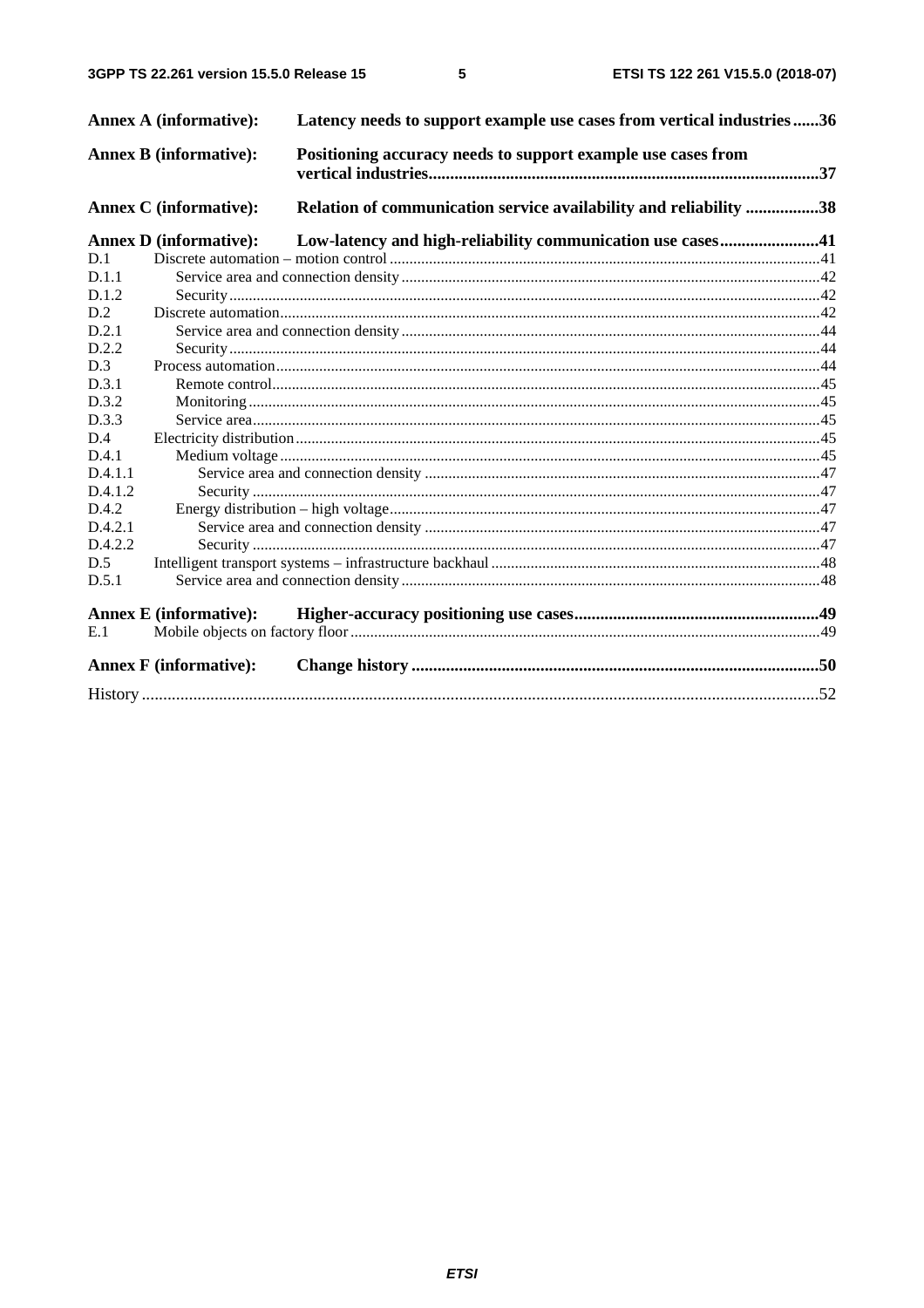**Annex A (informative): Latency needs to support example use cases from vertical industries......36**

**Annex B (informative): Positioning accuracy needs to support example use cases from vertical industries..........................................................................................37**

**Annex C (informative): Relation of communication service availability and reliability .................38**

**Annex D (informative): Low-latency and high-reliability communication use cases.......................41**

D.1 Discrete automation – motion control ............................................................................................................41
D.1.1 Service area and connection density ..........................................................................................................42
D.1.2 Security .....................................................................................................................................................42
D.2 Discrete automation.........................................................................................................................................42
D.2.1 Service area and connection density ..........................................................................................................44
D.2.2 Security .....................................................................................................................................................44
D.3 Process automation..........................................................................................................................................44
D.3.1 Remote control..........................................................................................................................................45
D.3.2 Monitoring ................................................................................................................................................45
D.3.3 Service area...............................................................................................................................................45
D.4 Electricity distribution.....................................................................................................................................45
D.4.1 Medium voltage ........................................................................................................................................45
D.4.1.1 Service area and connection density ....................................................................................................47
D.4.1.2 Security ...............................................................................................................................................47
D.4.2 Energy distribution – high voltage.............................................................................................................47
D.4.2.1 Service area and connection density ....................................................................................................47
D.4.2.2 Security ...............................................................................................................................................47
D.5 Intelligent transport systems – infrastructure backhaul ...................................................................................48
D.5.1 Service area and connection density ..........................................................................................................48

**Annex E (informative): Higher-accuracy positioning use cases........................................................49**

E.1 Mobile objects on factory floor .......................................................................................................................49

**Annex F (informative): Change history ..............................................................................................50**

History ............................................................................................................................................................52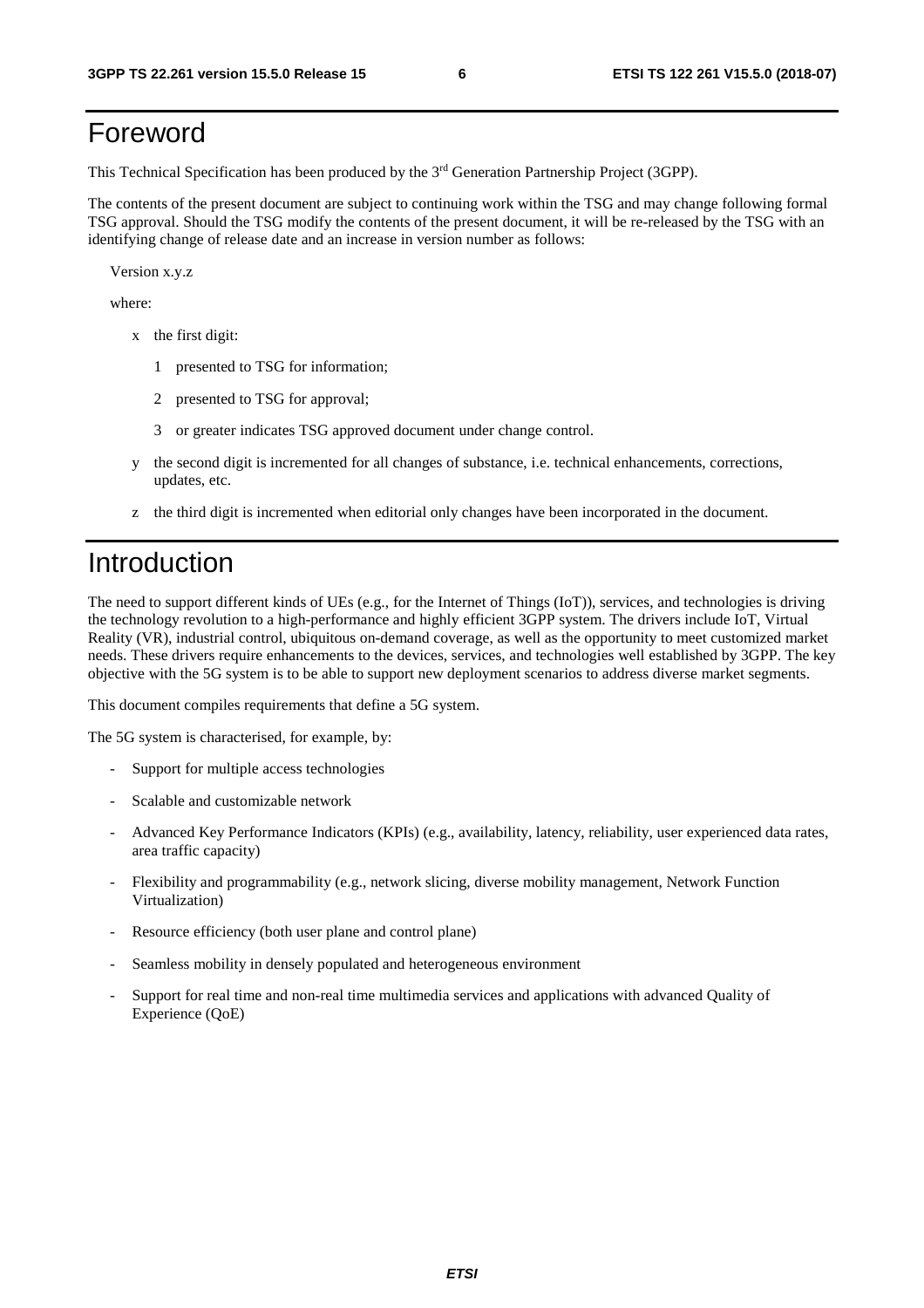# Foreword

This Technical Specification has been produced by the 3rd Generation Partnership Project (3GPP).

The contents of the present document are subject to continuing work within the TSG and may change following formal TSG approval. Should the TSG modify the contents of the present document, it will be re-released by the TSG with an identifying change of release date and an increase in version number as follows:

Version x.y.z

where:

- x the first digit:
  - 1 presented to TSG for information;
  - 2 presented to TSG for approval;
  - 3 or greater indicates TSG approved document under change control.
- y the second digit is incremented for all changes of substance, i.e. technical enhancements, corrections, updates, etc.
- z the third digit is incremented when editorial only changes have been incorporated in the document.

# Introduction

The need to support different kinds of UEs (e.g., for the Internet of Things (IoT)), services, and technologies is driving the technology revolution to a high-performance and highly efficient 3GPP system. The drivers include IoT, Virtual Reality (VR), industrial control, ubiquitous on-demand coverage, as well as the opportunity to meet customized market needs. These drivers require enhancements to the devices, services, and technologies well established by 3GPP. The key objective with the 5G system is to be able to support new deployment scenarios to address diverse market segments.

This document compiles requirements that define a 5G system.

The 5G system is characterised, for example, by:

- Support for multiple access technologies
- Scalable and customizable network
- Advanced Key Performance Indicators (KPIs) (e.g., availability, latency, reliability, user experienced data rates, area traffic capacity)
- Flexibility and programmability (e.g., network slicing, diverse mobility management, Network Function Virtualization)
- Resource efficiency (both user plane and control plane)
- Seamless mobility in densely populated and heterogeneous environment
- Support for real time and non-real time multimedia services and applications with advanced Quality of Experience (QoE)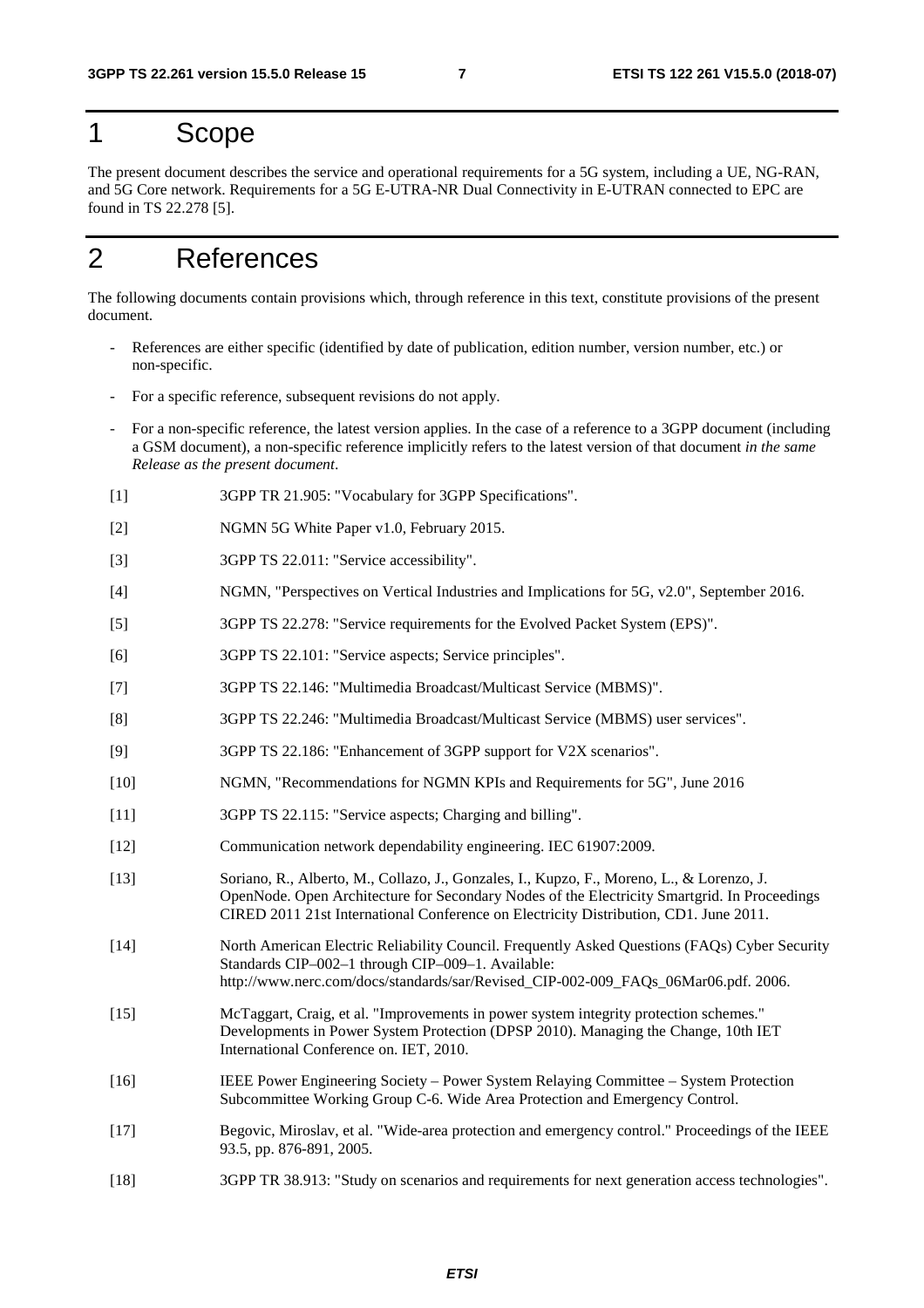# 1 Scope

The present document describes the service and operational requirements for a 5G system, including a UE, NG-RAN, and 5G Core network. Requirements for a 5G E-UTRA-NR Dual Connectivity in E-UTRAN connected to EPC are found in TS 22.278 [5].

# 2 References

The following documents contain provisions which, through reference in this text, constitute provisions of the present document.

- References are either specific (identified by date of publication, edition number, version number, etc.) or non-specific.
- For a specific reference, subsequent revisions do not apply.
- For a non-specific reference, the latest version applies. In the case of a reference to a 3GPP document (including a GSM document), a non-specific reference implicitly refers to the latest version of that document *in the same Release as the present document*.

[1] 3GPP TR 21.905: "Vocabulary for 3GPP Specifications".

[2] NGMN 5G White Paper v1.0, February 2015.

[3] 3GPP TS 22.011: "Service accessibility".

[4] NGMN, "Perspectives on Vertical Industries and Implications for 5G, v2.0", September 2016.

[5] 3GPP TS 22.278: "Service requirements for the Evolved Packet System (EPS)".

[6] 3GPP TS 22.101: "Service aspects; Service principles".

[7] 3GPP TS 22.146: "Multimedia Broadcast/Multicast Service (MBMS)".

[8] 3GPP TS 22.246: "Multimedia Broadcast/Multicast Service (MBMS) user services".

[9] 3GPP TS 22.186: "Enhancement of 3GPP support for V2X scenarios".

[10] NGMN, "Recommendations for NGMN KPIs and Requirements for 5G", June 2016

[11] 3GPP TS 22.115: "Service aspects; Charging and billing".

[12] Communication network dependability engineering. IEC 61907:2009.

[13] Soriano, R., Alberto, M., Collazo, J., Gonzales, I., Kupzo, F., Moreno, L., & Lorenzo, J. OpenNode. Open Architecture for Secondary Nodes of the Electricity Smartgrid. In Proceedings CIRED 2011 21st International Conference on Electricity Distribution, CD1. June 2011.

[14] North American Electric Reliability Council. Frequently Asked Questions (FAQs) Cyber Security Standards CIP–002–1 through CIP–009–1. Available: http://www.nerc.com/docs/standards/sar/Revised_CIP-002-009_FAQs_06Mar06.pdf. 2006.

[15] McTaggart, Craig, et al. "Improvements in power system integrity protection schemes." Developments in Power System Protection (DPSP 2010). Managing the Change, 10th IET International Conference on. IET, 2010.

[16] IEEE Power Engineering Society – Power System Relaying Committee – System Protection Subcommittee Working Group C-6. Wide Area Protection and Emergency Control.

[17] Begovic, Miroslav, et al. "Wide-area protection and emergency control." Proceedings of the IEEE 93.5, pp. 876-891, 2005.

[18] 3GPP TR 38.913: "Study on scenarios and requirements for next generation access technologies".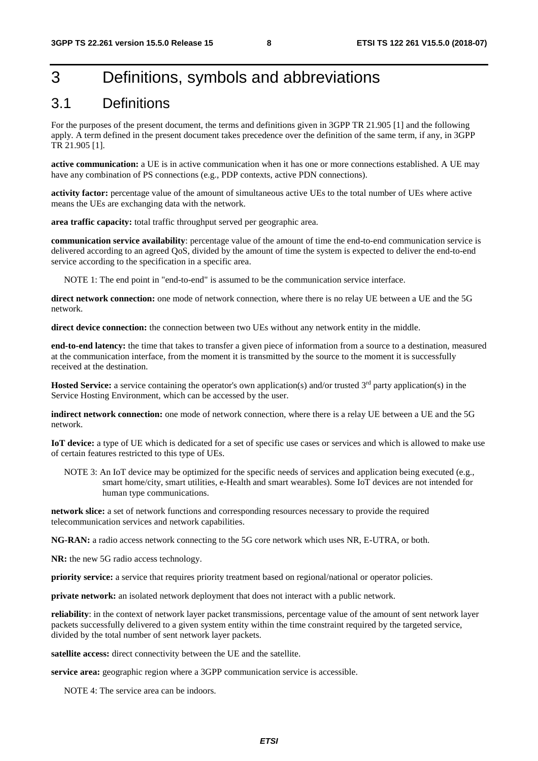# 3 Definitions, symbols and abbreviations

## 3.1 Definitions

For the purposes of the present document, the terms and definitions given in 3GPP TR 21.905 [1] and the following apply. A term defined in the present document takes precedence over the definition of the same term, if any, in 3GPP TR 21.905 [1].

**active communication:** a UE is in active communication when it has one or more connections established. A UE may have any combination of PS connections (e.g., PDP contexts, active PDN connections).

**activity factor:** percentage value of the amount of simultaneous active UEs to the total number of UEs where active means the UEs are exchanging data with the network.

**area traffic capacity:** total traffic throughput served per geographic area.

**communication service availability**: percentage value of the amount of time the end-to-end communication service is delivered according to an agreed QoS, divided by the amount of time the system is expected to deliver the end-to-end service according to the specification in a specific area.

NOTE 1: The end point in "end-to-end" is assumed to be the communication service interface.

**direct network connection:** one mode of network connection, where there is no relay UE between a UE and the 5G network.

**direct device connection:** the connection between two UEs without any network entity in the middle.

**end-to-end latency:** the time that takes to transfer a given piece of information from a source to a destination, measured at the communication interface, from the moment it is transmitted by the source to the moment it is successfully received at the destination.

**Hosted Service:** a service containing the operator's own application(s) and/or trusted 3rd party application(s) in the Service Hosting Environment, which can be accessed by the user.

**indirect network connection:** one mode of network connection, where there is a relay UE between a UE and the 5G network.

**IoT device:** a type of UE which is dedicated for a set of specific use cases or services and which is allowed to make use of certain features restricted to this type of UEs.

NOTE 3: An IoT device may be optimized for the specific needs of services and application being executed (e.g., smart home/city, smart utilities, e-Health and smart wearables). Some IoT devices are not intended for human type communications.

**network slice:** a set of network functions and corresponding resources necessary to provide the required telecommunication services and network capabilities.

**NG-RAN:** a radio access network connecting to the 5G core network which uses NR, E-UTRA, or both.

**NR:** the new 5G radio access technology.

**priority service:** a service that requires priority treatment based on regional/national or operator policies.

**private network:** an isolated network deployment that does not interact with a public network.

**reliability**: in the context of network layer packet transmissions, percentage value of the amount of sent network layer packets successfully delivered to a given system entity within the time constraint required by the targeted service, divided by the total number of sent network layer packets.

**satellite access:** direct connectivity between the UE and the satellite.

**service area:** geographic region where a 3GPP communication service is accessible.

NOTE 4: The service area can be indoors.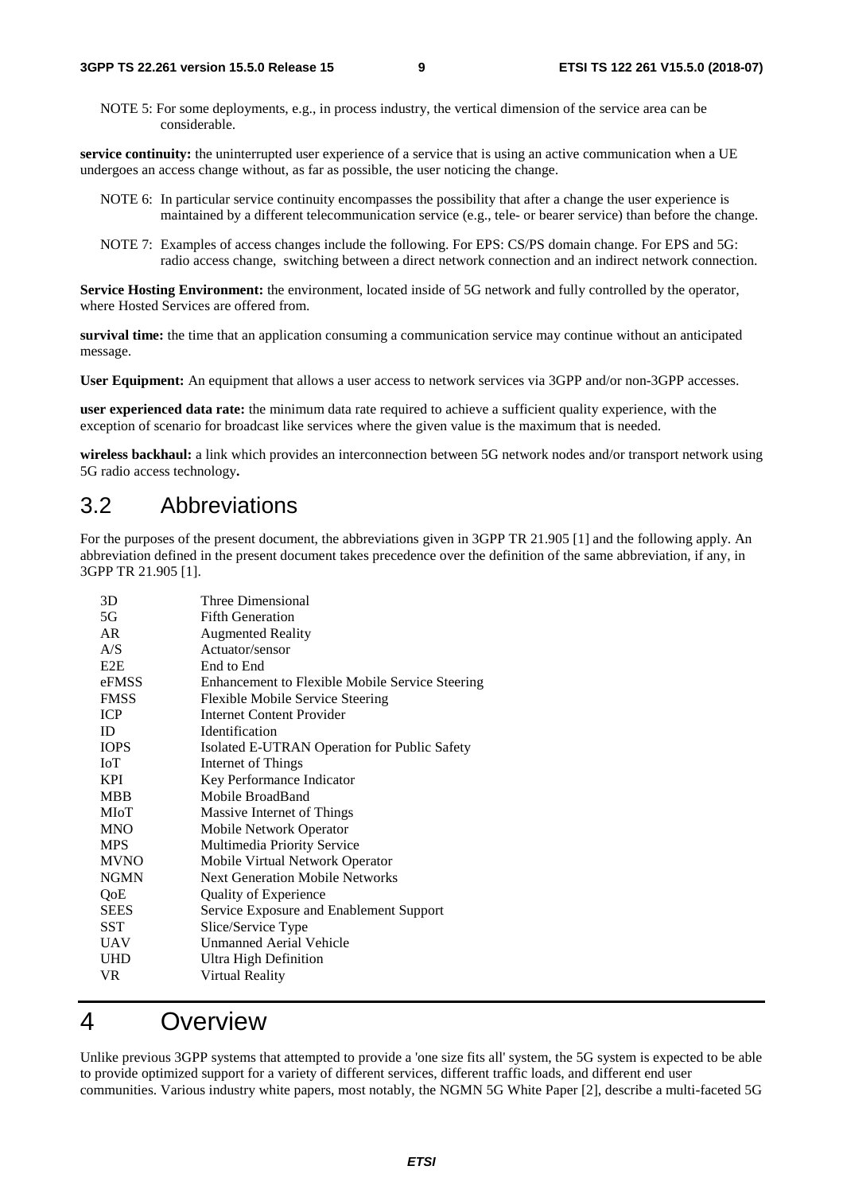NOTE 5: For some deployments, e.g., in process industry, the vertical dimension of the service area can be considerable.

**service continuity:** the uninterrupted user experience of a service that is using an active communication when a UE undergoes an access change without, as far as possible, the user noticing the change.

NOTE 6: In particular service continuity encompasses the possibility that after a change the user experience is maintained by a different telecommunication service (e.g., tele- or bearer service) than before the change.

NOTE 7: Examples of access changes include the following. For EPS: CS/PS domain change. For EPS and 5G: radio access change, switching between a direct network connection and an indirect network connection.

**Service Hosting Environment:** the environment, located inside of 5G network and fully controlled by the operator, where Hosted Services are offered from.

**survival time:** the time that an application consuming a communication service may continue without an anticipated message.

**User Equipment:** An equipment that allows a user access to network services via 3GPP and/or non-3GPP accesses.

**user experienced data rate:** the minimum data rate required to achieve a sufficient quality experience, with the exception of scenario for broadcast like services where the given value is the maximum that is needed.

**wireless backhaul:** a link which provides an interconnection between 5G network nodes and/or transport network using 5G radio access technology**.**

## 3.2 Abbreviations

For the purposes of the present document, the abbreviations given in 3GPP TR 21.905 [1] and the following apply. An abbreviation defined in the present document takes precedence over the definition of the same abbreviation, if any, in 3GPP TR 21.905 [1].

| | |
|---|---|
| 3D | Three Dimensional |
| 5G | Fifth Generation |
| AR | Augmented Reality |
| A/S | Actuator/sensor |
| E2E | End to End |
| eFMSS | Enhancement to Flexible Mobile Service Steering |
| FMSS | Flexible Mobile Service Steering |
| ICP | Internet Content Provider |
| ID | Identification |
| IOPS | Isolated E-UTRAN Operation for Public Safety |
| IoT | Internet of Things |
| KPI | Key Performance Indicator |
| MBB | Mobile BroadBand |
| MIoT | Massive Internet of Things |
| MNO | Mobile Network Operator |
| MPS | Multimedia Priority Service |
| MVNO | Mobile Virtual Network Operator |
| NGMN | Next Generation Mobile Networks |
| QoE | Quality of Experience |
| SEES | Service Exposure and Enablement Support |
| SST | Slice/Service Type |
| UAV | Unmanned Aerial Vehicle |
| UHD | Ultra High Definition |
| VR | Virtual Reality |

# 4 Overview

Unlike previous 3GPP systems that attempted to provide a 'one size fits all' system, the 5G system is expected to be able to provide optimized support for a variety of different services, different traffic loads, and different end user communities. Various industry white papers, most notably, the NGMN 5G White Paper [2], describe a multi-faceted 5G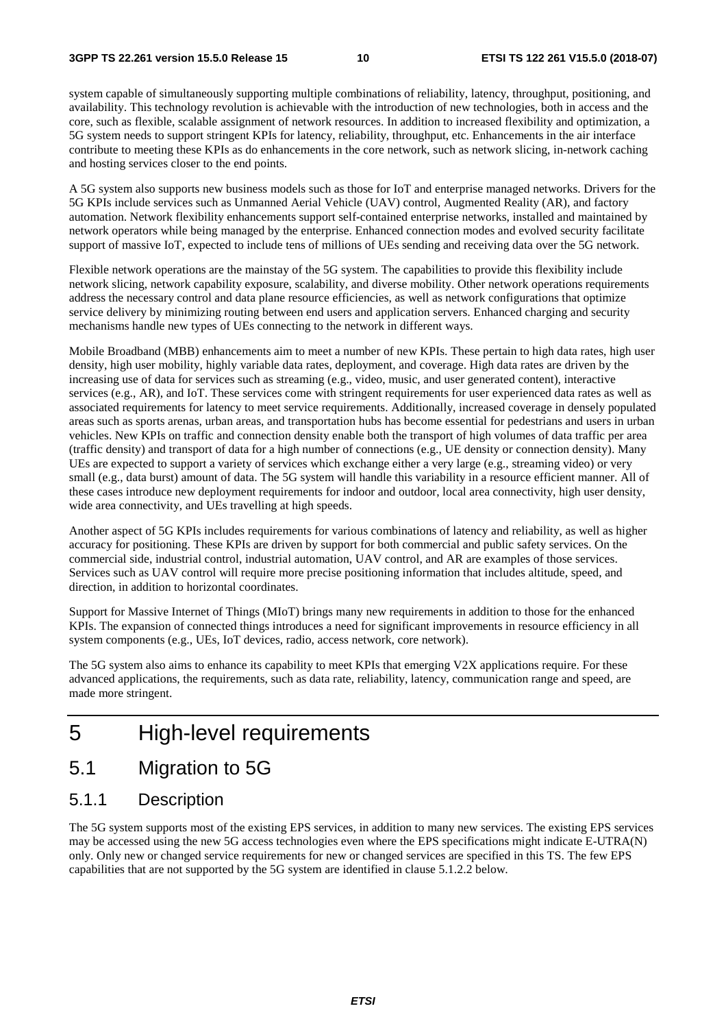system capable of simultaneously supporting multiple combinations of reliability, latency, throughput, positioning, and availability. This technology revolution is achievable with the introduction of new technologies, both in access and the core, such as flexible, scalable assignment of network resources. In addition to increased flexibility and optimization, a 5G system needs to support stringent KPIs for latency, reliability, throughput, etc. Enhancements in the air interface contribute to meeting these KPIs as do enhancements in the core network, such as network slicing, in-network caching and hosting services closer to the end points.

A 5G system also supports new business models such as those for IoT and enterprise managed networks. Drivers for the 5G KPIs include services such as Unmanned Aerial Vehicle (UAV) control, Augmented Reality (AR), and factory automation. Network flexibility enhancements support self-contained enterprise networks, installed and maintained by network operators while being managed by the enterprise. Enhanced connection modes and evolved security facilitate support of massive IoT, expected to include tens of millions of UEs sending and receiving data over the 5G network.

Flexible network operations are the mainstay of the 5G system. The capabilities to provide this flexibility include network slicing, network capability exposure, scalability, and diverse mobility. Other network operations requirements address the necessary control and data plane resource efficiencies, as well as network configurations that optimize service delivery by minimizing routing between end users and application servers. Enhanced charging and security mechanisms handle new types of UEs connecting to the network in different ways.

Mobile Broadband (MBB) enhancements aim to meet a number of new KPIs. These pertain to high data rates, high user density, high user mobility, highly variable data rates, deployment, and coverage. High data rates are driven by the increasing use of data for services such as streaming (e.g., video, music, and user generated content), interactive services (e.g., AR), and IoT. These services come with stringent requirements for user experienced data rates as well as associated requirements for latency to meet service requirements. Additionally, increased coverage in densely populated areas such as sports arenas, urban areas, and transportation hubs has become essential for pedestrians and users in urban vehicles. New KPIs on traffic and connection density enable both the transport of high volumes of data traffic per area (traffic density) and transport of data for a high number of connections (e.g., UE density or connection density). Many UEs are expected to support a variety of services which exchange either a very large (e.g., streaming video) or very small (e.g., data burst) amount of data. The 5G system will handle this variability in a resource efficient manner. All of these cases introduce new deployment requirements for indoor and outdoor, local area connectivity, high user density, wide area connectivity, and UEs travelling at high speeds.

Another aspect of 5G KPIs includes requirements for various combinations of latency and reliability, as well as higher accuracy for positioning. These KPIs are driven by support for both commercial and public safety services. On the commercial side, industrial control, industrial automation, UAV control, and AR are examples of those services. Services such as UAV control will require more precise positioning information that includes altitude, speed, and direction, in addition to horizontal coordinates.

Support for Massive Internet of Things (MIoT) brings many new requirements in addition to those for the enhanced KPIs. The expansion of connected things introduces a need for significant improvements in resource efficiency in all system components (e.g., UEs, IoT devices, radio, access network, core network).

The 5G system also aims to enhance its capability to meet KPIs that emerging V2X applications require. For these advanced applications, the requirements, such as data rate, reliability, latency, communication range and speed, are made more stringent.

# 5 High-level requirements

## 5.1 Migration to 5G

### 5.1.1 Description

The 5G system supports most of the existing EPS services, in addition to many new services. The existing EPS services may be accessed using the new 5G access technologies even where the EPS specifications might indicate E-UTRA(N) only. Only new or changed service requirements for new or changed services are specified in this TS. The few EPS capabilities that are not supported by the 5G system are identified in clause 5.1.2.2 below.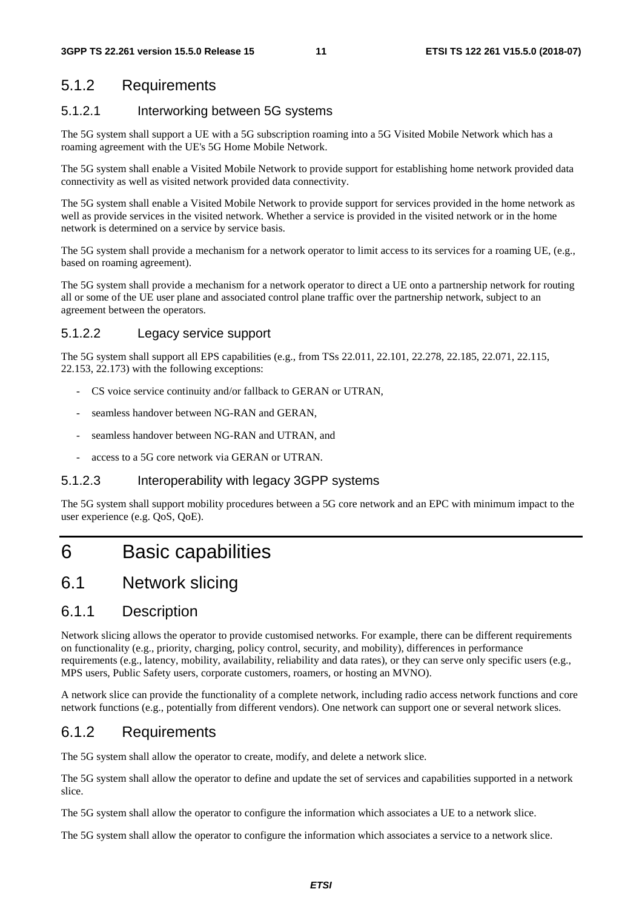### 5.1.2 Requirements

#### 5.1.2.1 Interworking between 5G systems

The 5G system shall support a UE with a 5G subscription roaming into a 5G Visited Mobile Network which has a roaming agreement with the UE's 5G Home Mobile Network.

The 5G system shall enable a Visited Mobile Network to provide support for establishing home network provided data connectivity as well as visited network provided data connectivity.

The 5G system shall enable a Visited Mobile Network to provide support for services provided in the home network as well as provide services in the visited network. Whether a service is provided in the visited network or in the home network is determined on a service by service basis.

The 5G system shall provide a mechanism for a network operator to limit access to its services for a roaming UE, (e.g., based on roaming agreement).

The 5G system shall provide a mechanism for a network operator to direct a UE onto a partnership network for routing all or some of the UE user plane and associated control plane traffic over the partnership network, subject to an agreement between the operators.

#### 5.1.2.2 Legacy service support

The 5G system shall support all EPS capabilities (e.g., from TSs 22.011, 22.101, 22.278, 22.185, 22.071, 22.115, 22.153, 22.173) with the following exceptions:

- CS voice service continuity and/or fallback to GERAN or UTRAN,
- seamless handover between NG-RAN and GERAN,
- seamless handover between NG-RAN and UTRAN, and
- access to a 5G core network via GERAN or UTRAN.

#### 5.1.2.3 Interoperability with legacy 3GPP systems

The 5G system shall support mobility procedures between a 5G core network and an EPC with minimum impact to the user experience (e.g. QoS, QoE).

# 6 Basic capabilities

## 6.1 Network slicing

### 6.1.1 Description

Network slicing allows the operator to provide customised networks. For example, there can be different requirements on functionality (e.g., priority, charging, policy control, security, and mobility), differences in performance requirements (e.g., latency, mobility, availability, reliability and data rates), or they can serve only specific users (e.g., MPS users, Public Safety users, corporate customers, roamers, or hosting an MVNO).

A network slice can provide the functionality of a complete network, including radio access network functions and core network functions (e.g., potentially from different vendors). One network can support one or several network slices.

### 6.1.2 Requirements

The 5G system shall allow the operator to create, modify, and delete a network slice.

The 5G system shall allow the operator to define and update the set of services and capabilities supported in a network slice.

The 5G system shall allow the operator to configure the information which associates a UE to a network slice.

The 5G system shall allow the operator to configure the information which associates a service to a network slice.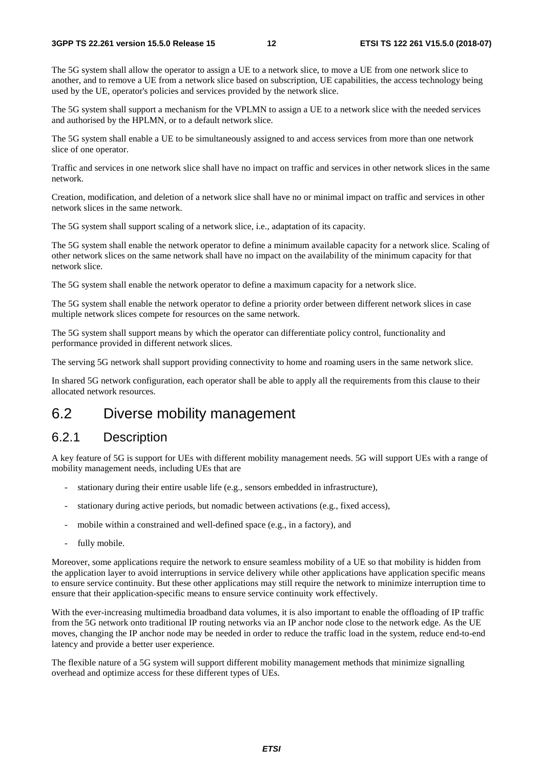The 5G system shall allow the operator to assign a UE to a network slice, to move a UE from one network slice to another, and to remove a UE from a network slice based on subscription, UE capabilities, the access technology being used by the UE, operator's policies and services provided by the network slice.

The 5G system shall support a mechanism for the VPLMN to assign a UE to a network slice with the needed services and authorised by the HPLMN, or to a default network slice.

The 5G system shall enable a UE to be simultaneously assigned to and access services from more than one network slice of one operator.

Traffic and services in one network slice shall have no impact on traffic and services in other network slices in the same network.

Creation, modification, and deletion of a network slice shall have no or minimal impact on traffic and services in other network slices in the same network.

The 5G system shall support scaling of a network slice, i.e., adaptation of its capacity.

The 5G system shall enable the network operator to define a minimum available capacity for a network slice. Scaling of other network slices on the same network shall have no impact on the availability of the minimum capacity for that network slice.

The 5G system shall enable the network operator to define a maximum capacity for a network slice.

The 5G system shall enable the network operator to define a priority order between different network slices in case multiple network slices compete for resources on the same network.

The 5G system shall support means by which the operator can differentiate policy control, functionality and performance provided in different network slices.

The serving 5G network shall support providing connectivity to home and roaming users in the same network slice.

In shared 5G network configuration, each operator shall be able to apply all the requirements from this clause to their allocated network resources.

## 6.2 Diverse mobility management

### 6.2.1 Description

A key feature of 5G is support for UEs with different mobility management needs. 5G will support UEs with a range of mobility management needs, including UEs that are

- stationary during their entire usable life (e.g., sensors embedded in infrastructure),
- stationary during active periods, but nomadic between activations (e.g., fixed access),
- mobile within a constrained and well-defined space (e.g., in a factory), and
- fully mobile.

Moreover, some applications require the network to ensure seamless mobility of a UE so that mobility is hidden from the application layer to avoid interruptions in service delivery while other applications have application specific means to ensure service continuity. But these other applications may still require the network to minimize interruption time to ensure that their application-specific means to ensure service continuity work effectively.

With the ever-increasing multimedia broadband data volumes, it is also important to enable the offloading of IP traffic from the 5G network onto traditional IP routing networks via an IP anchor node close to the network edge. As the UE moves, changing the IP anchor node may be needed in order to reduce the traffic load in the system, reduce end-to-end latency and provide a better user experience.

The flexible nature of a 5G system will support different mobility management methods that minimize signalling overhead and optimize access for these different types of UEs.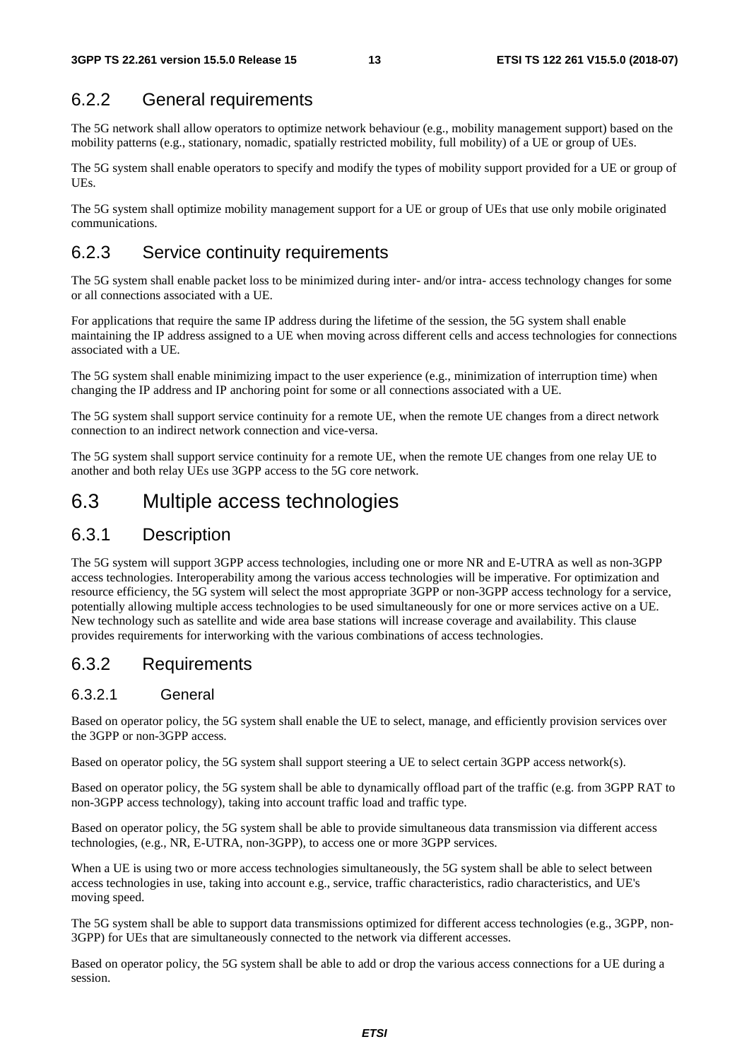### 6.2.2 General requirements

The 5G network shall allow operators to optimize network behaviour (e.g., mobility management support) based on the mobility patterns (e.g., stationary, nomadic, spatially restricted mobility, full mobility) of a UE or group of UEs.

The 5G system shall enable operators to specify and modify the types of mobility support provided for a UE or group of UEs.

The 5G system shall optimize mobility management support for a UE or group of UEs that use only mobile originated communications.

### 6.2.3 Service continuity requirements

The 5G system shall enable packet loss to be minimized during inter- and/or intra- access technology changes for some or all connections associated with a UE.

For applications that require the same IP address during the lifetime of the session, the 5G system shall enable maintaining the IP address assigned to a UE when moving across different cells and access technologies for connections associated with a UE.

The 5G system shall enable minimizing impact to the user experience (e.g., minimization of interruption time) when changing the IP address and IP anchoring point for some or all connections associated with a UE.

The 5G system shall support service continuity for a remote UE, when the remote UE changes from a direct network connection to an indirect network connection and vice-versa.

The 5G system shall support service continuity for a remote UE, when the remote UE changes from one relay UE to another and both relay UEs use 3GPP access to the 5G core network.

## 6.3 Multiple access technologies

### 6.3.1 Description

The 5G system will support 3GPP access technologies, including one or more NR and E-UTRA as well as non-3GPP access technologies. Interoperability among the various access technologies will be imperative. For optimization and resource efficiency, the 5G system will select the most appropriate 3GPP or non-3GPP access technology for a service, potentially allowing multiple access technologies to be used simultaneously for one or more services active on a UE. New technology such as satellite and wide area base stations will increase coverage and availability. This clause provides requirements for interworking with the various combinations of access technologies.

### 6.3.2 Requirements

#### 6.3.2.1 General

Based on operator policy, the 5G system shall enable the UE to select, manage, and efficiently provision services over the 3GPP or non-3GPP access.

Based on operator policy, the 5G system shall support steering a UE to select certain 3GPP access network(s).

Based on operator policy, the 5G system shall be able to dynamically offload part of the traffic (e.g. from 3GPP RAT to non-3GPP access technology), taking into account traffic load and traffic type.

Based on operator policy, the 5G system shall be able to provide simultaneous data transmission via different access technologies, (e.g., NR, E-UTRA, non-3GPP), to access one or more 3GPP services.

When a UE is using two or more access technologies simultaneously, the 5G system shall be able to select between access technologies in use, taking into account e.g., service, traffic characteristics, radio characteristics, and UE's moving speed.

The 5G system shall be able to support data transmissions optimized for different access technologies (e.g., 3GPP, non-3GPP) for UEs that are simultaneously connected to the network via different accesses.

Based on operator policy, the 5G system shall be able to add or drop the various access connections for a UE during a session.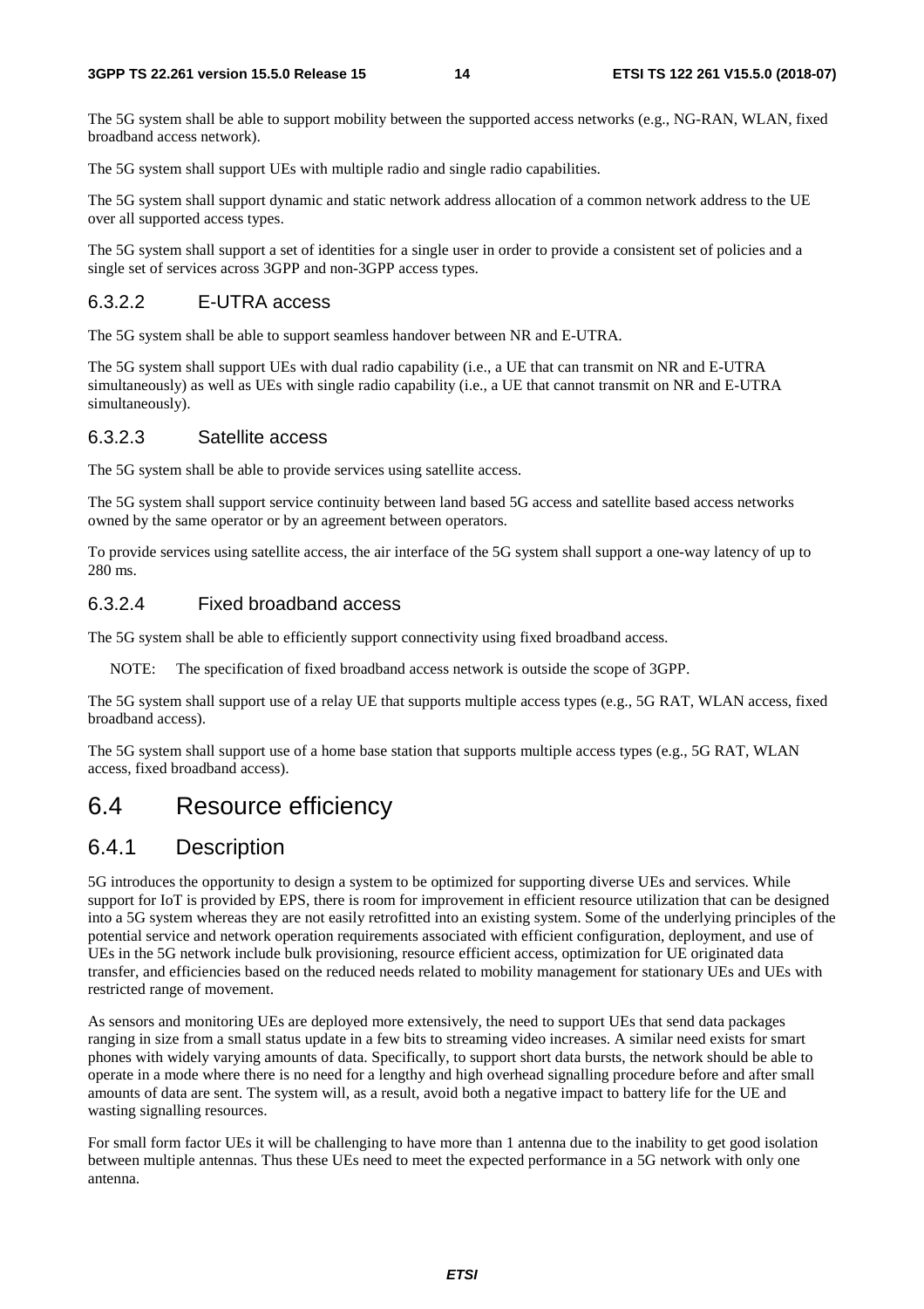The 5G system shall be able to support mobility between the supported access networks (e.g., NG-RAN, WLAN, fixed broadband access network).

The 5G system shall support UEs with multiple radio and single radio capabilities.

The 5G system shall support dynamic and static network address allocation of a common network address to the UE over all supported access types.

The 5G system shall support a set of identities for a single user in order to provide a consistent set of policies and a single set of services across 3GPP and non-3GPP access types.

#### 6.3.2.2 E-UTRA access

The 5G system shall be able to support seamless handover between NR and E-UTRA.

The 5G system shall support UEs with dual radio capability (i.e., a UE that can transmit on NR and E-UTRA simultaneously) as well as UEs with single radio capability (i.e., a UE that cannot transmit on NR and E-UTRA simultaneously).

#### 6.3.2.3 Satellite access

The 5G system shall be able to provide services using satellite access.

The 5G system shall support service continuity between land based 5G access and satellite based access networks owned by the same operator or by an agreement between operators.

To provide services using satellite access, the air interface of the 5G system shall support a one-way latency of up to 280 ms.

#### 6.3.2.4 Fixed broadband access

The 5G system shall be able to efficiently support connectivity using fixed broadband access.

NOTE: The specification of fixed broadband access network is outside the scope of 3GPP.

The 5G system shall support use of a relay UE that supports multiple access types (e.g., 5G RAT, WLAN access, fixed broadband access).

The 5G system shall support use of a home base station that supports multiple access types (e.g., 5G RAT, WLAN access, fixed broadband access).

## 6.4 Resource efficiency

### 6.4.1 Description

5G introduces the opportunity to design a system to be optimized for supporting diverse UEs and services. While support for IoT is provided by EPS, there is room for improvement in efficient resource utilization that can be designed into a 5G system whereas they are not easily retrofitted into an existing system. Some of the underlying principles of the potential service and network operation requirements associated with efficient configuration, deployment, and use of UEs in the 5G network include bulk provisioning, resource efficient access, optimization for UE originated data transfer, and efficiencies based on the reduced needs related to mobility management for stationary UEs and UEs with restricted range of movement.

As sensors and monitoring UEs are deployed more extensively, the need to support UEs that send data packages ranging in size from a small status update in a few bits to streaming video increases. A similar need exists for smart phones with widely varying amounts of data. Specifically, to support short data bursts, the network should be able to operate in a mode where there is no need for a lengthy and high overhead signalling procedure before and after small amounts of data are sent. The system will, as a result, avoid both a negative impact to battery life for the UE and wasting signalling resources.

For small form factor UEs it will be challenging to have more than 1 antenna due to the inability to get good isolation between multiple antennas. Thus these UEs need to meet the expected performance in a 5G network with only one antenna.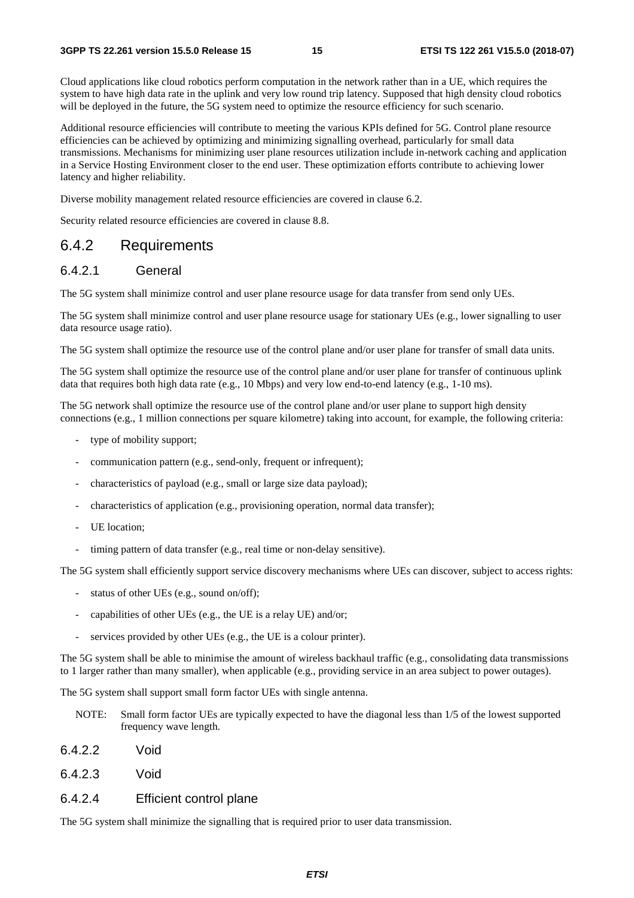Cloud applications like cloud robotics perform computation in the network rather than in a UE, which requires the system to have high data rate in the uplink and very low round trip latency. Supposed that high density cloud robotics will be deployed in the future, the 5G system need to optimize the resource efficiency for such scenario.

Additional resource efficiencies will contribute to meeting the various KPIs defined for 5G. Control plane resource efficiencies can be achieved by optimizing and minimizing signalling overhead, particularly for small data transmissions. Mechanisms for minimizing user plane resources utilization include in-network caching and application in a Service Hosting Environment closer to the end user. These optimization efforts contribute to achieving lower latency and higher reliability.

Diverse mobility management related resource efficiencies are covered in clause 6.2.

Security related resource efficiencies are covered in clause 8.8.

## 6.4.2 Requirements

### 6.4.2.1 General

The 5G system shall minimize control and user plane resource usage for data transfer from send only UEs.

The 5G system shall minimize control and user plane resource usage for stationary UEs (e.g., lower signalling to user data resource usage ratio).

The 5G system shall optimize the resource use of the control plane and/or user plane for transfer of small data units.

The 5G system shall optimize the resource use of the control plane and/or user plane for transfer of continuous uplink data that requires both high data rate (e.g., 10 Mbps) and very low end-to-end latency (e.g., 1-10 ms).

The 5G network shall optimize the resource use of the control plane and/or user plane to support high density connections (e.g., 1 million connections per square kilometre) taking into account, for example, the following criteria:

- type of mobility support;
- communication pattern (e.g., send-only, frequent or infrequent);
- characteristics of payload (e.g., small or large size data payload);
- characteristics of application (e.g., provisioning operation, normal data transfer);
- UE location;
- timing pattern of data transfer (e.g., real time or non-delay sensitive).

The 5G system shall efficiently support service discovery mechanisms where UEs can discover, subject to access rights:

- status of other UEs (e.g., sound on/off);
- capabilities of other UEs (e.g., the UE is a relay UE) and/or;
- services provided by other UEs (e.g., the UE is a colour printer).

The 5G system shall be able to minimise the amount of wireless backhaul traffic (e.g., consolidating data transmissions to 1 larger rather than many smaller), when applicable (e.g., providing service in an area subject to power outages).

The 5G system shall support small form factor UEs with single antenna.

NOTE: Small form factor UEs are typically expected to have the diagonal less than 1/5 of the lowest supported frequency wave length.

### 6.4.2.2 Void

### 6.4.2.3 Void

### 6.4.2.4 Efficient control plane

The 5G system shall minimize the signalling that is required prior to user data transmission.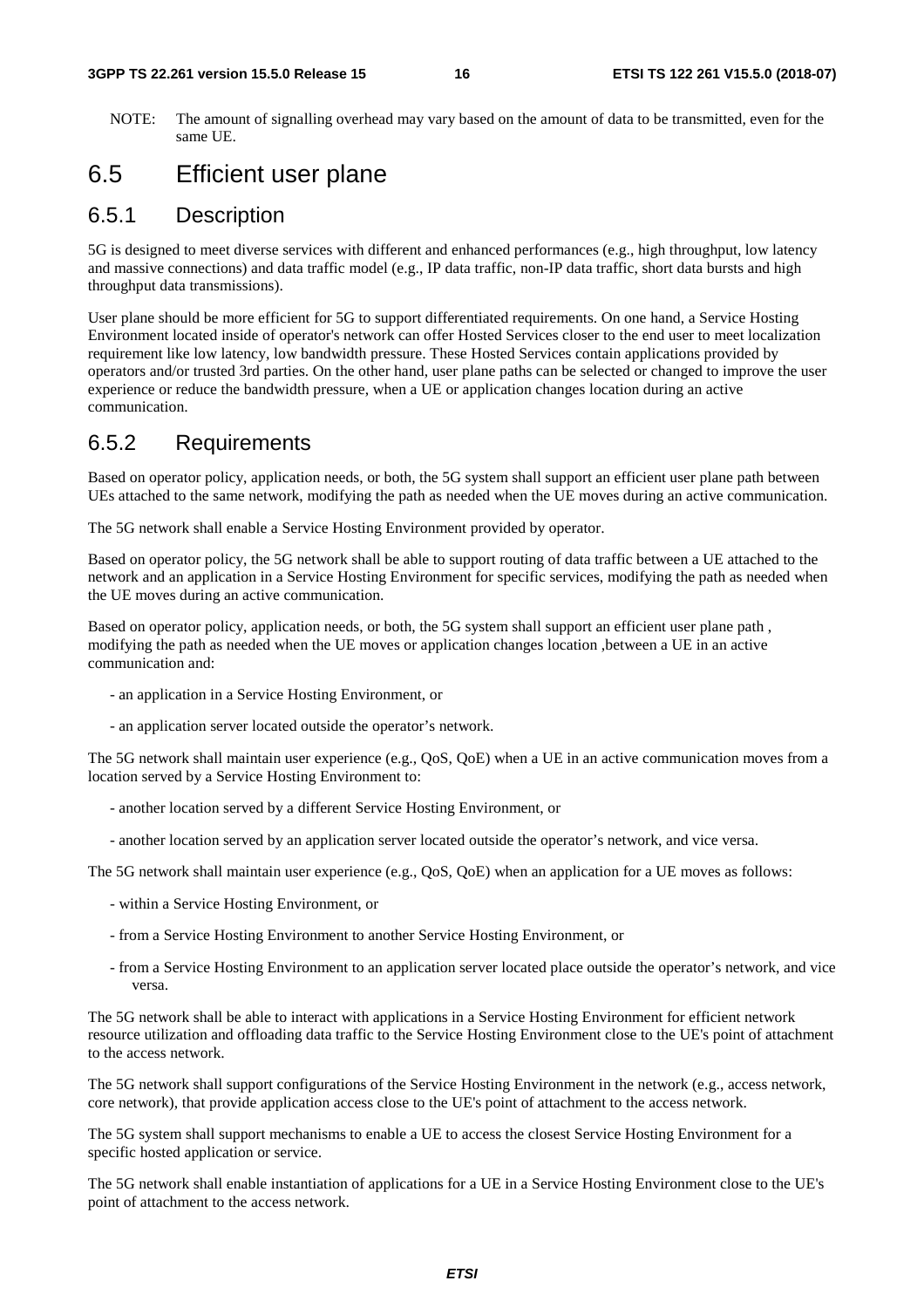NOTE: The amount of signalling overhead may vary based on the amount of data to be transmitted, even for the same UE.

## 6.5 Efficient user plane

### 6.5.1 Description

5G is designed to meet diverse services with different and enhanced performances (e.g., high throughput, low latency and massive connections) and data traffic model (e.g., IP data traffic, non-IP data traffic, short data bursts and high throughput data transmissions).

User plane should be more efficient for 5G to support differentiated requirements. On one hand, a Service Hosting Environment located inside of operator's network can offer Hosted Services closer to the end user to meet localization requirement like low latency, low bandwidth pressure. These Hosted Services contain applications provided by operators and/or trusted 3rd parties. On the other hand, user plane paths can be selected or changed to improve the user experience or reduce the bandwidth pressure, when a UE or application changes location during an active communication.

### 6.5.2 Requirements

Based on operator policy, application needs, or both, the 5G system shall support an efficient user plane path between UEs attached to the same network, modifying the path as needed when the UE moves during an active communication.

The 5G network shall enable a Service Hosting Environment provided by operator.

Based on operator policy, the 5G network shall be able to support routing of data traffic between a UE attached to the network and an application in a Service Hosting Environment for specific services, modifying the path as needed when the UE moves during an active communication.

Based on operator policy, application needs, or both, the 5G system shall support an efficient user plane path , modifying the path as needed when the UE moves or application changes location ,between a UE in an active communication and:

- an application in a Service Hosting Environment, or
- an application server located outside the operator's network.

The 5G network shall maintain user experience (e.g., QoS, QoE) when a UE in an active communication moves from a location served by a Service Hosting Environment to:

- another location served by a different Service Hosting Environment, or
- another location served by an application server located outside the operator's network, and vice versa.

The 5G network shall maintain user experience (e.g., QoS, QoE) when an application for a UE moves as follows:

- within a Service Hosting Environment, or
- from a Service Hosting Environment to another Service Hosting Environment, or
- from a Service Hosting Environment to an application server located place outside the operator's network, and vice versa.

The 5G network shall be able to interact with applications in a Service Hosting Environment for efficient network resource utilization and offloading data traffic to the Service Hosting Environment close to the UE's point of attachment to the access network.

The 5G network shall support configurations of the Service Hosting Environment in the network (e.g., access network, core network), that provide application access close to the UE's point of attachment to the access network.

The 5G system shall support mechanisms to enable a UE to access the closest Service Hosting Environment for a specific hosted application or service.

The 5G network shall enable instantiation of applications for a UE in a Service Hosting Environment close to the UE's point of attachment to the access network.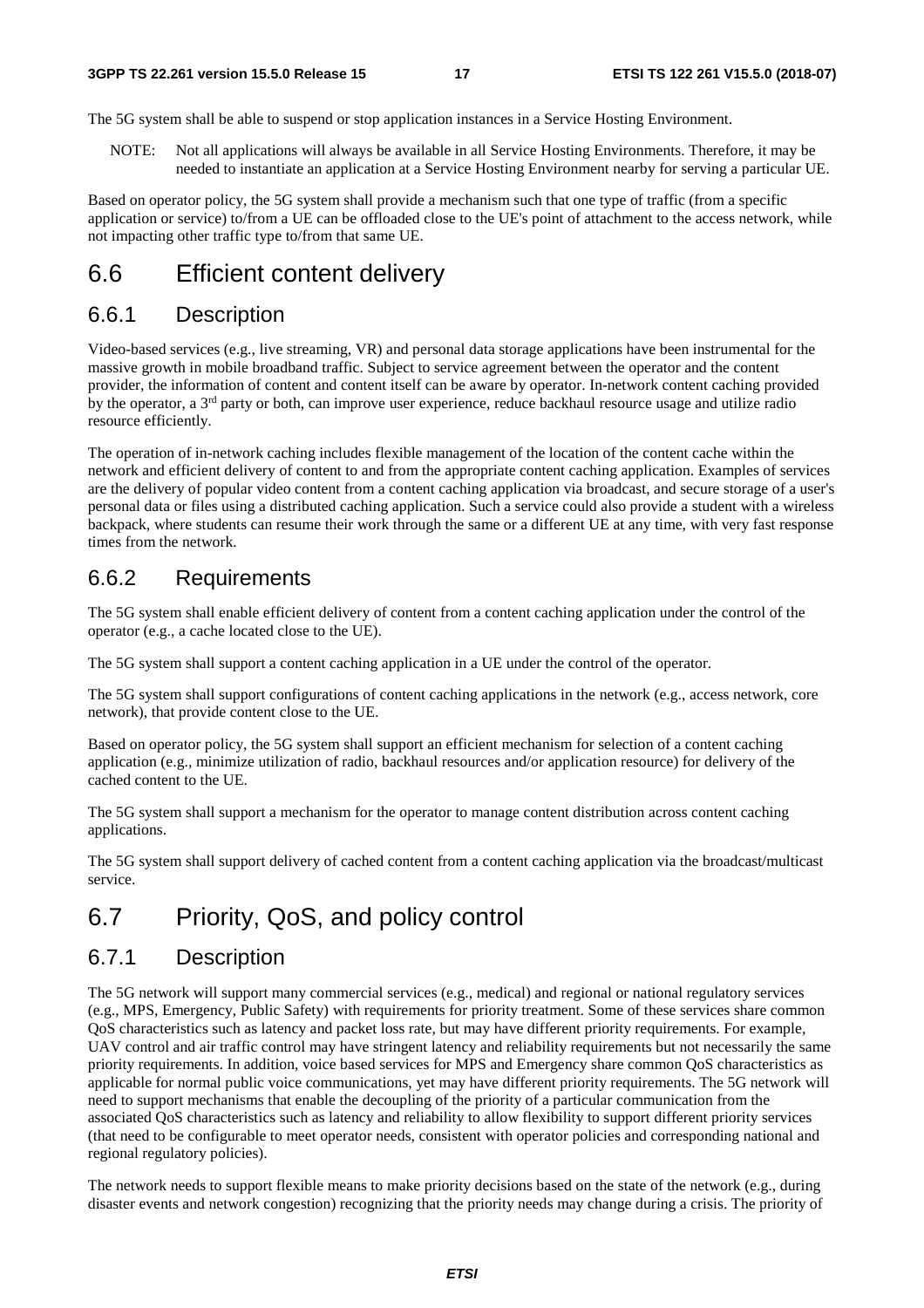The 5G system shall be able to suspend or stop application instances in a Service Hosting Environment.

NOTE: Not all applications will always be available in all Service Hosting Environments. Therefore, it may be needed to instantiate an application at a Service Hosting Environment nearby for serving a particular UE.

Based on operator policy, the 5G system shall provide a mechanism such that one type of traffic (from a specific application or service) to/from a UE can be offloaded close to the UE's point of attachment to the access network, while not impacting other traffic type to/from that same UE.

# 6.6 Efficient content delivery

## 6.6.1 Description

Video-based services (e.g., live streaming, VR) and personal data storage applications have been instrumental for the massive growth in mobile broadband traffic. Subject to service agreement between the operator and the content provider, the information of content and content itself can be aware by operator. In-network content caching provided by the operator, a 3rd party or both, can improve user experience, reduce backhaul resource usage and utilize radio resource efficiently.

The operation of in-network caching includes flexible management of the location of the content cache within the network and efficient delivery of content to and from the appropriate content caching application. Examples of services are the delivery of popular video content from a content caching application via broadcast, and secure storage of a user's personal data or files using a distributed caching application. Such a service could also provide a student with a wireless backpack, where students can resume their work through the same or a different UE at any time, with very fast response times from the network.

## 6.6.2 Requirements

The 5G system shall enable efficient delivery of content from a content caching application under the control of the operator (e.g., a cache located close to the UE).

The 5G system shall support a content caching application in a UE under the control of the operator.

The 5G system shall support configurations of content caching applications in the network (e.g., access network, core network), that provide content close to the UE.

Based on operator policy, the 5G system shall support an efficient mechanism for selection of a content caching application (e.g., minimize utilization of radio, backhaul resources and/or application resource) for delivery of the cached content to the UE.

The 5G system shall support a mechanism for the operator to manage content distribution across content caching applications.

The 5G system shall support delivery of cached content from a content caching application via the broadcast/multicast service.

# 6.7 Priority, QoS, and policy control

## 6.7.1 Description

The 5G network will support many commercial services (e.g., medical) and regional or national regulatory services (e.g., MPS, Emergency, Public Safety) with requirements for priority treatment. Some of these services share common QoS characteristics such as latency and packet loss rate, but may have different priority requirements. For example, UAV control and air traffic control may have stringent latency and reliability requirements but not necessarily the same priority requirements. In addition, voice based services for MPS and Emergency share common QoS characteristics as applicable for normal public voice communications, yet may have different priority requirements. The 5G network will need to support mechanisms that enable the decoupling of the priority of a particular communication from the associated QoS characteristics such as latency and reliability to allow flexibility to support different priority services (that need to be configurable to meet operator needs, consistent with operator policies and corresponding national and regional regulatory policies).

The network needs to support flexible means to make priority decisions based on the state of the network (e.g., during disaster events and network congestion) recognizing that the priority needs may change during a crisis. The priority of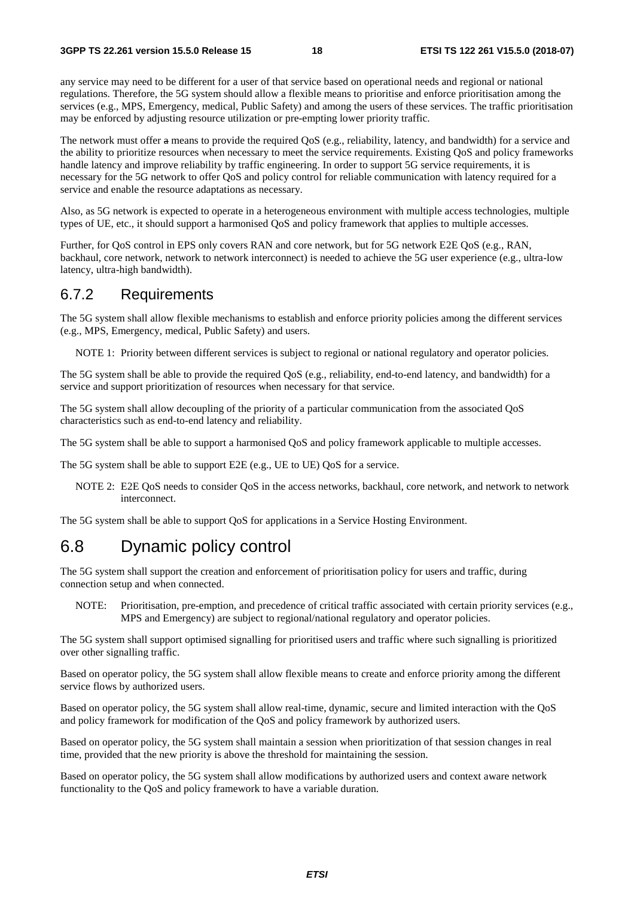any service may need to be different for a user of that service based on operational needs and regional or national regulations. Therefore, the 5G system should allow a flexible means to prioritise and enforce prioritisation among the services (e.g., MPS, Emergency, medical, Public Safety) and among the users of these services. The traffic prioritisation may be enforced by adjusting resource utilization or pre-empting lower priority traffic.

The network must offer a means to provide the required QoS (e.g., reliability, latency, and bandwidth) for a service and the ability to prioritize resources when necessary to meet the service requirements. Existing QoS and policy frameworks handle latency and improve reliability by traffic engineering. In order to support 5G service requirements, it is necessary for the 5G network to offer QoS and policy control for reliable communication with latency required for a service and enable the resource adaptations as necessary.

Also, as 5G network is expected to operate in a heterogeneous environment with multiple access technologies, multiple types of UE, etc., it should support a harmonised QoS and policy framework that applies to multiple accesses.

Further, for QoS control in EPS only covers RAN and core network, but for 5G network E2E QoS (e.g., RAN, backhaul, core network, network to network interconnect) is needed to achieve the 5G user experience (e.g., ultra-low latency, ultra-high bandwidth).

### 6.7.2 Requirements

The 5G system shall allow flexible mechanisms to establish and enforce priority policies among the different services (e.g., MPS, Emergency, medical, Public Safety) and users.

NOTE 1: Priority between different services is subject to regional or national regulatory and operator policies.

The 5G system shall be able to provide the required QoS (e.g., reliability, end-to-end latency, and bandwidth) for a service and support prioritization of resources when necessary for that service.

The 5G system shall allow decoupling of the priority of a particular communication from the associated QoS characteristics such as end-to-end latency and reliability.

The 5G system shall be able to support a harmonised QoS and policy framework applicable to multiple accesses.

The 5G system shall be able to support E2E (e.g., UE to UE) QoS for a service.

NOTE 2: E2E QoS needs to consider QoS in the access networks, backhaul, core network, and network to network interconnect.

The 5G system shall be able to support QoS for applications in a Service Hosting Environment.

## 6.8 Dynamic policy control

The 5G system shall support the creation and enforcement of prioritisation policy for users and traffic, during connection setup and when connected.

NOTE: Prioritisation, pre-emption, and precedence of critical traffic associated with certain priority services (e.g., MPS and Emergency) are subject to regional/national regulatory and operator policies.

The 5G system shall support optimised signalling for prioritised users and traffic where such signalling is prioritized over other signalling traffic.

Based on operator policy, the 5G system shall allow flexible means to create and enforce priority among the different service flows by authorized users.

Based on operator policy, the 5G system shall allow real-time, dynamic, secure and limited interaction with the QoS and policy framework for modification of the QoS and policy framework by authorized users.

Based on operator policy, the 5G system shall maintain a session when prioritization of that session changes in real time, provided that the new priority is above the threshold for maintaining the session.

Based on operator policy, the 5G system shall allow modifications by authorized users and context aware network functionality to the QoS and policy framework to have a variable duration.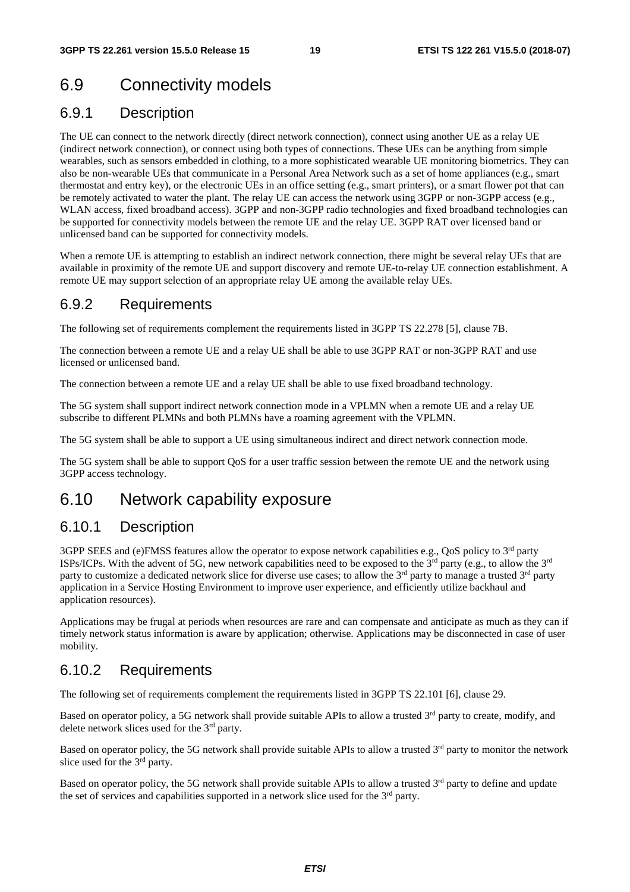## 6.9 Connectivity models

### 6.9.1 Description

The UE can connect to the network directly (direct network connection), connect using another UE as a relay UE (indirect network connection), or connect using both types of connections. These UEs can be anything from simple wearables, such as sensors embedded in clothing, to a more sophisticated wearable UE monitoring biometrics. They can also be non-wearable UEs that communicate in a Personal Area Network such as a set of home appliances (e.g., smart thermostat and entry key), or the electronic UEs in an office setting (e.g., smart printers), or a smart flower pot that can be remotely activated to water the plant. The relay UE can access the network using 3GPP or non-3GPP access (e.g., WLAN access, fixed broadband access). 3GPP and non-3GPP radio technologies and fixed broadband technologies can be supported for connectivity models between the remote UE and the relay UE. 3GPP RAT over licensed band or unlicensed band can be supported for connectivity models.

When a remote UE is attempting to establish an indirect network connection, there might be several relay UEs that are available in proximity of the remote UE and support discovery and remote UE-to-relay UE connection establishment. A remote UE may support selection of an appropriate relay UE among the available relay UEs.

### 6.9.2 Requirements

The following set of requirements complement the requirements listed in 3GPP TS 22.278 [5], clause 7B.

The connection between a remote UE and a relay UE shall be able to use 3GPP RAT or non-3GPP RAT and use licensed or unlicensed band.

The connection between a remote UE and a relay UE shall be able to use fixed broadband technology.

The 5G system shall support indirect network connection mode in a VPLMN when a remote UE and a relay UE subscribe to different PLMNs and both PLMNs have a roaming agreement with the VPLMN.

The 5G system shall be able to support a UE using simultaneous indirect and direct network connection mode.

The 5G system shall be able to support QoS for a user traffic session between the remote UE and the network using 3GPP access technology.

## 6.10 Network capability exposure

### 6.10.1 Description

3GPP SEES and (e)FMSS features allow the operator to expose network capabilities e.g., QoS policy to 3rd party ISPs/ICPs. With the advent of 5G, new network capabilities need to be exposed to the 3rd party (e.g., to allow the 3rd party to customize a dedicated network slice for diverse use cases; to allow the 3rd party to manage a trusted 3rd party application in a Service Hosting Environment to improve user experience, and efficiently utilize backhaul and application resources).

Applications may be frugal at periods when resources are rare and can compensate and anticipate as much as they can if timely network status information is aware by application; otherwise. Applications may be disconnected in case of user mobility.

### 6.10.2 Requirements

The following set of requirements complement the requirements listed in 3GPP TS 22.101 [6], clause 29.

Based on operator policy, a 5G network shall provide suitable APIs to allow a trusted 3rd party to create, modify, and delete network slices used for the 3rd party.

Based on operator policy, the 5G network shall provide suitable APIs to allow a trusted 3rd party to monitor the network slice used for the 3rd party.

Based on operator policy, the 5G network shall provide suitable APIs to allow a trusted 3rd party to define and update the set of services and capabilities supported in a network slice used for the 3rd party.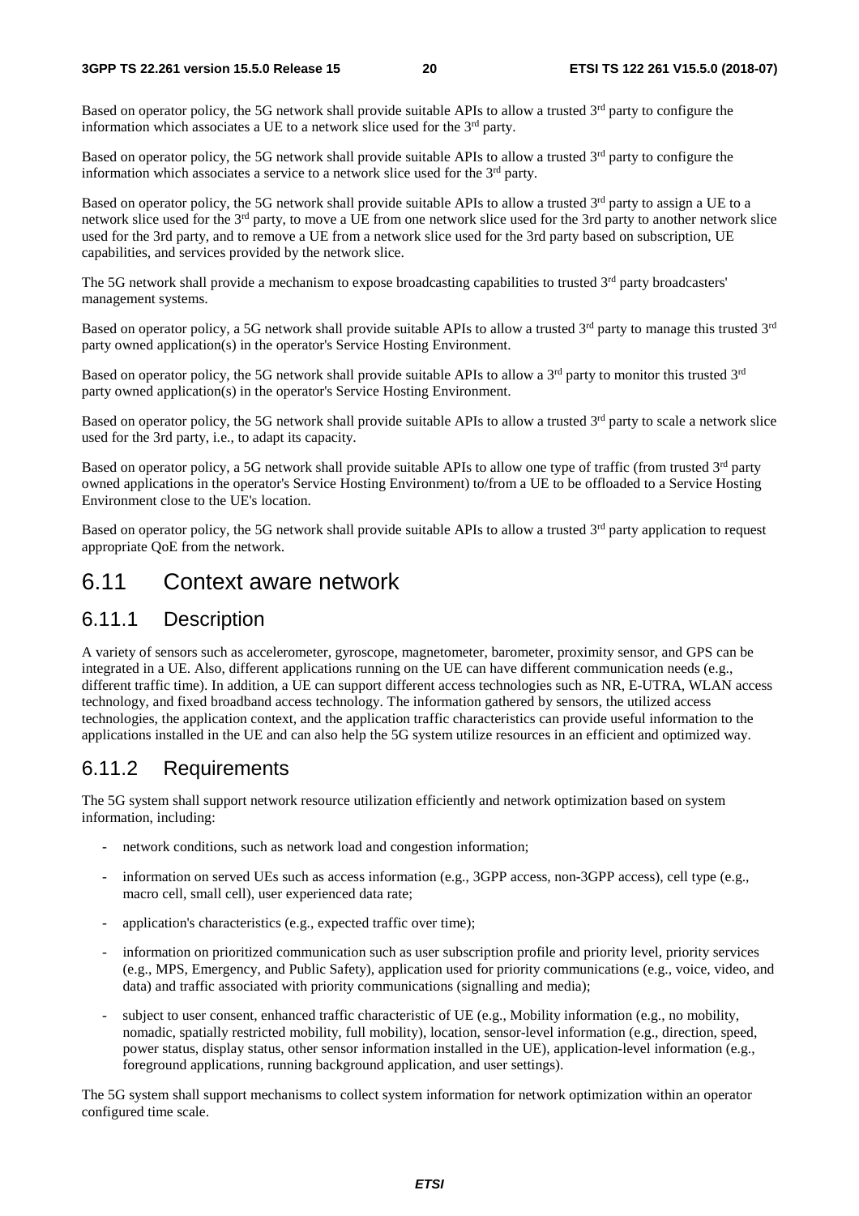Based on operator policy, the 5G network shall provide suitable APIs to allow a trusted 3rd party to configure the information which associates a UE to a network slice used for the 3rd party.

Based on operator policy, the 5G network shall provide suitable APIs to allow a trusted 3rd party to configure the information which associates a service to a network slice used for the 3rd party.

Based on operator policy, the 5G network shall provide suitable APIs to allow a trusted 3rd party to assign a UE to a network slice used for the 3rd party, to move a UE from one network slice used for the 3rd party to another network slice used for the 3rd party, and to remove a UE from a network slice used for the 3rd party based on subscription, UE capabilities, and services provided by the network slice.

The 5G network shall provide a mechanism to expose broadcasting capabilities to trusted 3rd party broadcasters' management systems.

Based on operator policy, a 5G network shall provide suitable APIs to allow a trusted 3rd party to manage this trusted 3rd party owned application(s) in the operator's Service Hosting Environment.

Based on operator policy, the 5G network shall provide suitable APIs to allow a 3rd party to monitor this trusted 3rd party owned application(s) in the operator's Service Hosting Environment.

Based on operator policy, the 5G network shall provide suitable APIs to allow a trusted 3rd party to scale a network slice used for the 3rd party, i.e., to adapt its capacity.

Based on operator policy, a 5G network shall provide suitable APIs to allow one type of traffic (from trusted 3rd party owned applications in the operator's Service Hosting Environment) to/from a UE to be offloaded to a Service Hosting Environment close to the UE's location.

Based on operator policy, the 5G network shall provide suitable APIs to allow a trusted 3rd party application to request appropriate QoE from the network.

## 6.11 Context aware network

### 6.11.1 Description

A variety of sensors such as accelerometer, gyroscope, magnetometer, barometer, proximity sensor, and GPS can be integrated in a UE. Also, different applications running on the UE can have different communication needs (e.g., different traffic time). In addition, a UE can support different access technologies such as NR, E-UTRA, WLAN access technology, and fixed broadband access technology. The information gathered by sensors, the utilized access technologies, the application context, and the application traffic characteristics can provide useful information to the applications installed in the UE and can also help the 5G system utilize resources in an efficient and optimized way.

### 6.11.2 Requirements

The 5G system shall support network resource utilization efficiently and network optimization based on system information, including:

- network conditions, such as network load and congestion information;
- information on served UEs such as access information (e.g., 3GPP access, non-3GPP access), cell type (e.g., macro cell, small cell), user experienced data rate;
- application's characteristics (e.g., expected traffic over time);
- information on prioritized communication such as user subscription profile and priority level, priority services (e.g., MPS, Emergency, and Public Safety), application used for priority communications (e.g., voice, video, and data) and traffic associated with priority communications (signalling and media);
- subject to user consent, enhanced traffic characteristic of UE (e.g., Mobility information (e.g., no mobility, nomadic, spatially restricted mobility, full mobility), location, sensor-level information (e.g., direction, speed, power status, display status, other sensor information installed in the UE), application-level information (e.g., foreground applications, running background application, and user settings).

The 5G system shall support mechanisms to collect system information for network optimization within an operator configured time scale.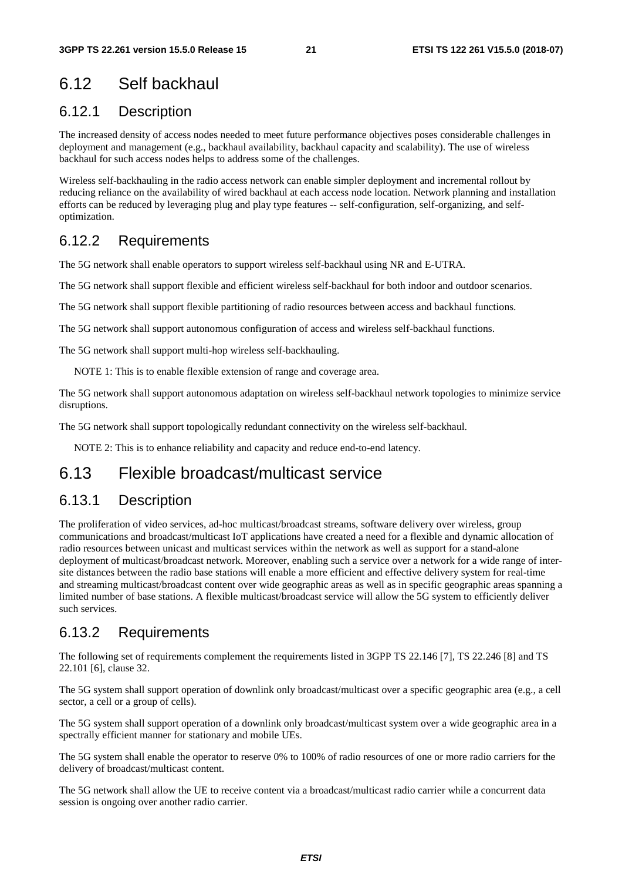## 6.12 Self backhaul

### 6.12.1 Description

The increased density of access nodes needed to meet future performance objectives poses considerable challenges in deployment and management (e.g., backhaul availability, backhaul capacity and scalability). The use of wireless backhaul for such access nodes helps to address some of the challenges.

Wireless self-backhauling in the radio access network can enable simpler deployment and incremental rollout by reducing reliance on the availability of wired backhaul at each access node location. Network planning and installation efforts can be reduced by leveraging plug and play type features -- self-configuration, self-organizing, and self-optimization.

### 6.12.2 Requirements

The 5G network shall enable operators to support wireless self-backhaul using NR and E-UTRA.

The 5G network shall support flexible and efficient wireless self-backhaul for both indoor and outdoor scenarios.

The 5G network shall support flexible partitioning of radio resources between access and backhaul functions.

The 5G network shall support autonomous configuration of access and wireless self-backhaul functions.

The 5G network shall support multi-hop wireless self-backhauling.

NOTE 1: This is to enable flexible extension of range and coverage area.

The 5G network shall support autonomous adaptation on wireless self-backhaul network topologies to minimize service disruptions.

The 5G network shall support topologically redundant connectivity on the wireless self-backhaul.

NOTE 2: This is to enhance reliability and capacity and reduce end-to-end latency.

## 6.13 Flexible broadcast/multicast service

### 6.13.1 Description

The proliferation of video services, ad-hoc multicast/broadcast streams, software delivery over wireless, group communications and broadcast/multicast IoT applications have created a need for a flexible and dynamic allocation of radio resources between unicast and multicast services within the network as well as support for a stand-alone deployment of multicast/broadcast network. Moreover, enabling such a service over a network for a wide range of inter-site distances between the radio base stations will enable a more efficient and effective delivery system for real-time and streaming multicast/broadcast content over wide geographic areas as well as in specific geographic areas spanning a limited number of base stations. A flexible multicast/broadcast service will allow the 5G system to efficiently deliver such services.

### 6.13.2 Requirements

The following set of requirements complement the requirements listed in 3GPP TS 22.146 [7], TS 22.246 [8] and TS 22.101 [6], clause 32.

The 5G system shall support operation of downlink only broadcast/multicast over a specific geographic area (e.g., a cell sector, a cell or a group of cells).

The 5G system shall support operation of a downlink only broadcast/multicast system over a wide geographic area in a spectrally efficient manner for stationary and mobile UEs.

The 5G system shall enable the operator to reserve 0% to 100% of radio resources of one or more radio carriers for the delivery of broadcast/multicast content.

The 5G network shall allow the UE to receive content via a broadcast/multicast radio carrier while a concurrent data session is ongoing over another radio carrier.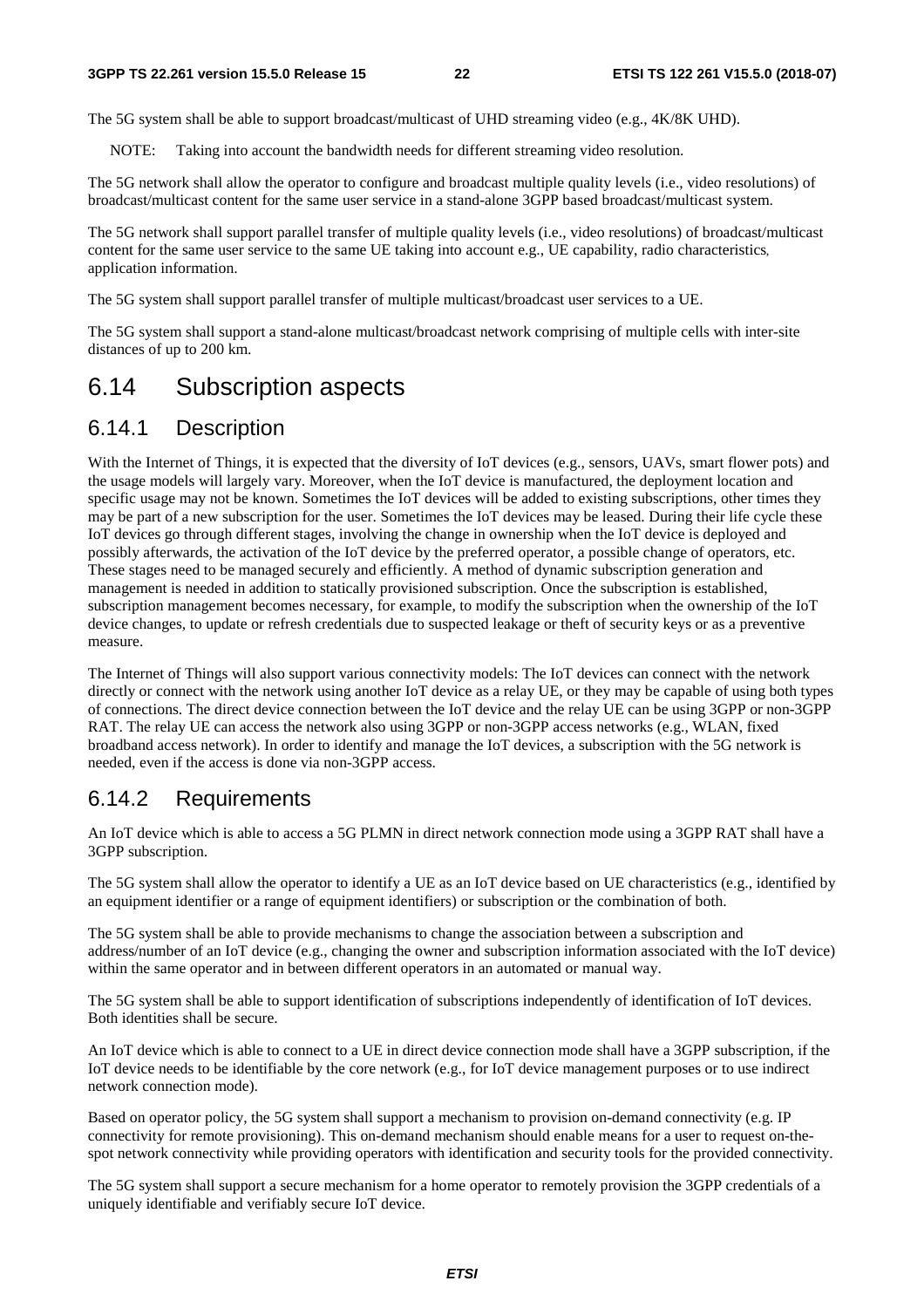The 5G system shall be able to support broadcast/multicast of UHD streaming video (e.g., 4K/8K UHD).

NOTE: Taking into account the bandwidth needs for different streaming video resolution.

The 5G network shall allow the operator to configure and broadcast multiple quality levels (i.e., video resolutions) of broadcast/multicast content for the same user service in a stand-alone 3GPP based broadcast/multicast system.

The 5G network shall support parallel transfer of multiple quality levels (i.e., video resolutions) of broadcast/multicast content for the same user service to the same UE taking into account e.g., UE capability, radio characteristics, application information.

The 5G system shall support parallel transfer of multiple multicast/broadcast user services to a UE.

The 5G system shall support a stand-alone multicast/broadcast network comprising of multiple cells with inter-site distances of up to 200 km.

# 6.14 Subscription aspects

## 6.14.1 Description

With the Internet of Things, it is expected that the diversity of IoT devices (e.g., sensors, UAVs, smart flower pots) and the usage models will largely vary. Moreover, when the IoT device is manufactured, the deployment location and specific usage may not be known. Sometimes the IoT devices will be added to existing subscriptions, other times they may be part of a new subscription for the user. Sometimes the IoT devices may be leased. During their life cycle these IoT devices go through different stages, involving the change in ownership when the IoT device is deployed and possibly afterwards, the activation of the IoT device by the preferred operator, a possible change of operators, etc. These stages need to be managed securely and efficiently. A method of dynamic subscription generation and management is needed in addition to statically provisioned subscription. Once the subscription is established, subscription management becomes necessary, for example, to modify the subscription when the ownership of the IoT device changes, to update or refresh credentials due to suspected leakage or theft of security keys or as a preventive measure.

The Internet of Things will also support various connectivity models: The IoT devices can connect with the network directly or connect with the network using another IoT device as a relay UE, or they may be capable of using both types of connections. The direct device connection between the IoT device and the relay UE can be using 3GPP or non-3GPP RAT. The relay UE can access the network also using 3GPP or non-3GPP access networks (e.g., WLAN, fixed broadband access network). In order to identify and manage the IoT devices, a subscription with the 5G network is needed, even if the access is done via non-3GPP access.

## 6.14.2 Requirements

An IoT device which is able to access a 5G PLMN in direct network connection mode using a 3GPP RAT shall have a 3GPP subscription.

The 5G system shall allow the operator to identify a UE as an IoT device based on UE characteristics (e.g., identified by an equipment identifier or a range of equipment identifiers) or subscription or the combination of both.

The 5G system shall be able to provide mechanisms to change the association between a subscription and address/number of an IoT device (e.g., changing the owner and subscription information associated with the IoT device) within the same operator and in between different operators in an automated or manual way.

The 5G system shall be able to support identification of subscriptions independently of identification of IoT devices. Both identities shall be secure.

An IoT device which is able to connect to a UE in direct device connection mode shall have a 3GPP subscription, if the IoT device needs to be identifiable by the core network (e.g., for IoT device management purposes or to use indirect network connection mode).

Based on operator policy, the 5G system shall support a mechanism to provision on-demand connectivity (e.g. IP connectivity for remote provisioning). This on-demand mechanism should enable means for a user to request on-the-spot network connectivity while providing operators with identification and security tools for the provided connectivity.

The 5G system shall support a secure mechanism for a home operator to remotely provision the 3GPP credentials of a uniquely identifiable and verifiably secure IoT device.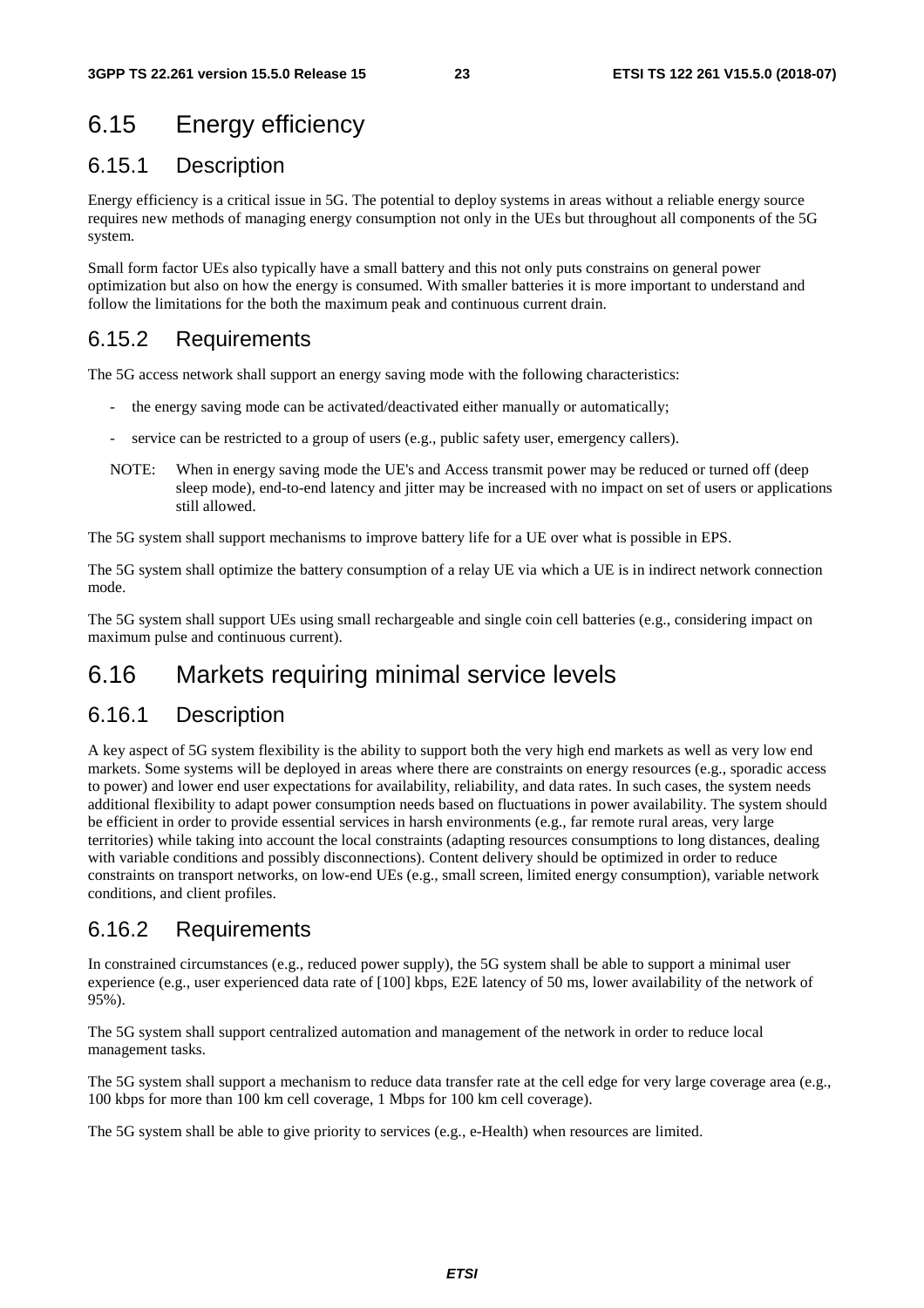## 6.15 Energy efficiency

### 6.15.1 Description

Energy efficiency is a critical issue in 5G. The potential to deploy systems in areas without a reliable energy source requires new methods of managing energy consumption not only in the UEs but throughout all components of the 5G system.

Small form factor UEs also typically have a small battery and this not only puts constrains on general power optimization but also on how the energy is consumed. With smaller batteries it is more important to understand and follow the limitations for the both the maximum peak and continuous current drain.

### 6.15.2 Requirements

The 5G access network shall support an energy saving mode with the following characteristics:

- the energy saving mode can be activated/deactivated either manually or automatically;
- service can be restricted to a group of users (e.g., public safety user, emergency callers).

NOTE: When in energy saving mode the UE's and Access transmit power may be reduced or turned off (deep sleep mode), end-to-end latency and jitter may be increased with no impact on set of users or applications still allowed.

The 5G system shall support mechanisms to improve battery life for a UE over what is possible in EPS.

The 5G system shall optimize the battery consumption of a relay UE via which a UE is in indirect network connection mode.

The 5G system shall support UEs using small rechargeable and single coin cell batteries (e.g., considering impact on maximum pulse and continuous current).

## 6.16 Markets requiring minimal service levels

### 6.16.1 Description

A key aspect of 5G system flexibility is the ability to support both the very high end markets as well as very low end markets. Some systems will be deployed in areas where there are constraints on energy resources (e.g., sporadic access to power) and lower end user expectations for availability, reliability, and data rates. In such cases, the system needs additional flexibility to adapt power consumption needs based on fluctuations in power availability. The system should be efficient in order to provide essential services in harsh environments (e.g., far remote rural areas, very large territories) while taking into account the local constraints (adapting resources consumptions to long distances, dealing with variable conditions and possibly disconnections). Content delivery should be optimized in order to reduce constraints on transport networks, on low-end UEs (e.g., small screen, limited energy consumption), variable network conditions, and client profiles.

### 6.16.2 Requirements

In constrained circumstances (e.g., reduced power supply), the 5G system shall be able to support a minimal user experience (e.g., user experienced data rate of [100] kbps, E2E latency of 50 ms, lower availability of the network of 95%).

The 5G system shall support centralized automation and management of the network in order to reduce local management tasks.

The 5G system shall support a mechanism to reduce data transfer rate at the cell edge for very large coverage area (e.g., 100 kbps for more than 100 km cell coverage, 1 Mbps for 100 km cell coverage).

The 5G system shall be able to give priority to services (e.g., e-Health) when resources are limited.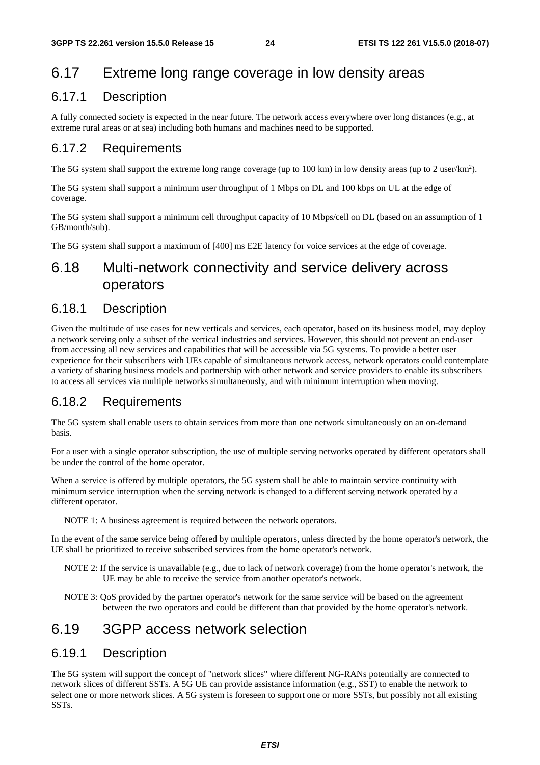## 6.17 Extreme long range coverage in low density areas

### 6.17.1 Description

A fully connected society is expected in the near future. The network access everywhere over long distances (e.g., at extreme rural areas or at sea) including both humans and machines need to be supported.

### 6.17.2 Requirements

The 5G system shall support the extreme long range coverage (up to 100 km) in low density areas (up to 2 user/km$^2$).

The 5G system shall support a minimum user throughput of 1 Mbps on DL and 100 kbps on UL at the edge of coverage.

The 5G system shall support a minimum cell throughput capacity of 10 Mbps/cell on DL (based on an assumption of 1 GB/month/sub).

The 5G system shall support a maximum of [400] ms E2E latency for voice services at the edge of coverage.

## 6.18 Multi-network connectivity and service delivery across operators

### 6.18.1 Description

Given the multitude of use cases for new verticals and services, each operator, based on its business model, may deploy a network serving only a subset of the vertical industries and services. However, this should not prevent an end-user from accessing all new services and capabilities that will be accessible via 5G systems. To provide a better user experience for their subscribers with UEs capable of simultaneous network access, network operators could contemplate a variety of sharing business models and partnership with other network and service providers to enable its subscribers to access all services via multiple networks simultaneously, and with minimum interruption when moving.

### 6.18.2 Requirements

The 5G system shall enable users to obtain services from more than one network simultaneously on an on-demand basis.

For a user with a single operator subscription, the use of multiple serving networks operated by different operators shall be under the control of the home operator.

When a service is offered by multiple operators, the 5G system shall be able to maintain service continuity with minimum service interruption when the serving network is changed to a different serving network operated by a different operator.

NOTE 1: A business agreement is required between the network operators.

In the event of the same service being offered by multiple operators, unless directed by the home operator's network, the UE shall be prioritized to receive subscribed services from the home operator's network.

NOTE 2: If the service is unavailable (e.g., due to lack of network coverage) from the home operator's network, the UE may be able to receive the service from another operator's network.

NOTE 3: QoS provided by the partner operator's network for the same service will be based on the agreement between the two operators and could be different than that provided by the home operator's network.

## 6.19 3GPP access network selection

### 6.19.1 Description

The 5G system will support the concept of "network slices" where different NG-RANs potentially are connected to network slices of different SSTs. A 5G UE can provide assistance information (e.g., SST) to enable the network to select one or more network slices. A 5G system is foreseen to support one or more SSTs, but possibly not all existing SSTs.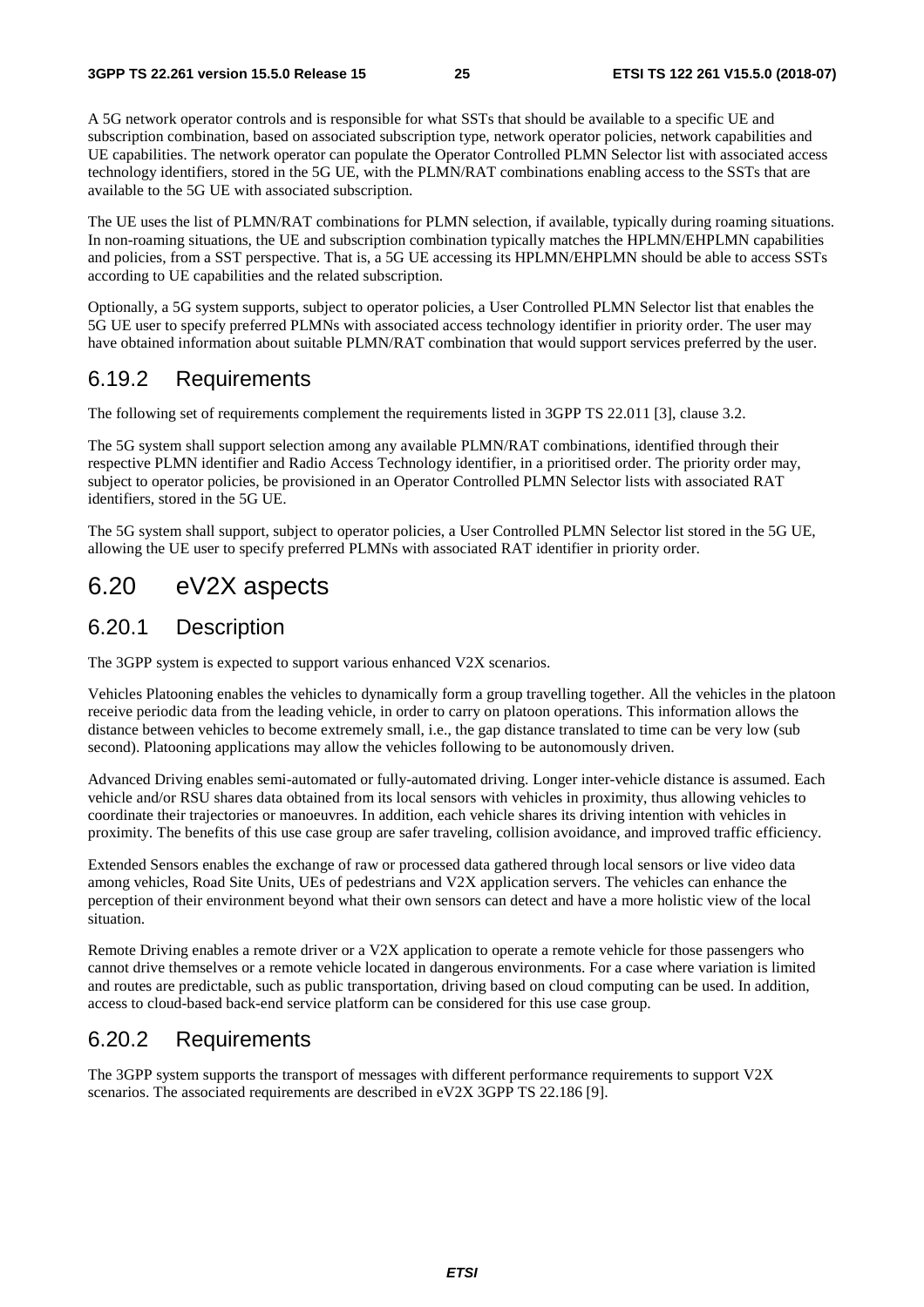A 5G network operator controls and is responsible for what SSTs that should be available to a specific UE and subscription combination, based on associated subscription type, network operator policies, network capabilities and UE capabilities. The network operator can populate the Operator Controlled PLMN Selector list with associated access technology identifiers, stored in the 5G UE, with the PLMN/RAT combinations enabling access to the SSTs that are available to the 5G UE with associated subscription.

The UE uses the list of PLMN/RAT combinations for PLMN selection, if available, typically during roaming situations. In non-roaming situations, the UE and subscription combination typically matches the HPLMN/EHPLMN capabilities and policies, from a SST perspective. That is, a 5G UE accessing its HPLMN/EHPLMN should be able to access SSTs according to UE capabilities and the related subscription.

Optionally, a 5G system supports, subject to operator policies, a User Controlled PLMN Selector list that enables the 5G UE user to specify preferred PLMNs with associated access technology identifier in priority order. The user may have obtained information about suitable PLMN/RAT combination that would support services preferred by the user.

### 6.19.2 Requirements

The following set of requirements complement the requirements listed in 3GPP TS 22.011 [3], clause 3.2.

The 5G system shall support selection among any available PLMN/RAT combinations, identified through their respective PLMN identifier and Radio Access Technology identifier, in a prioritised order. The priority order may, subject to operator policies, be provisioned in an Operator Controlled PLMN Selector lists with associated RAT identifiers, stored in the 5G UE.

The 5G system shall support, subject to operator policies, a User Controlled PLMN Selector list stored in the 5G UE, allowing the UE user to specify preferred PLMNs with associated RAT identifier in priority order.

## 6.20 eV2X aspects

### 6.20.1 Description

The 3GPP system is expected to support various enhanced V2X scenarios.

Vehicles Platooning enables the vehicles to dynamically form a group travelling together. All the vehicles in the platoon receive periodic data from the leading vehicle, in order to carry on platoon operations. This information allows the distance between vehicles to become extremely small, i.e., the gap distance translated to time can be very low (sub second). Platooning applications may allow the vehicles following to be autonomously driven.

Advanced Driving enables semi-automated or fully-automated driving. Longer inter-vehicle distance is assumed. Each vehicle and/or RSU shares data obtained from its local sensors with vehicles in proximity, thus allowing vehicles to coordinate their trajectories or manoeuvres. In addition, each vehicle shares its driving intention with vehicles in proximity. The benefits of this use case group are safer traveling, collision avoidance, and improved traffic efficiency.

Extended Sensors enables the exchange of raw or processed data gathered through local sensors or live video data among vehicles, Road Site Units, UEs of pedestrians and V2X application servers. The vehicles can enhance the perception of their environment beyond what their own sensors can detect and have a more holistic view of the local situation.

Remote Driving enables a remote driver or a V2X application to operate a remote vehicle for those passengers who cannot drive themselves or a remote vehicle located in dangerous environments. For a case where variation is limited and routes are predictable, such as public transportation, driving based on cloud computing can be used. In addition, access to cloud-based back-end service platform can be considered for this use case group.

### 6.20.2 Requirements

The 3GPP system supports the transport of messages with different performance requirements to support V2X scenarios. The associated requirements are described in eV2X 3GPP TS 22.186 [9].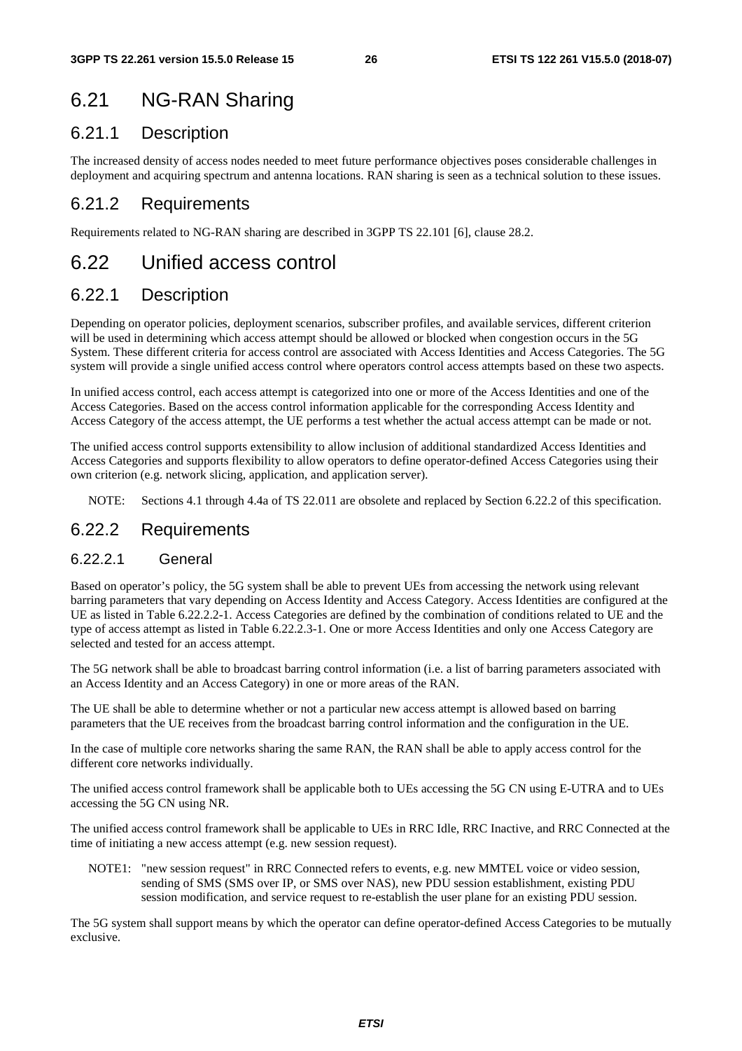## 6.21 NG-RAN Sharing

### 6.21.1 Description

The increased density of access nodes needed to meet future performance objectives poses considerable challenges in deployment and acquiring spectrum and antenna locations. RAN sharing is seen as a technical solution to these issues.

### 6.21.2 Requirements

Requirements related to NG-RAN sharing are described in 3GPP TS 22.101 [6], clause 28.2.

## 6.22 Unified access control

### 6.22.1 Description

Depending on operator policies, deployment scenarios, subscriber profiles, and available services, different criterion will be used in determining which access attempt should be allowed or blocked when congestion occurs in the 5G System. These different criteria for access control are associated with Access Identities and Access Categories. The 5G system will provide a single unified access control where operators control access attempts based on these two aspects.

In unified access control, each access attempt is categorized into one or more of the Access Identities and one of the Access Categories. Based on the access control information applicable for the corresponding Access Identity and Access Category of the access attempt, the UE performs a test whether the actual access attempt can be made or not.

The unified access control supports extensibility to allow inclusion of additional standardized Access Identities and Access Categories and supports flexibility to allow operators to define operator-defined Access Categories using their own criterion (e.g. network slicing, application, and application server).

NOTE: Sections 4.1 through 4.4a of TS 22.011 are obsolete and replaced by Section 6.22.2 of this specification.

### 6.22.2 Requirements

#### 6.22.2.1 General

Based on operator's policy, the 5G system shall be able to prevent UEs from accessing the network using relevant barring parameters that vary depending on Access Identity and Access Category. Access Identities are configured at the UE as listed in Table 6.22.2.2-1. Access Categories are defined by the combination of conditions related to UE and the type of access attempt as listed in Table 6.22.2.3-1. One or more Access Identities and only one Access Category are selected and tested for an access attempt.

The 5G network shall be able to broadcast barring control information (i.e. a list of barring parameters associated with an Access Identity and an Access Category) in one or more areas of the RAN.

The UE shall be able to determine whether or not a particular new access attempt is allowed based on barring parameters that the UE receives from the broadcast barring control information and the configuration in the UE.

In the case of multiple core networks sharing the same RAN, the RAN shall be able to apply access control for the different core networks individually.

The unified access control framework shall be applicable both to UEs accessing the 5G CN using E-UTRA and to UEs accessing the 5G CN using NR.

The unified access control framework shall be applicable to UEs in RRC Idle, RRC Inactive, and RRC Connected at the time of initiating a new access attempt (e.g. new session request).

NOTE1: "new session request" in RRC Connected refers to events, e.g. new MMTEL voice or video session, sending of SMS (SMS over IP, or SMS over NAS), new PDU session establishment, existing PDU session modification, and service request to re-establish the user plane for an existing PDU session.

The 5G system shall support means by which the operator can define operator-defined Access Categories to be mutually exclusive.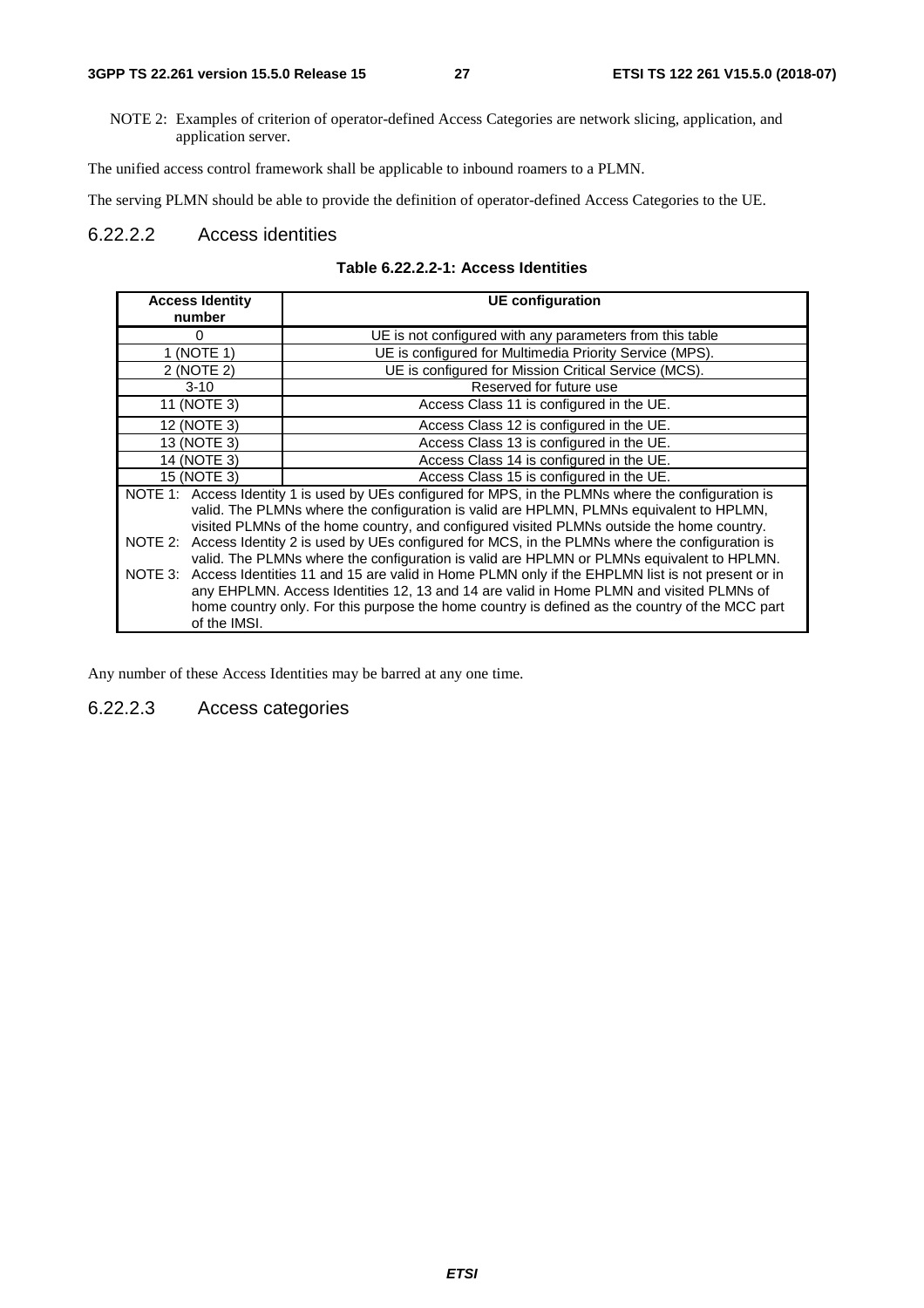NOTE 2: Examples of criterion of operator-defined Access Categories are network slicing, application, and application server.

The unified access control framework shall be applicable to inbound roamers to a PLMN.

The serving PLMN should be able to provide the definition of operator-defined Access Categories to the UE.

#### 6.22.2.2 Access identities

**Table 6.22.2.2-1: Access Identities**

| Access Identity number | UE configuration |
|---|---|
| 0 | UE is not configured with any parameters from this table |
| 1 (NOTE 1) | UE is configured for Multimedia Priority Service (MPS). |
| 2 (NOTE 2) | UE is configured for Mission Critical Service (MCS). |
| 3-10 | Reserved for future use |
| 11 (NOTE 3) | Access Class 11 is configured in the UE. |
| 12 (NOTE 3) | Access Class 12 is configured in the UE. |
| 13 (NOTE 3) | Access Class 13 is configured in the UE. |
| 14 (NOTE 3) | Access Class 14 is configured in the UE. |
| 15 (NOTE 3) | Access Class 15 is configured in the UE. |
| NOTE 1: Access Identity 1 is used by UEs configured for MPS, in the PLMNs where the configuration is valid. The PLMNs where the configuration is valid are HPLMN, PLMNs equivalent to HPLMN, visited PLMNs of the home country, and configured visited PLMNs outside the home country.<br>NOTE 2: Access Identity 2 is used by UEs configured for MCS, in the PLMNs where the configuration is valid. The PLMNs where the configuration is valid are HPLMN or PLMNs equivalent to HPLMN.<br>NOTE 3: Access Identities 11 and 15 are valid in Home PLMN only if the EHPLMN list is not present or in any EHPLMN. Access Identities 12, 13 and 14 are valid in Home PLMN and visited PLMNs of home country only. For this purpose the home country is defined as the country of the MCC part of the IMSI. | |

Any number of these Access Identities may be barred at any one time.

#### 6.22.2.3 Access categories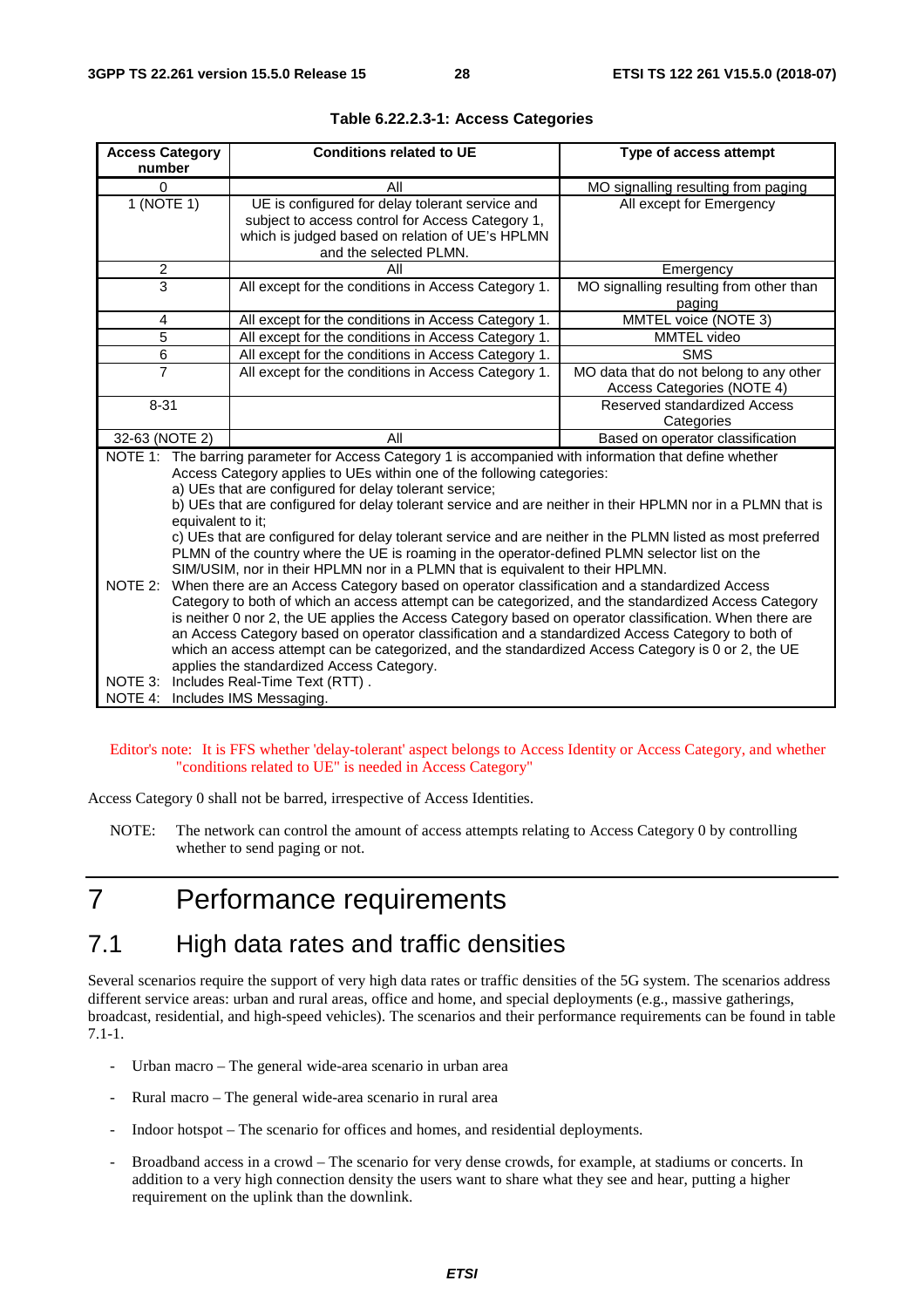**Table 6.22.2.3-1: Access Categories**

| Access Category number | Conditions related to UE | Type of access attempt |
|---|---|---|
| 0 | All | MO signalling resulting from paging |
| 1 (NOTE 1) | UE is configured for delay tolerant service and subject to access control for Access Category 1, which is judged based on relation of UE's HPLMN and the selected PLMN. | All except for Emergency |
| 2 | All | Emergency |
| 3 | All except for the conditions in Access Category 1. | MO signalling resulting from other than paging |
| 4 | All except for the conditions in Access Category 1. | MMTEL voice (NOTE 3) |
| 5 | All except for the conditions in Access Category 1. | MMTEL video |
| 6 | All except for the conditions in Access Category 1. | SMS |
| 7 | All except for the conditions in Access Category 1. | MO data that do not belong to any other Access Categories (NOTE 4) |
| 8-31 | | Reserved standardized Access Categories |
| 32-63 (NOTE 2) | All | Based on operator classification |

NOTE 1: The barring parameter for Access Category 1 is accompanied with information that define whether Access Category applies to UEs within one of the following categories:
a) UEs that are configured for delay tolerant service;
b) UEs that are configured for delay tolerant service and are neither in their HPLMN nor in a PLMN that is equivalent to it;
c) UEs that are configured for delay tolerant service and are neither in the PLMN listed as most preferred PLMN of the country where the UE is roaming in the operator-defined PLMN selector list on the SIM/USIM, nor in their HPLMN nor in a PLMN that is equivalent to their HPLMN.

NOTE 2: When there are an Access Category based on operator classification and a standardized Access Category to both of which an access attempt can be categorized, and the standardized Access Category is neither 0 nor 2, the UE applies the Access Category based on operator classification. When there are an Access Category based on operator classification and a standardized Access Category to both of which an access attempt can be categorized, and the standardized Access Category is 0 or 2, the UE applies the standardized Access Category.

NOTE 3: Includes Real-Time Text (RTT) .

NOTE 4: Includes IMS Messaging.

Editor's note: It is FFS whether 'delay-tolerant' aspect belongs to Access Identity or Access Category, and whether "conditions related to UE" is needed in Access Category"

Access Category 0 shall not be barred, irrespective of Access Identities.

NOTE: The network can control the amount of access attempts relating to Access Category 0 by controlling whether to send paging or not.

# 7 Performance requirements

## 7.1 High data rates and traffic densities

Several scenarios require the support of very high data rates or traffic densities of the 5G system. The scenarios address different service areas: urban and rural areas, office and home, and special deployments (e.g., massive gatherings, broadcast, residential, and high-speed vehicles). The scenarios and their performance requirements can be found in table 7.1-1.

- Urban macro – The general wide-area scenario in urban area
- Rural macro – The general wide-area scenario in rural area
- Indoor hotspot – The scenario for offices and homes, and residential deployments.
- Broadband access in a crowd – The scenario for very dense crowds, for example, at stadiums or concerts. In addition to a very high connection density the users want to share what they see and hear, putting a higher requirement on the uplink than the downlink.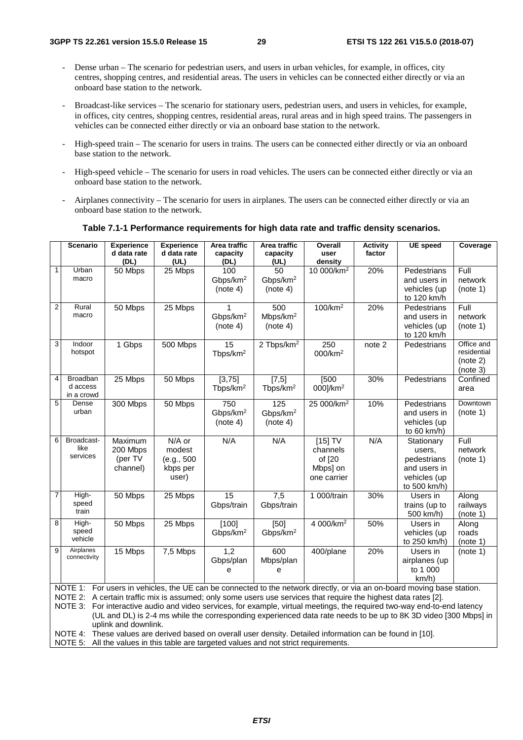- Dense urban – The scenario for pedestrian users, and users in urban vehicles, for example, in offices, city centres, shopping centres, and residential areas. The users in vehicles can be connected either directly or via an onboard base station to the network.
- Broadcast-like services – The scenario for stationary users, pedestrian users, and users in vehicles, for example, in offices, city centres, shopping centres, residential areas, rural areas and in high speed trains. The passengers in vehicles can be connected either directly or via an onboard base station to the network.
- High-speed train – The scenario for users in trains. The users can be connected either directly or via an onboard base station to the network.
- High-speed vehicle – The scenario for users in road vehicles. The users can be connected either directly or via an onboard base station to the network.
- Airplanes connectivity – The scenario for users in airplanes. The users can be connected either directly or via an onboard base station to the network.

**Table 7.1-1 Performance requirements for high data rate and traffic density scenarios.**

| | Scenario | Experienced data rate (DL) | Experienced data rate (UL) | Area traffic capacity (DL) | Area traffic capacity (UL) | Overall user density | Activity factor | UE speed | Coverage |
|---|---|---|---|---|---|---|---|---|---|
| 1 | Urban macro | 50 Mbps | 25 Mbps | 100 Gbps/km$^2$ (note 4) | 50 Gbps/km$^2$ (note 4) | 10 000/km$^2$ | 20% | Pedestrians and users in vehicles (up to 120 km/h | Full network (note 1) |
| 2 | Rural macro | 50 Mbps | 25 Mbps | 1 Gbps/km$^2$ (note 4) | 500 Mbps/km$^2$ (note 4) | 100/km$^2$ | 20% | Pedestrians and users in vehicles (up to 120 km/h | Full network (note 1) |
| 3 | Indoor hotspot | 1 Gbps | 500 Mbps | 15 Tbps/km$^2$ | 2 Tbps/km$^2$ | 250 000/km$^2$ | note 2 | Pedestrians | Office and residential (note 2) (note 3) |
| 4 | Broadband access in a crowd | 25 Mbps | 50 Mbps | [3,75] Tbps/km$^2$ | [7,5] Tbps/km$^2$ | [500 000]/km$^2$ | 30% | Pedestrians | Confined area |
| 5 | Dense urban | 300 Mbps | 50 Mbps | 750 Gbps/km$^2$ (note 4) | 125 Gbps/km$^2$ (note 4) | 25 000/km$^2$ | 10% | Pedestrians and users in vehicles (up to 60 km/h) | Downtown (note 1) |
| 6 | Broadcast-like services | Maximum 200 Mbps (per TV channel) | N/A or modest (e.g., 500 kbps per user) | N/A | N/A | [15] TV channels of [20 Mbps] on one carrier | N/A | Stationary users, pedestrians and users in vehicles (up to 500 km/h) | Full network (note 1) |
| 7 | High-speed train | 50 Mbps | 25 Mbps | 15 Gbps/train | 7,5 Gbps/train | 1 000/train | 30% | Users in trains (up to 500 km/h) | Along railways (note 1) |
| 8 | High-speed vehicle | 50 Mbps | 25 Mbps | [100] Gbps/km$^2$ | [50] Gbps/km$^2$ | 4 000/km$^2$ | 50% | Users in vehicles (up to 250 km/h) | Along roads (note 1) |
| 9 | Airplanes connectivity | 15 Mbps | 7,5 Mbps | 1,2 Gbps/plane | 600 Mbps/plane | 400/plane | 20% | Users in airplanes (up to 1 000 km/h) | (note 1) |

NOTE 1: For users in vehicles, the UE can be connected to the network directly, or via an on-board moving base station.

NOTE 2: A certain traffic mix is assumed; only some users use services that require the highest data rates [2].

NOTE 3: For interactive audio and video services, for example, virtual meetings, the required two-way end-to-end latency (UL and DL) is 2-4 ms while the corresponding experienced data rate needs to be up to 8K 3D video [300 Mbps] in uplink and downlink.

NOTE 4: These values are derived based on overall user density. Detailed information can be found in [10].

NOTE 5: All the values in this table are targeted values and not strict requirements.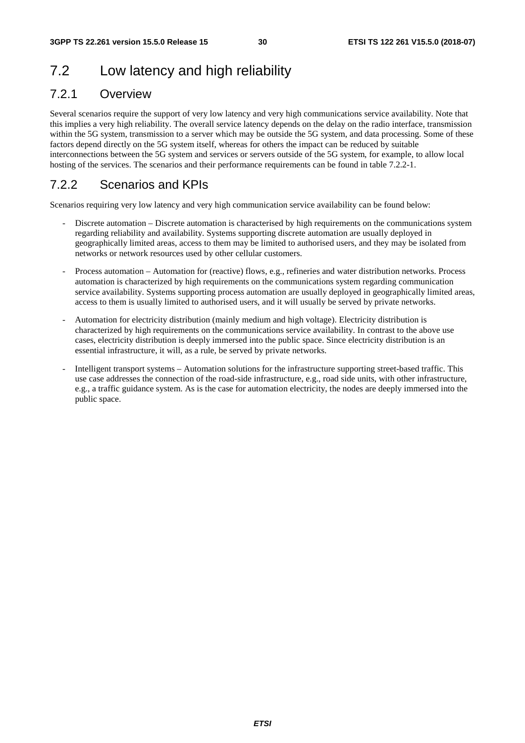## 7.2 Low latency and high reliability

### 7.2.1 Overview

Several scenarios require the support of very low latency and very high communications service availability. Note that this implies a very high reliability. The overall service latency depends on the delay on the radio interface, transmission within the 5G system, transmission to a server which may be outside the 5G system, and data processing. Some of these factors depend directly on the 5G system itself, whereas for others the impact can be reduced by suitable interconnections between the 5G system and services or servers outside of the 5G system, for example, to allow local hosting of the services. The scenarios and their performance requirements can be found in table 7.2.2-1.

### 7.2.2 Scenarios and KPIs

Scenarios requiring very low latency and very high communication service availability can be found below:

- Discrete automation – Discrete automation is characterised by high requirements on the communications system regarding reliability and availability. Systems supporting discrete automation are usually deployed in geographically limited areas, access to them may be limited to authorised users, and they may be isolated from networks or network resources used by other cellular customers.
- Process automation – Automation for (reactive) flows, e.g., refineries and water distribution networks. Process automation is characterized by high requirements on the communications system regarding communication service availability. Systems supporting process automation are usually deployed in geographically limited areas, access to them is usually limited to authorised users, and it will usually be served by private networks.
- Automation for electricity distribution (mainly medium and high voltage). Electricity distribution is characterized by high requirements on the communications service availability. In contrast to the above use cases, electricity distribution is deeply immersed into the public space. Since electricity distribution is an essential infrastructure, it will, as a rule, be served by private networks.
- Intelligent transport systems – Automation solutions for the infrastructure supporting street-based traffic. This use case addresses the connection of the road-side infrastructure, e.g., road side units, with other infrastructure, e.g., a traffic guidance system. As is the case for automation electricity, the nodes are deeply immersed into the public space.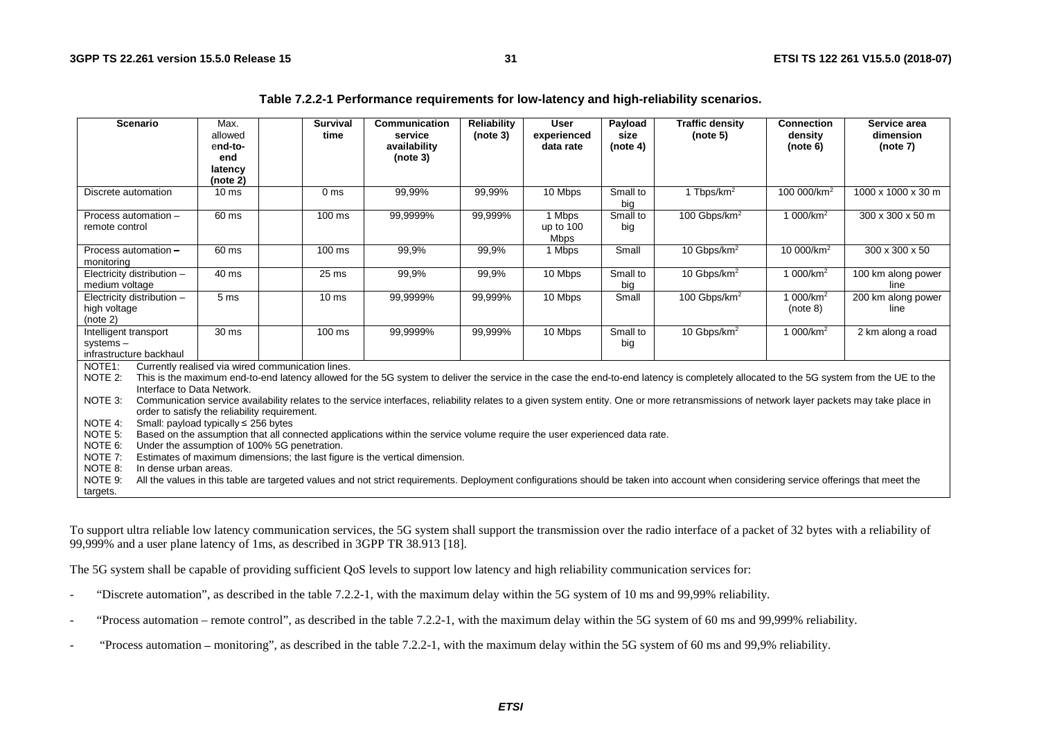**Table 7.2.2-1 Performance requirements for low-latency and high-reliability scenarios.**

| Scenario | Max. allowed end-to-end latency (note 2) | | Survival time | Communication service availability (note 3) | Reliability (note 3) | User experienced data rate | Payload size (note 4) | Traffic density (note 5) | Connection density (note 6) | Service area dimension (note 7) |
|---|---|---|---|---|---|---|---|---|---|---|
| Discrete automation | 10 ms | | 0 ms | 99,99% | 99,99% | 10 Mbps | Small to big | 1 Tbps/km$^2$ | 100 000/km$^2$ | 1000 x 1000 x 30 m |
| Process automation – remote control | 60 ms | | 100 ms | 99,9999% | 99,999% | 1 Mbps up to 100 Mbps | Small to big | 100 Gbps/km$^2$ | 1 000/km$^2$ | 300 x 300 x 50 m |
| Process automation – monitoring | 60 ms | | 100 ms | 99,9% | 99,9% | 1 Mbps | Small | 10 Gbps/km$^2$ | 10 000/km$^2$ | 300 x 300 x 50 |
| Electricity distribution – medium voltage | 40 ms | | 25 ms | 99,9% | 99,9% | 10 Mbps | Small to big | 10 Gbps/km$^2$ | 1 000/km$^2$ | 100 km along power line |
| Electricity distribution – high voltage (note 2) | 5 ms | | 10 ms | 99,9999% | 99,999% | 10 Mbps | Small | 100 Gbps/km$^2$ | 1 000/km$^2$ (note 8) | 200 km along power line |
| Intelligent transport systems – infrastructure backhaul | 30 ms | | 100 ms | 99,9999% | 99,999% | 10 Mbps | Small to big | 10 Gbps/km$^2$ | 1 000/km$^2$ | 2 km along a road |

NOTE1: Currently realised via wired communication lines.

NOTE 2: This is the maximum end-to-end latency allowed for the 5G system to deliver the service in the case the end-to-end latency is completely allocated to the 5G system from the UE to the Interface to Data Network.

NOTE 3: Communication service availability relates to the service interfaces, reliability relates to a given system entity. One or more retransmissions of network layer packets may take place in order to satisfy the reliability requirement.

NOTE 4: Small: payload typically ≤ 256 bytes

NOTE 5: Based on the assumption that all connected applications within the service volume require the user experienced data rate.

NOTE 6: Under the assumption of 100% 5G penetration.

NOTE 7: Estimates of maximum dimensions; the last figure is the vertical dimension.

NOTE 8: In dense urban areas.

NOTE 9: All the values in this table are targeted values and not strict requirements. Deployment configurations should be taken into account when considering service offerings that meet the targets.

To support ultra reliable low latency communication services, the 5G system shall support the transmission over the radio interface of a packet of 32 bytes with a reliability of 99,999% and a user plane latency of 1ms, as described in 3GPP TR 38.913 [18].

The 5G system shall be capable of providing sufficient QoS levels to support low latency and high reliability communication services for:

- "Discrete automation", as described in the table 7.2.2-1, with the maximum delay within the 5G system of 10 ms and 99,99% reliability.
- "Process automation – remote control", as described in the table 7.2.2-1, with the maximum delay within the 5G system of 60 ms and 99,999% reliability.
- "Process automation – monitoring", as described in the table 7.2.2-1, with the maximum delay within the 5G system of 60 ms and 99,9% reliability.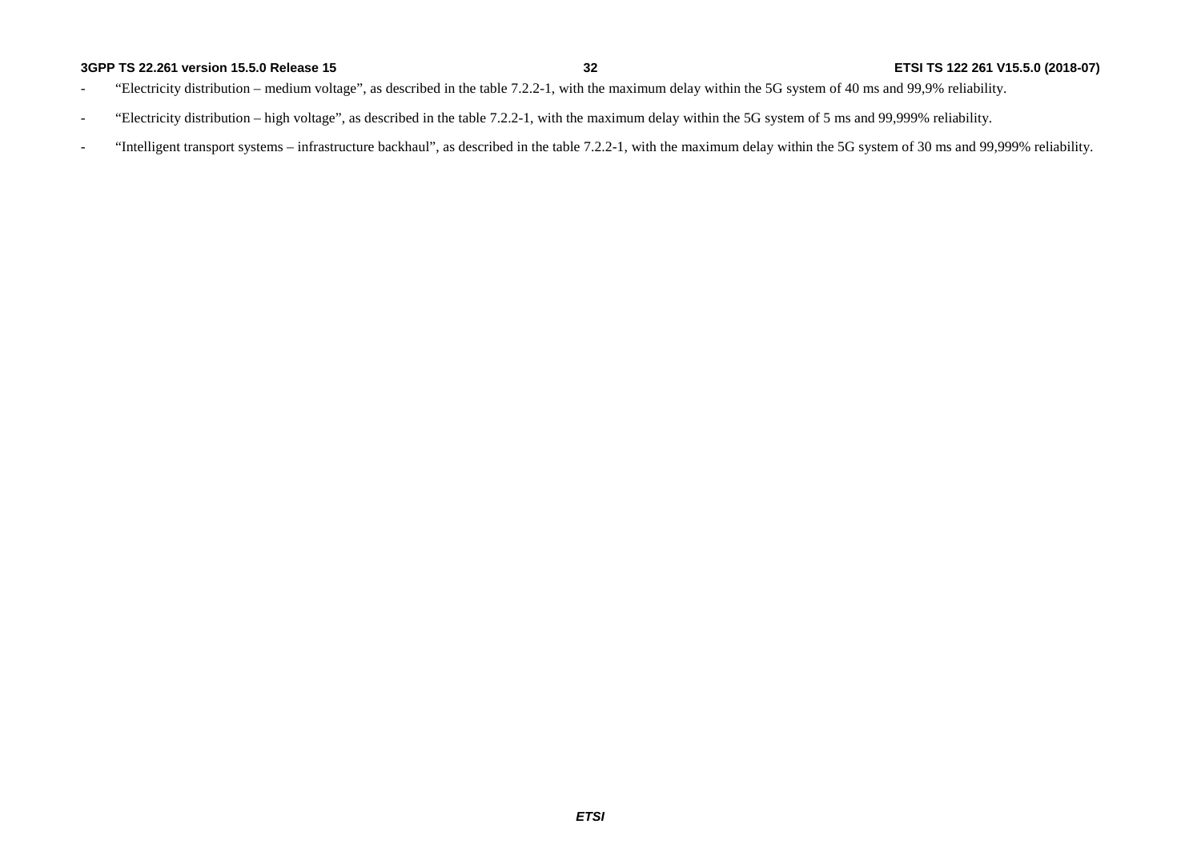- "Electricity distribution – medium voltage", as described in the table 7.2.2-1, with the maximum delay within the 5G system of 40 ms and 99,9% reliability.
- "Electricity distribution – high voltage", as described in the table 7.2.2-1, with the maximum delay within the 5G system of 5 ms and 99,999% reliability.
- "Intelligent transport systems – infrastructure backhaul", as described in the table 7.2.2-1, with the maximum delay within the 5G system of 30 ms and 99,999% reliability.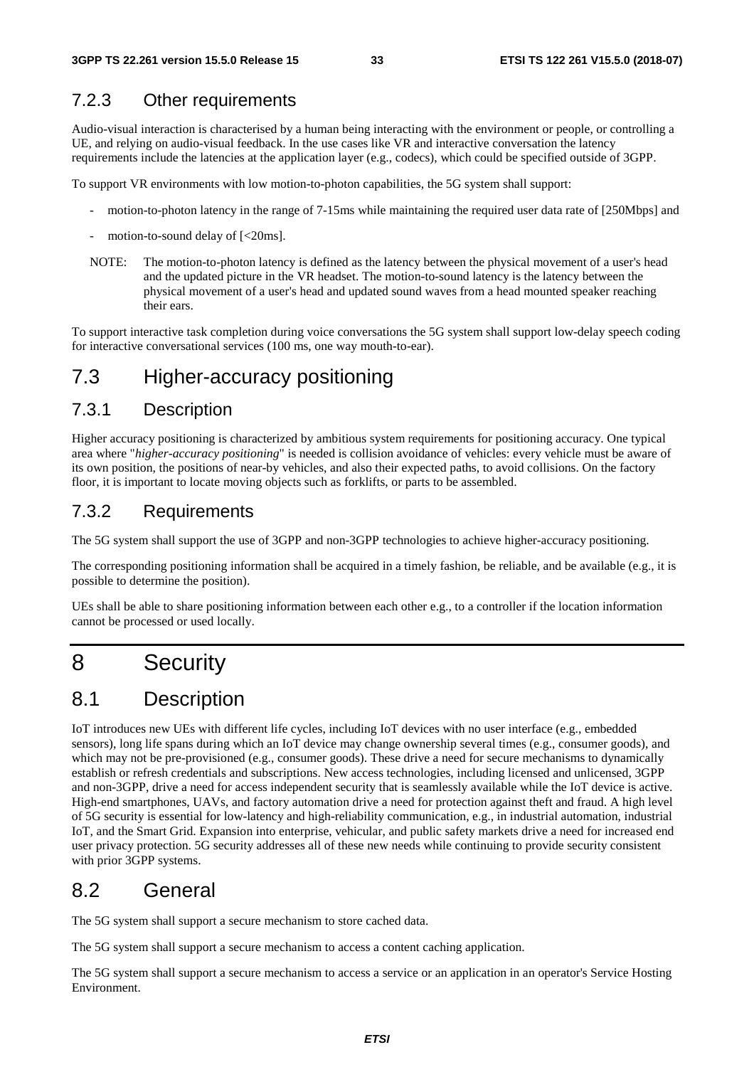### 7.2.3 Other requirements

Audio-visual interaction is characterised by a human being interacting with the environment or people, or controlling a UE, and relying on audio-visual feedback. In the use cases like VR and interactive conversation the latency requirements include the latencies at the application layer (e.g., codecs), which could be specified outside of 3GPP.

To support VR environments with low motion-to-photon capabilities, the 5G system shall support:

- motion-to-photon latency in the range of 7-15ms while maintaining the required user data rate of [250Mbps] and
- motion-to-sound delay of [<20ms].

NOTE: The motion-to-photon latency is defined as the latency between the physical movement of a user's head and the updated picture in the VR headset. The motion-to-sound latency is the latency between the physical movement of a user's head and updated sound waves from a head mounted speaker reaching their ears.

To support interactive task completion during voice conversations the 5G system shall support low-delay speech coding for interactive conversational services (100 ms, one way mouth-to-ear).

## 7.3 Higher-accuracy positioning

### 7.3.1 Description

Higher accuracy positioning is characterized by ambitious system requirements for positioning accuracy. One typical area where "*higher-accuracy positioning*" is needed is collision avoidance of vehicles: every vehicle must be aware of its own position, the positions of near-by vehicles, and also their expected paths, to avoid collisions. On the factory floor, it is important to locate moving objects such as forklifts, or parts to be assembled.

### 7.3.2 Requirements

The 5G system shall support the use of 3GPP and non-3GPP technologies to achieve higher-accuracy positioning.

The corresponding positioning information shall be acquired in a timely fashion, be reliable, and be available (e.g., it is possible to determine the position).

UEs shall be able to share positioning information between each other e.g., to a controller if the location information cannot be processed or used locally.

# 8 Security

## 8.1 Description

IoT introduces new UEs with different life cycles, including IoT devices with no user interface (e.g., embedded sensors), long life spans during which an IoT device may change ownership several times (e.g., consumer goods), and which may not be pre-provisioned (e.g., consumer goods). These drive a need for secure mechanisms to dynamically establish or refresh credentials and subscriptions. New access technologies, including licensed and unlicensed, 3GPP and non-3GPP, drive a need for access independent security that is seamlessly available while the IoT device is active. High-end smartphones, UAVs, and factory automation drive a need for protection against theft and fraud. A high level of 5G security is essential for low-latency and high-reliability communication, e.g., in industrial automation, industrial IoT, and the Smart Grid. Expansion into enterprise, vehicular, and public safety markets drive a need for increased end user privacy protection. 5G security addresses all of these new needs while continuing to provide security consistent with prior 3GPP systems.

## 8.2 General

The 5G system shall support a secure mechanism to store cached data.

The 5G system shall support a secure mechanism to access a content caching application.

The 5G system shall support a secure mechanism to access a service or an application in an operator's Service Hosting Environment.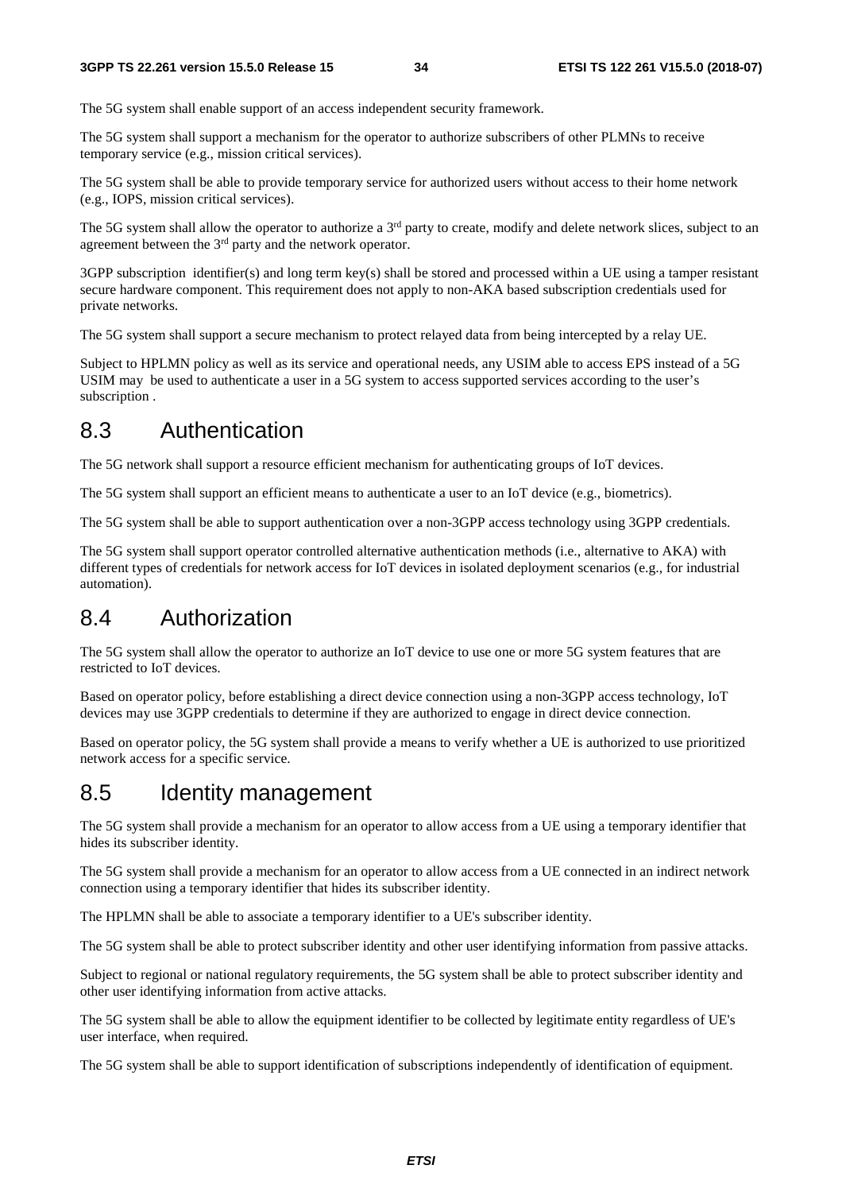The 5G system shall enable support of an access independent security framework.

The 5G system shall support a mechanism for the operator to authorize subscribers of other PLMNs to receive temporary service (e.g., mission critical services).

The 5G system shall be able to provide temporary service for authorized users without access to their home network (e.g., IOPS, mission critical services).

The 5G system shall allow the operator to authorize a 3rd party to create, modify and delete network slices, subject to an agreement between the 3rd party and the network operator.

3GPP subscription identifier(s) and long term key(s) shall be stored and processed within a UE using a tamper resistant secure hardware component. This requirement does not apply to non-AKA based subscription credentials used for private networks.

The 5G system shall support a secure mechanism to protect relayed data from being intercepted by a relay UE.

Subject to HPLMN policy as well as its service and operational needs, any USIM able to access EPS instead of a 5G USIM may be used to authenticate a user in a 5G system to access supported services according to the user's subscription .

## 8.3 Authentication

The 5G network shall support a resource efficient mechanism for authenticating groups of IoT devices.

The 5G system shall support an efficient means to authenticate a user to an IoT device (e.g., biometrics).

The 5G system shall be able to support authentication over a non-3GPP access technology using 3GPP credentials.

The 5G system shall support operator controlled alternative authentication methods (i.e., alternative to AKA) with different types of credentials for network access for IoT devices in isolated deployment scenarios (e.g., for industrial automation).

## 8.4 Authorization

The 5G system shall allow the operator to authorize an IoT device to use one or more 5G system features that are restricted to IoT devices.

Based on operator policy, before establishing a direct device connection using a non-3GPP access technology, IoT devices may use 3GPP credentials to determine if they are authorized to engage in direct device connection.

Based on operator policy, the 5G system shall provide a means to verify whether a UE is authorized to use prioritized network access for a specific service.

## 8.5 Identity management

The 5G system shall provide a mechanism for an operator to allow access from a UE using a temporary identifier that hides its subscriber identity.

The 5G system shall provide a mechanism for an operator to allow access from a UE connected in an indirect network connection using a temporary identifier that hides its subscriber identity.

The HPLMN shall be able to associate a temporary identifier to a UE's subscriber identity.

The 5G system shall be able to protect subscriber identity and other user identifying information from passive attacks.

Subject to regional or national regulatory requirements, the 5G system shall be able to protect subscriber identity and other user identifying information from active attacks.

The 5G system shall be able to allow the equipment identifier to be collected by legitimate entity regardless of UE's user interface, when required.

The 5G system shall be able to support identification of subscriptions independently of identification of equipment.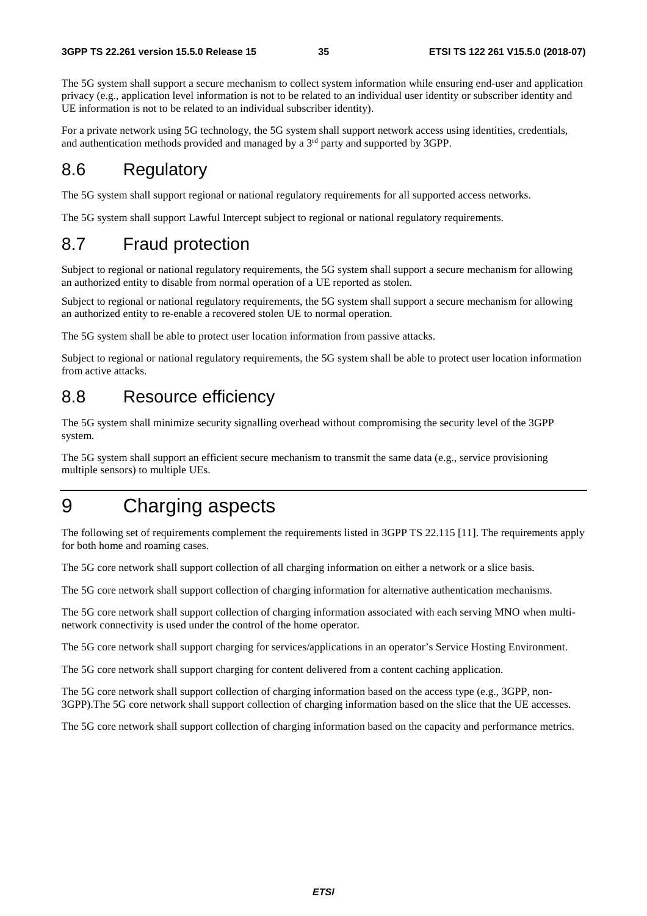The 5G system shall support a secure mechanism to collect system information while ensuring end-user and application privacy (e.g., application level information is not to be related to an individual user identity or subscriber identity and UE information is not to be related to an individual subscriber identity).

For a private network using 5G technology, the 5G system shall support network access using identities, credentials, and authentication methods provided and managed by a 3rd party and supported by 3GPP.

## 8.6 Regulatory

The 5G system shall support regional or national regulatory requirements for all supported access networks.

The 5G system shall support Lawful Intercept subject to regional or national regulatory requirements.

## 8.7 Fraud protection

Subject to regional or national regulatory requirements, the 5G system shall support a secure mechanism for allowing an authorized entity to disable from normal operation of a UE reported as stolen.

Subject to regional or national regulatory requirements, the 5G system shall support a secure mechanism for allowing an authorized entity to re-enable a recovered stolen UE to normal operation.

The 5G system shall be able to protect user location information from passive attacks.

Subject to regional or national regulatory requirements, the 5G system shall be able to protect user location information from active attacks.

## 8.8 Resource efficiency

The 5G system shall minimize security signalling overhead without compromising the security level of the 3GPP system.

The 5G system shall support an efficient secure mechanism to transmit the same data (e.g., service provisioning multiple sensors) to multiple UEs.

# 9 Charging aspects

The following set of requirements complement the requirements listed in 3GPP TS 22.115 [11]. The requirements apply for both home and roaming cases.

The 5G core network shall support collection of all charging information on either a network or a slice basis.

The 5G core network shall support collection of charging information for alternative authentication mechanisms.

The 5G core network shall support collection of charging information associated with each serving MNO when multi-network connectivity is used under the control of the home operator.

The 5G core network shall support charging for services/applications in an operator's Service Hosting Environment.

The 5G core network shall support charging for content delivered from a content caching application.

The 5G core network shall support collection of charging information based on the access type (e.g., 3GPP, non-3GPP).The 5G core network shall support collection of charging information based on the slice that the UE accesses.

The 5G core network shall support collection of charging information based on the capacity and performance metrics.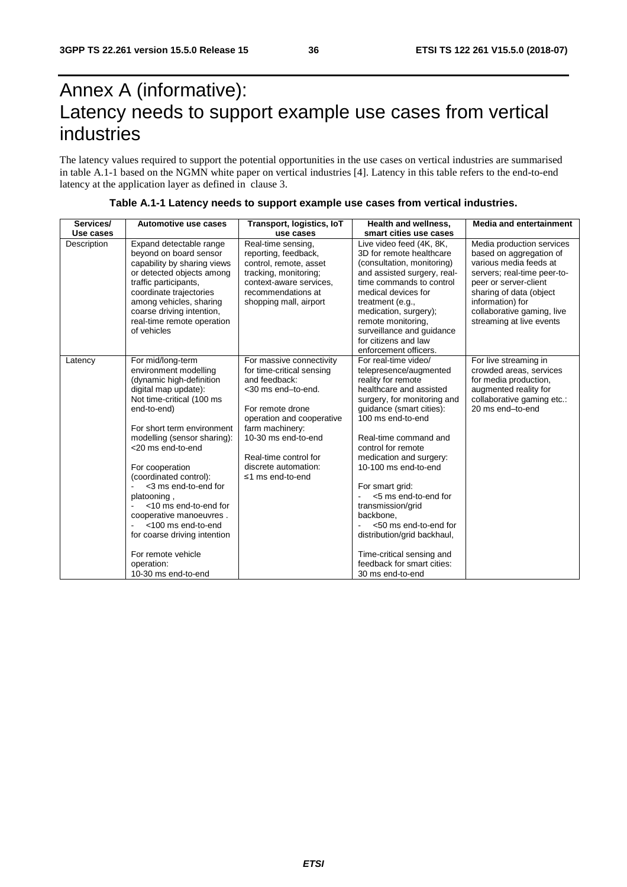# Annex A (informative): Latency needs to support example use cases from vertical industries

The latency values required to support the potential opportunities in the use cases on vertical industries are summarised in table A.1-1 based on the NGMN white paper on vertical industries [4]. Latency in this table refers to the end-to-end latency at the application layer as defined in clause 3.

**Table A.1-1 Latency needs to support example use cases from vertical industries.**

| Services/ Use cases | Automotive use cases | Transport, logistics, IoT use cases | Health and wellness, smart cities use cases | Media and entertainment |
|---|---|---|---|---|
| Description | Expand detectable range beyond on board sensor capability by sharing views or detected objects among traffic participants, coordinate trajectories among vehicles, sharing coarse driving intention, real-time remote operation of vehicles | Real-time sensing, reporting, feedback, control, remote, asset tracking, monitoring; context-aware services, recommendations at shopping mall, airport | Live video feed (4K, 8K, 3D for remote healthcare (consultation, monitoring) and assisted surgery, real-time commands to control medical devices for treatment (e.g., medication, surgery); remote monitoring, surveillance and guidance for citizens and law enforcement officers. | Media production services based on aggregation of various media feeds at servers; real-time peer-to-peer or server-client sharing of data (object information) for collaborative gaming, live streaming at live events |
| Latency | For mid/long-term environment modelling (dynamic high-definition digital map update): Not time-critical (100 ms end-to-end)<br><br>For short term environment modelling (sensor sharing): <20 ms end-to-end<br><br>For cooperation (coordinated control):<br>- <3 ms end-to-end for platooning ,<br>- <10 ms end-to-end for cooperative manoeuvres .<br>- <100 ms end-to-end for coarse driving intention<br><br>For remote vehicle operation: 10-30 ms end-to-end | For massive connectivity for time-critical sensing and feedback: <30 ms end–to-end.<br><br>For remote drone operation and cooperative farm machinery: 10-30 ms end-to-end<br><br>Real-time control for discrete automation: ≤1 ms end-to-end | For real-time video/ telepresence/augmented reality for remote healthcare and assisted surgery, for monitoring and guidance (smart cities): 100 ms end-to-end<br><br>Real-time command and control for remote medication and surgery: 10-100 ms end-to-end<br><br>For smart grid:<br>- <5 ms end-to-end for transmission/grid backbone,<br>- <50 ms end-to-end for distribution/grid backhaul,<br><br>Time-critical sensing and feedback for smart cities: 30 ms end-to-end | For live streaming in crowded areas, services for media production, augmented reality for collaborative gaming etc.: 20 ms end–to-end |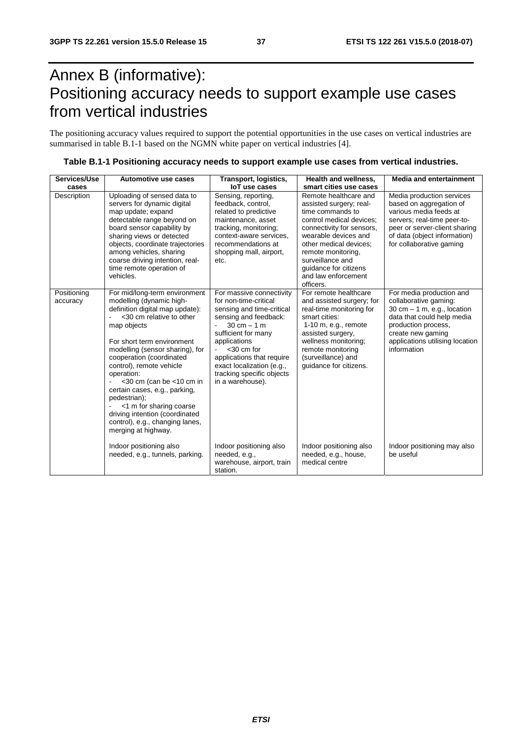# Annex B (informative): Positioning accuracy needs to support example use cases from vertical industries

The positioning accuracy values required to support the potential opportunities in the use cases on vertical industries are summarised in table B.1-1 based on the NGMN white paper on vertical industries [4].

**Table B.1-1 Positioning accuracy needs to support example use cases from vertical industries.**

| Services/Use cases | Automotive use cases | Transport, logistics, IoT use cases | Health and wellness, smart cities use cases | Media and entertainment |
|---|---|---|---|---|
| Description | Uploading of sensed data to servers for dynamic digital map update; expand detectable range beyond on board sensor capability by sharing views or detected objects, coordinate trajectories among vehicles, sharing coarse driving intention, real-time remote operation of vehicles. | Sensing, reporting, feedback, control, related to predictive maintenance, asset tracking, monitoring; context-aware services, recommendations at shopping mall, airport, etc. | Remote healthcare and assisted surgery; real-time commands to control medical devices; connectivity for sensors, wearable devices and other medical devices; remote monitoring, surveillance and guidance for citizens and law enforcement officers. | Media production services based on aggregation of various media feeds at servers; real-time peer-to-peer or server-client sharing of data (object information) for collaborative gaming |
| Positioning accuracy | For mid/long-term environment modelling (dynamic high-definition digital map update):<br>- <30 cm relative to other map objects<br><br>For short term environment modelling (sensor sharing), for cooperation (coordinated control), remote vehicle operation:<br>- <30 cm (can be <10 cm in certain cases, e.g., parking, pedestrian);<br>- <1 m for sharing coarse driving intention (coordinated control), e.g., changing lanes, merging at highway.<br><br>Indoor positioning also needed, e.g., tunnels, parking. | For massive connectivity for non-time-critical sensing and time-critical sensing and feedback:<br>- 30 cm – 1 m sufficient for many applications<br>- <30 cm for applications that require exact localization (e.g., tracking specific objects in a warehouse).<br><br>Indoor positioning also needed, e.g., warehouse, airport, train station. | For remote healthcare and assisted surgery; for real-time monitoring for smart cities:<br>1-10 m, e.g., remote assisted surgery, wellness monitoring; remote monitoring (surveillance) and guidance for citizens.<br><br>Indoor positioning also needed, e.g., house, medical centre | For media production and collaborative gaming:<br>30 cm – 1 m, e.g., location data that could help media production process, create new gaming applications utilising location information<br><br>Indoor positioning may also be useful |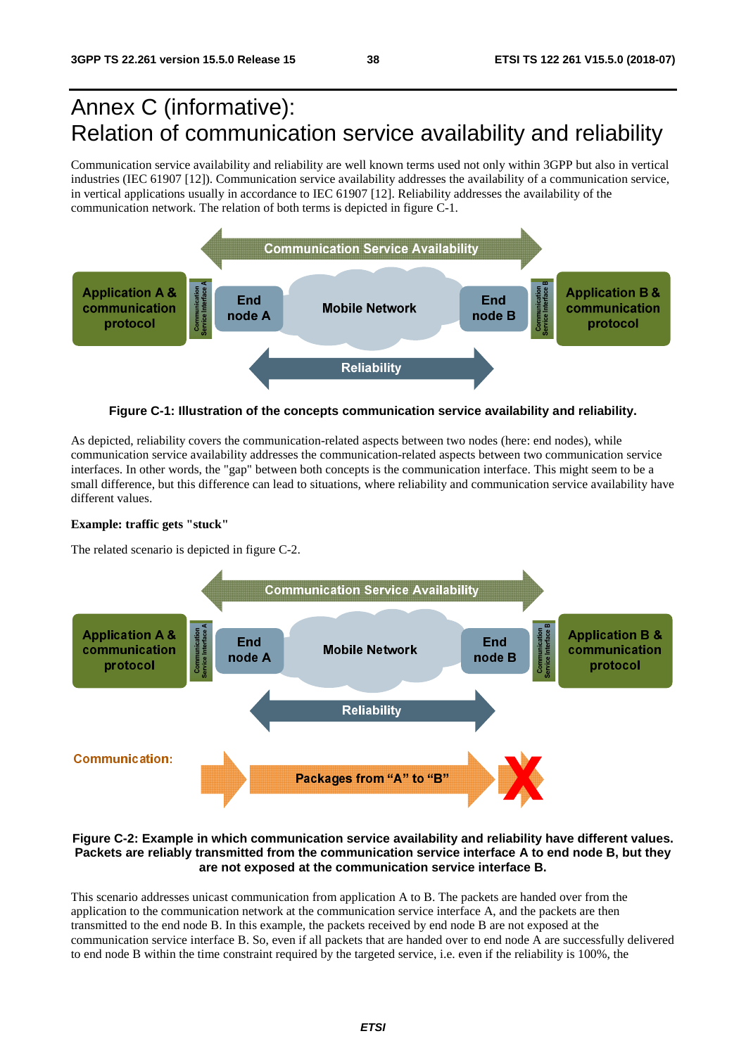# Annex C (informative): Relation of communication service availability and reliability

Communication service availability and reliability are well known terms used not only within 3GPP but also in vertical industries (IEC 61907 [12]). Communication service availability addresses the availability of a communication service, in vertical applications usually in accordance to IEC 61907 [12]. Reliability addresses the availability of the communication network. The relation of both terms is depicted in figure C-1.

**Figure C-1: Illustration of the concepts communication service availability and reliability.**

As depicted, reliability covers the communication-related aspects between two nodes (here: end nodes), while communication service availability addresses the communication-related aspects between two communication service interfaces. In other words, the "gap" between both concepts is the communication interface. This might seem to be a small difference, but this difference can lead to situations, where reliability and communication service availability have different values.

**Example: traffic gets "stuck"**

The related scenario is depicted in figure C-2.

**Figure C-2: Example in which communication service availability and reliability have different values. Packets are reliably transmitted from the communication service interface A to end node B, but they are not exposed at the communication service interface B.**

This scenario addresses unicast communication from application A to B. The packets are handed over from the application to the communication network at the communication service interface A, and the packets are then transmitted to the end node B. In this example, the packets received by end node B are not exposed at the communication service interface B. So, even if all packets that are handed over to end node A are successfully delivered to end node B within the time constraint required by the targeted service, i.e. even if the reliability is 100%, the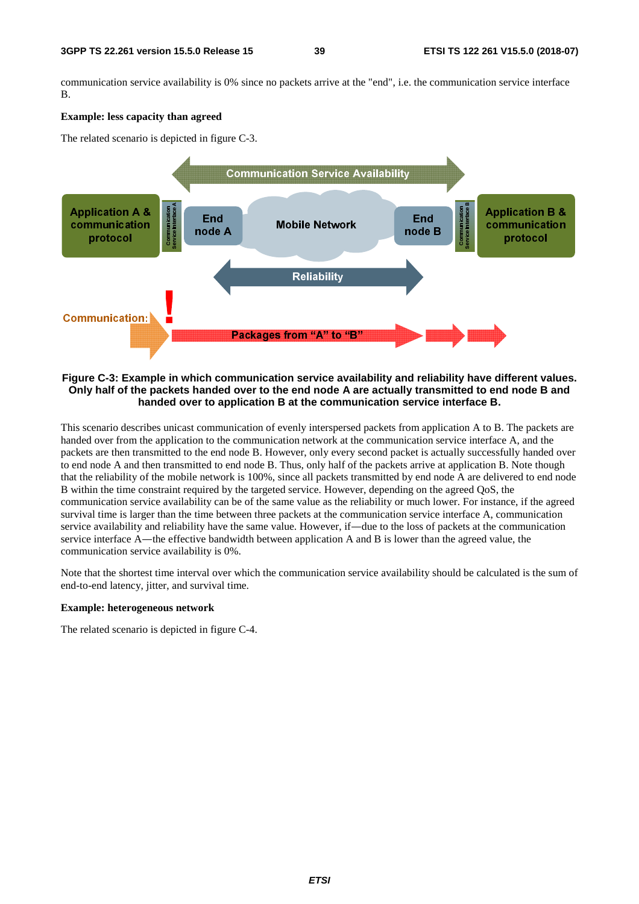communication service availability is 0% since no packets arrive at the "end", i.e. the communication service interface B.

**Example: less capacity than agreed**

The related scenario is depicted in figure C-3.

**Figure C-3: Example in which communication service availability and reliability have different values. Only half of the packets handed over to the end node A are actually transmitted to end node B and handed over to application B at the communication service interface B.**

This scenario describes unicast communication of evenly interspersed packets from application A to B. The packets are handed over from the application to the communication network at the communication service interface A, and the packets are then transmitted to the end node B. However, only every second packet is actually successfully handed over to end node A and then transmitted to end node B. Thus, only half of the packets arrive at application B. Note though that the reliability of the mobile network is 100%, since all packets transmitted by end node A are delivered to end node B within the time constraint required by the targeted service. However, depending on the agreed QoS, the communication service availability can be of the same value as the reliability or much lower. For instance, if the agreed survival time is larger than the time between three packets at the communication service interface A, communication service availability and reliability have the same value. However, if—due to the loss of packets at the communication service interface A—the effective bandwidth between application A and B is lower than the agreed value, the communication service availability is 0%.

Note that the shortest time interval over which the communication service availability should be calculated is the sum of end-to-end latency, jitter, and survival time.

**Example: heterogeneous network**

The related scenario is depicted in figure C-4.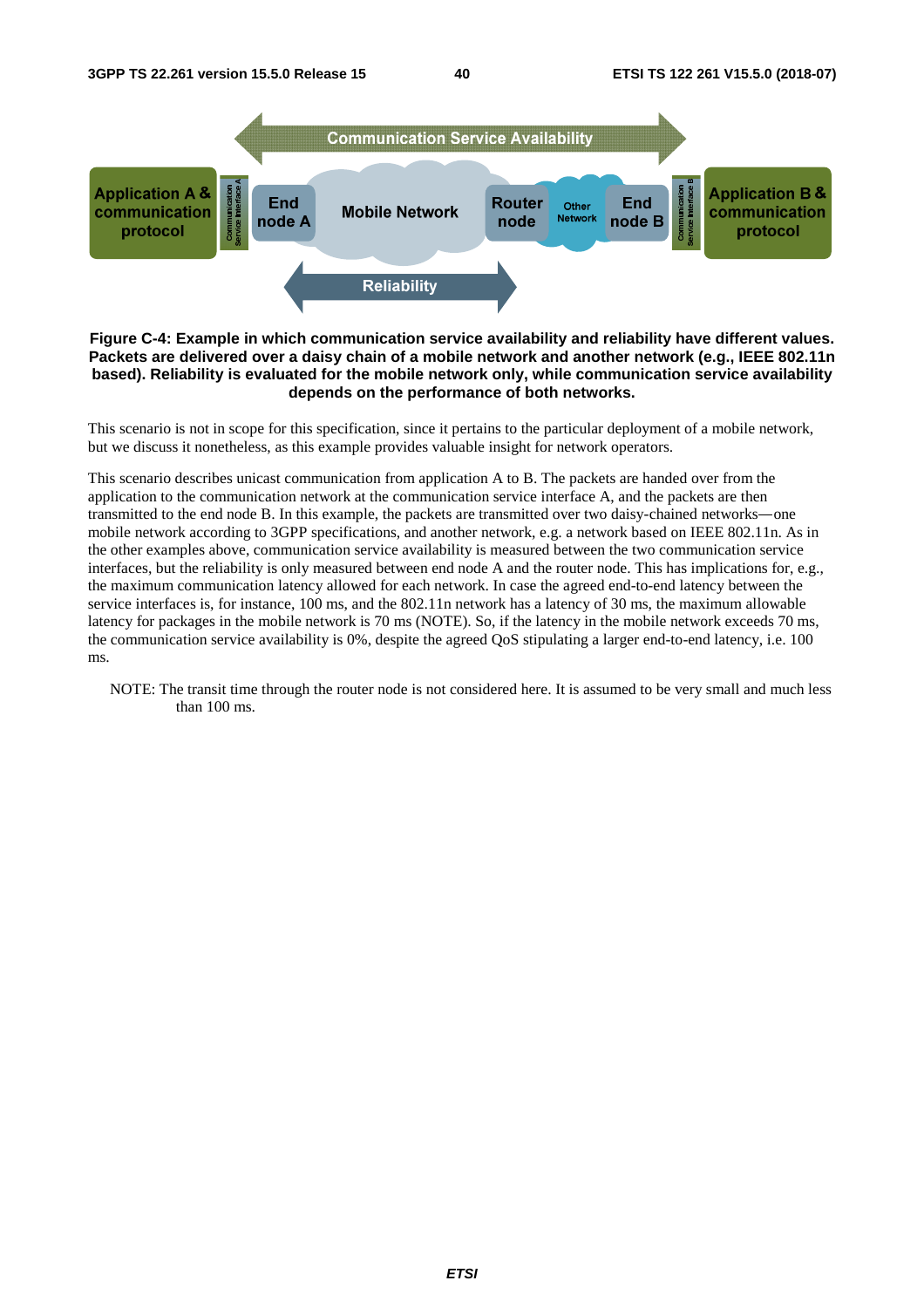**Figure C-4: Example in which communication service availability and reliability have different values. Packets are delivered over a daisy chain of a mobile network and another network (e.g., IEEE 802.11n based). Reliability is evaluated for the mobile network only, while communication service availability depends on the performance of both networks.**

This scenario is not in scope for this specification, since it pertains to the particular deployment of a mobile network, but we discuss it nonetheless, as this example provides valuable insight for network operators.

This scenario describes unicast communication from application A to B. The packets are handed over from the application to the communication network at the communication service interface A, and the packets are then transmitted to the end node B. In this example, the packets are transmitted over two daisy-chained networks—one mobile network according to 3GPP specifications, and another network, e.g. a network based on IEEE 802.11n. As in the other examples above, communication service availability is measured between the two communication service interfaces, but the reliability is only measured between end node A and the router node. This has implications for, e.g., the maximum communication latency allowed for each network. In case the agreed end-to-end latency between the service interfaces is, for instance, 100 ms, and the 802.11n network has a latency of 30 ms, the maximum allowable latency for packages in the mobile network is 70 ms (NOTE). So, if the latency in the mobile network exceeds 70 ms, the communication service availability is 0%, despite the agreed QoS stipulating a larger end-to-end latency, i.e. 100 ms.

NOTE: The transit time through the router node is not considered here. It is assumed to be very small and much less than 100 ms.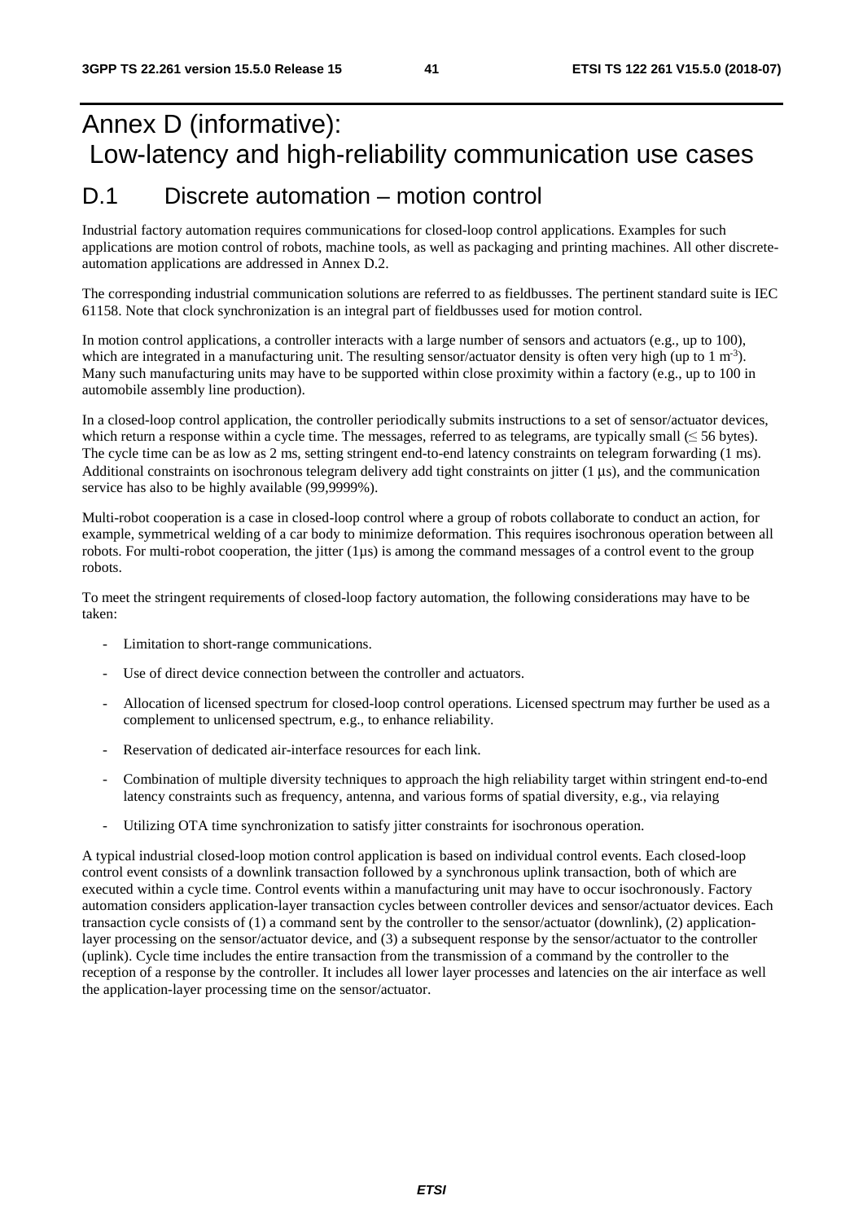# Annex D (informative): Low-latency and high-reliability communication use cases

## D.1 Discrete automation – motion control

Industrial factory automation requires communications for closed-loop control applications. Examples for such applications are motion control of robots, machine tools, as well as packaging and printing machines. All other discrete-automation applications are addressed in Annex D.2.

The corresponding industrial communication solutions are referred to as fieldbusses. The pertinent standard suite is IEC 61158. Note that clock synchronization is an integral part of fieldbusses used for motion control.

In motion control applications, a controller interacts with a large number of sensors and actuators (e.g., up to 100), which are integrated in a manufacturing unit. The resulting sensor/actuator density is often very high (up to 1 $m^{-3}$). Many such manufacturing units may have to be supported within close proximity within a factory (e.g., up to 100 in automobile assembly line production).

In a closed-loop control application, the controller periodically submits instructions to a set of sensor/actuator devices, which return a response within a cycle time. The messages, referred to as telegrams, are typically small ($\leq$ 56 bytes). The cycle time can be as low as 2 ms, setting stringent end-to-end latency constraints on telegram forwarding (1 ms). Additional constraints on isochronous telegram delivery add tight constraints on jitter (1 µs), and the communication service has also to be highly available (99,9999%).

Multi-robot cooperation is a case in closed-loop control where a group of robots collaborate to conduct an action, for example, symmetrical welding of a car body to minimize deformation. This requires isochronous operation between all robots. For multi-robot cooperation, the jitter (1µs) is among the command messages of a control event to the group robots.

To meet the stringent requirements of closed-loop factory automation, the following considerations may have to be taken:

- Limitation to short-range communications.
- Use of direct device connection between the controller and actuators.
- Allocation of licensed spectrum for closed-loop control operations. Licensed spectrum may further be used as a complement to unlicensed spectrum, e.g., to enhance reliability.
- Reservation of dedicated air-interface resources for each link.
- Combination of multiple diversity techniques to approach the high reliability target within stringent end-to-end latency constraints such as frequency, antenna, and various forms of spatial diversity, e.g., via relaying
- Utilizing OTA time synchronization to satisfy jitter constraints for isochronous operation.

A typical industrial closed-loop motion control application is based on individual control events. Each closed-loop control event consists of a downlink transaction followed by a synchronous uplink transaction, both of which are executed within a cycle time. Control events within a manufacturing unit may have to occur isochronously. Factory automation considers application-layer transaction cycles between controller devices and sensor/actuator devices. Each transaction cycle consists of (1) a command sent by the controller to the sensor/actuator (downlink), (2) application-layer processing on the sensor/actuator device, and (3) a subsequent response by the sensor/actuator to the controller (uplink). Cycle time includes the entire transaction from the transmission of a command by the controller to the reception of a response by the controller. It includes all lower layer processes and latencies on the air interface as well the application-layer processing time on the sensor/actuator.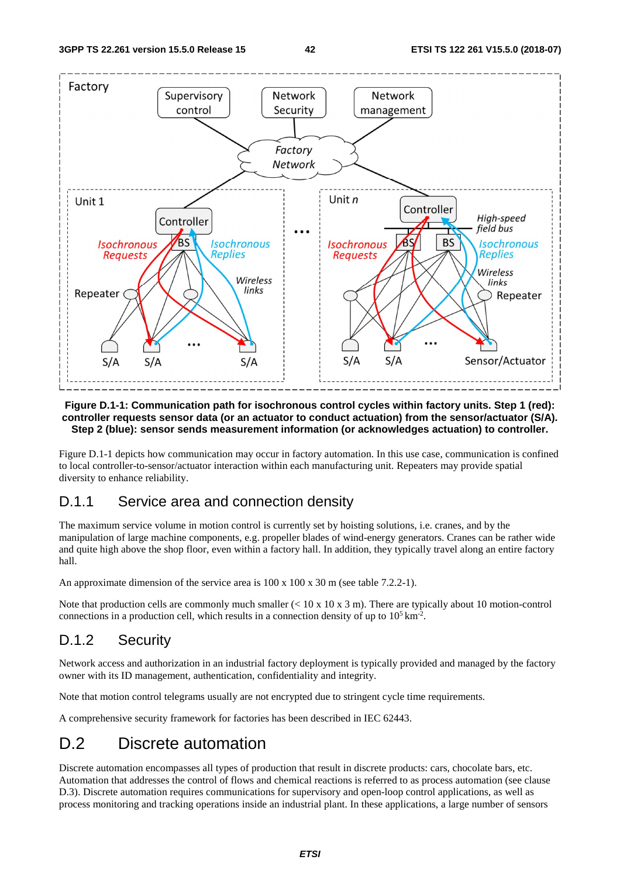Figure D.1-1: Communication path for isochronous control cycles within factory units. Step 1 (red): controller requests sensor data (or an actuator to conduct actuation) from the sensor/actuator (S/A). Step 2 (blue): sensor sends measurement information (or acknowledges actuation) to controller.

Figure D.1-1 depicts how communication may occur in factory automation. In this use case, communication is confined to local controller-to-sensor/actuator interaction within each manufacturing unit. Repeaters may provide spatial diversity to enhance reliability.

### D.1.1 Service area and connection density

The maximum service volume in motion control is currently set by hoisting solutions, i.e. cranes, and by the manipulation of large machine components, e.g. propeller blades of wind-energy generators. Cranes can be rather wide and quite high above the shop floor, even within a factory hall. In addition, they typically travel along an entire factory hall.

An approximate dimension of the service area is 100 x 100 x 30 m (see table 7.2.2-1).

Note that production cells are commonly much smaller (< 10 x 10 x 3 m). There are typically about 10 motion-control connections in a production cell, which results in a connection density of up to $10^5$ km$^{-2}$.

### D.1.2 Security

Network access and authorization in an industrial factory deployment is typically provided and managed by the factory owner with its ID management, authentication, confidentiality and integrity.

Note that motion control telegrams usually are not encrypted due to stringent cycle time requirements.

A comprehensive security framework for factories has been described in IEC 62443.

## D.2 Discrete automation

Discrete automation encompasses all types of production that result in discrete products: cars, chocolate bars, etc. Automation that addresses the control of flows and chemical reactions is referred to as process automation (see clause D.3). Discrete automation requires communications for supervisory and open-loop control applications, as well as process monitoring and tracking operations inside an industrial plant. In these applications, a large number of sensors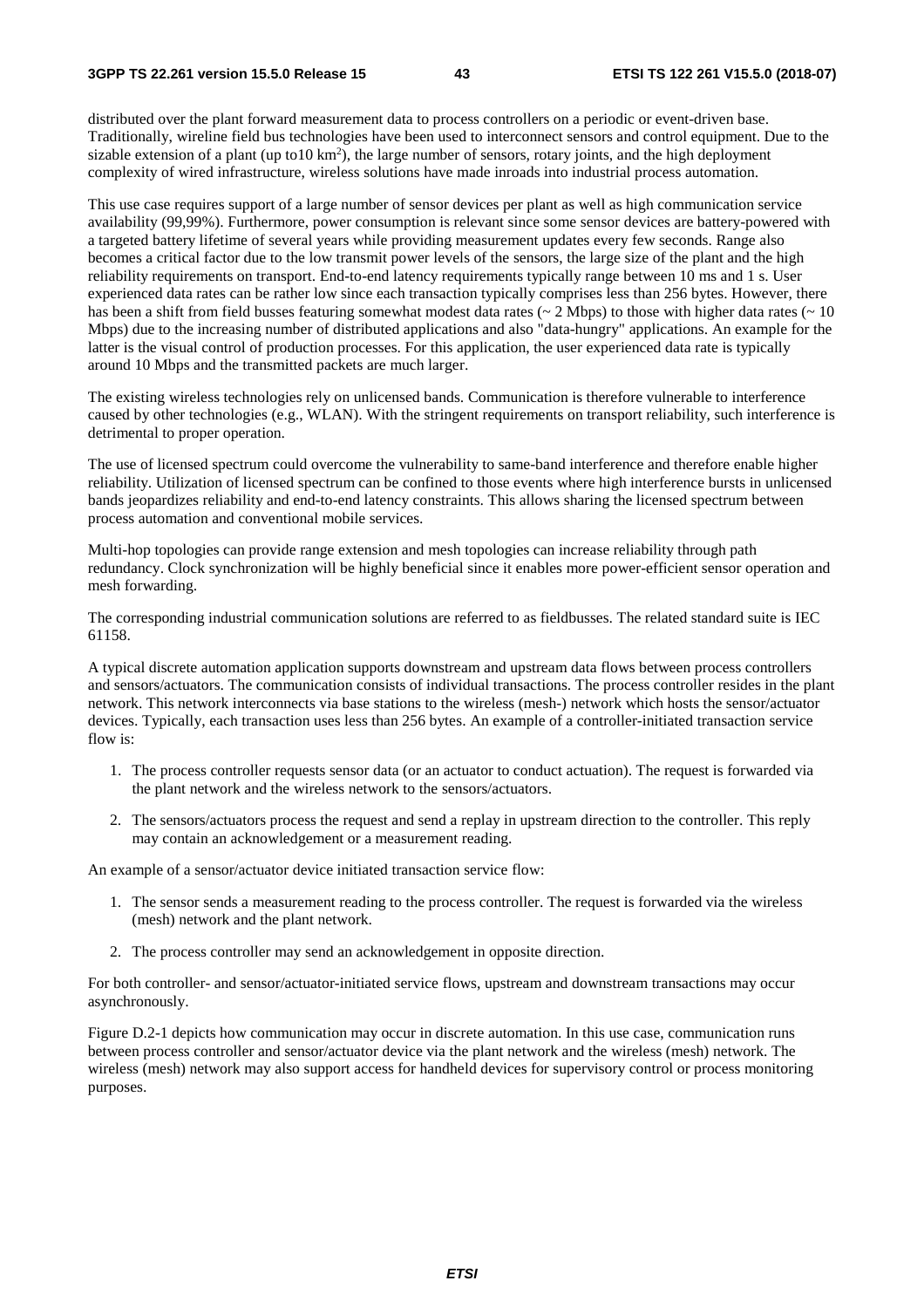distributed over the plant forward measurement data to process controllers on a periodic or event-driven base. Traditionally, wireline field bus technologies have been used to interconnect sensors and control equipment. Due to the sizable extension of a plant (up to10 $km^2$), the large number of sensors, rotary joints, and the high deployment complexity of wired infrastructure, wireless solutions have made inroads into industrial process automation.

This use case requires support of a large number of sensor devices per plant as well as high communication service availability (99,99%). Furthermore, power consumption is relevant since some sensor devices are battery-powered with a targeted battery lifetime of several years while providing measurement updates every few seconds. Range also becomes a critical factor due to the low transmit power levels of the sensors, the large size of the plant and the high reliability requirements on transport. End-to-end latency requirements typically range between 10 ms and 1 s. User experienced data rates can be rather low since each transaction typically comprises less than 256 bytes. However, there has been a shift from field busses featuring somewhat modest data rates (~ 2 Mbps) to those with higher data rates (~ 10 Mbps) due to the increasing number of distributed applications and also "data-hungry" applications. An example for the latter is the visual control of production processes. For this application, the user experienced data rate is typically around 10 Mbps and the transmitted packets are much larger.

The existing wireless technologies rely on unlicensed bands. Communication is therefore vulnerable to interference caused by other technologies (e.g., WLAN). With the stringent requirements on transport reliability, such interference is detrimental to proper operation.

The use of licensed spectrum could overcome the vulnerability to same-band interference and therefore enable higher reliability. Utilization of licensed spectrum can be confined to those events where high interference bursts in unlicensed bands jeopardizes reliability and end-to-end latency constraints. This allows sharing the licensed spectrum between process automation and conventional mobile services.

Multi-hop topologies can provide range extension and mesh topologies can increase reliability through path redundancy. Clock synchronization will be highly beneficial since it enables more power-efficient sensor operation and mesh forwarding.

The corresponding industrial communication solutions are referred to as fieldbusses. The related standard suite is IEC 61158.

A typical discrete automation application supports downstream and upstream data flows between process controllers and sensors/actuators. The communication consists of individual transactions. The process controller resides in the plant network. This network interconnects via base stations to the wireless (mesh-) network which hosts the sensor/actuator devices. Typically, each transaction uses less than 256 bytes. An example of a controller-initiated transaction service flow is:

1. The process controller requests sensor data (or an actuator to conduct actuation). The request is forwarded via the plant network and the wireless network to the sensors/actuators.
2. The sensors/actuators process the request and send a replay in upstream direction to the controller. This reply may contain an acknowledgement or a measurement reading.

An example of a sensor/actuator device initiated transaction service flow:

1. The sensor sends a measurement reading to the process controller. The request is forwarded via the wireless (mesh) network and the plant network.
2. The process controller may send an acknowledgement in opposite direction.

For both controller- and sensor/actuator-initiated service flows, upstream and downstream transactions may occur asynchronously.

Figure D.2-1 depicts how communication may occur in discrete automation. In this use case, communication runs between process controller and sensor/actuator device via the plant network and the wireless (mesh) network. The wireless (mesh) network may also support access for handheld devices for supervisory control or process monitoring purposes.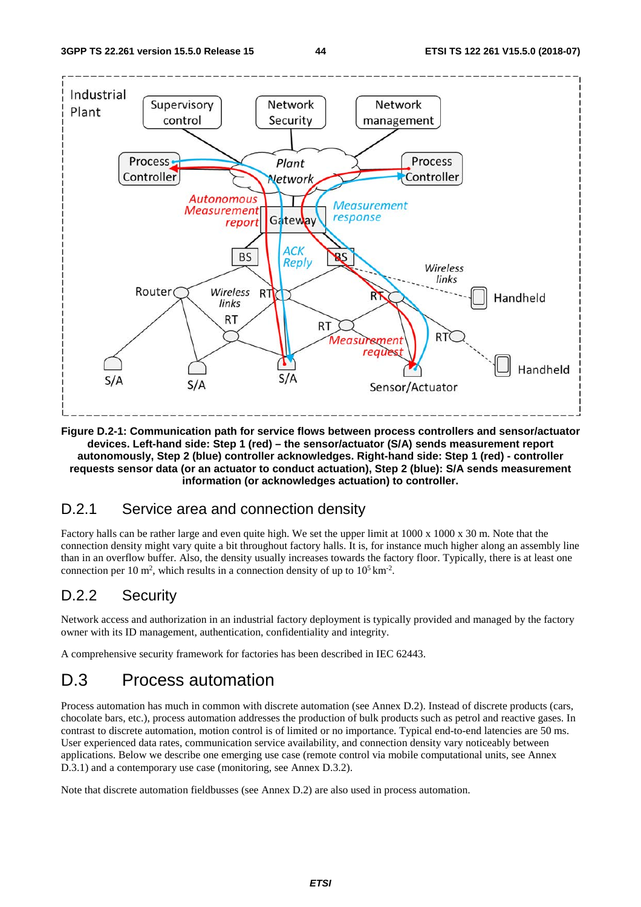**Figure D.2-1: Communication path for service flows between process controllers and sensor/actuator devices. Left-hand side: Step 1 (red) – the sensor/actuator (S/A) sends measurement report autonomously, Step 2 (blue) controller acknowledges. Right-hand side: Step 1 (red) - controller requests sensor data (or an actuator to conduct actuation), Step 2 (blue): S/A sends measurement information (or acknowledges actuation) to controller.**

## D.2.1 Service area and connection density

Factory halls can be rather large and even quite high. We set the upper limit at 1000 x 1000 x 30 m. Note that the connection density might vary quite a bit throughout factory halls. It is, for instance much higher along an assembly line than in an overflow buffer. Also, the density usually increases towards the factory floor. Typically, there is at least one connection per 10 m$^2$, which results in a connection density of up to $10^5$ km$^{-2}$.

## D.2.2 Security

Network access and authorization in an industrial factory deployment is typically provided and managed by the factory owner with its ID management, authentication, confidentiality and integrity.

A comprehensive security framework for factories has been described in IEC 62443.

# D.3 Process automation

Process automation has much in common with discrete automation (see Annex D.2). Instead of discrete products (cars, chocolate bars, etc.), process automation addresses the production of bulk products such as petrol and reactive gases. In contrast to discrete automation, motion control is of limited or no importance. Typical end-to-end latencies are 50 ms. User experienced data rates, communication service availability, and connection density vary noticeably between applications. Below we describe one emerging use case (remote control via mobile computational units, see Annex D.3.1) and a contemporary use case (monitoring, see Annex D.3.2).

Note that discrete automation fieldbusses (see Annex D.2) are also used in process automation.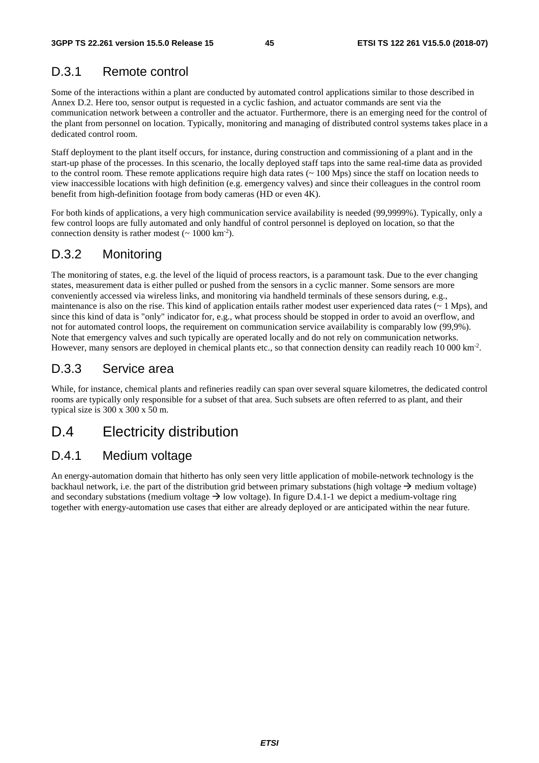## D.3.1 Remote control

Some of the interactions within a plant are conducted by automated control applications similar to those described in Annex D.2. Here too, sensor output is requested in a cyclic fashion, and actuator commands are sent via the communication network between a controller and the actuator. Furthermore, there is an emerging need for the control of the plant from personnel on location. Typically, monitoring and managing of distributed control systems takes place in a dedicated control room.

Staff deployment to the plant itself occurs, for instance, during construction and commissioning of a plant and in the start-up phase of the processes. In this scenario, the locally deployed staff taps into the same real-time data as provided to the control room. These remote applications require high data rates (~ 100 Mps) since the staff on location needs to view inaccessible locations with high definition (e.g. emergency valves) and since their colleagues in the control room benefit from high-definition footage from body cameras (HD or even 4K).

For both kinds of applications, a very high communication service availability is needed (99,9999%). Typically, only a few control loops are fully automated and only handful of control personnel is deployed on location, so that the connection density is rather modest (~ 1000 km$^{-2}$).

## D.3.2 Monitoring

The monitoring of states, e.g. the level of the liquid of process reactors, is a paramount task. Due to the ever changing states, measurement data is either pulled or pushed from the sensors in a cyclic manner. Some sensors are more conveniently accessed via wireless links, and monitoring via handheld terminals of these sensors during, e.g., maintenance is also on the rise. This kind of application entails rather modest user experienced data rates (~ 1 Mps), and since this kind of data is "only" indicator for, e.g., what process should be stopped in order to avoid an overflow, and not for automated control loops, the requirement on communication service availability is comparably low (99,9%). Note that emergency valves and such typically are operated locally and do not rely on communication networks. However, many sensors are deployed in chemical plants etc., so that connection density can readily reach 10 000 km$^{-2}$.

## D.3.3 Service area

While, for instance, chemical plants and refineries readily can span over several square kilometres, the dedicated control rooms are typically only responsible for a subset of that area. Such subsets are often referred to as plant, and their typical size is 300 x 300 x 50 m.

# D.4 Electricity distribution

## D.4.1 Medium voltage

An energy-automation domain that hitherto has only seen very little application of mobile-network technology is the backhaul network, i.e. the part of the distribution grid between primary substations (high voltage → medium voltage) and secondary substations (medium voltage → low voltage). In figure D.4.1-1 we depict a medium-voltage ring together with energy-automation use cases that either are already deployed or are anticipated within the near future.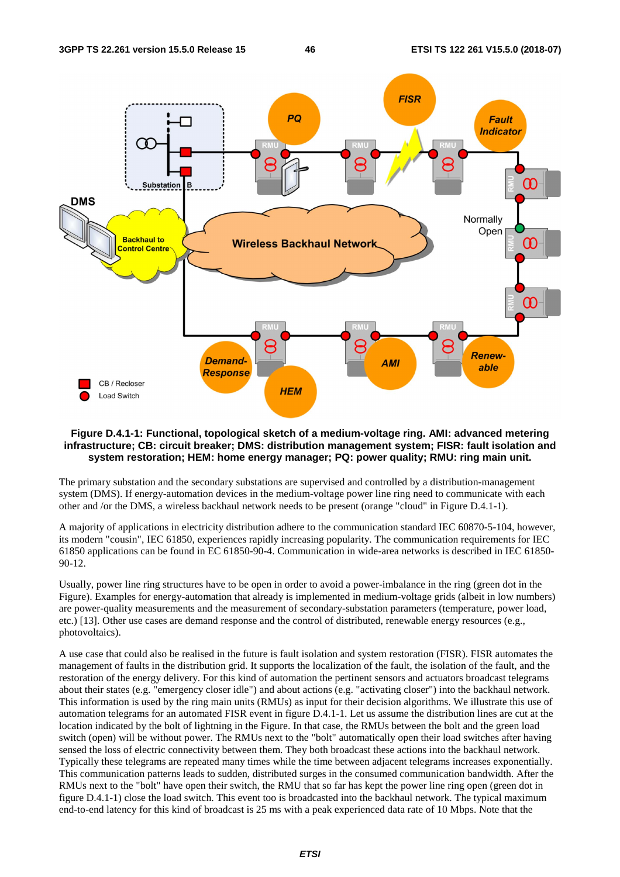**Figure D.4.1-1: Functional, topological sketch of a medium-voltage ring. AMI: advanced metering infrastructure; CB: circuit breaker; DMS: distribution management system; FISR: fault isolation and system restoration; HEM: home energy manager; PQ: power quality; RMU: ring main unit.**

The primary substation and the secondary substations are supervised and controlled by a distribution-management system (DMS). If energy-automation devices in the medium-voltage power line ring need to communicate with each other and /or the DMS, a wireless backhaul network needs to be present (orange "cloud" in Figure D.4.1-1).

A majority of applications in electricity distribution adhere to the communication standard IEC 60870-5-104, however, its modern "cousin", IEC 61850, experiences rapidly increasing popularity. The communication requirements for IEC 61850 applications can be found in EC 61850-90-4. Communication in wide-area networks is described in IEC 61850-90-12.

Usually, power line ring structures have to be open in order to avoid a power-imbalance in the ring (green dot in the Figure). Examples for energy-automation that already is implemented in medium-voltage grids (albeit in low numbers) are power-quality measurements and the measurement of secondary-substation parameters (temperature, power load, etc.) [13]. Other use cases are demand response and the control of distributed, renewable energy resources (e.g., photovoltaics).

A use case that could also be realised in the future is fault isolation and system restoration (FISR). FISR automates the management of faults in the distribution grid. It supports the localization of the fault, the isolation of the fault, and the restoration of the energy delivery. For this kind of automation the pertinent sensors and actuators broadcast telegrams about their states (e.g. "emergency closer idle") and about actions (e.g. "activating closer") into the backhaul network. This information is used by the ring main units (RMUs) as input for their decision algorithms. We illustrate this use of automation telegrams for an automated FISR event in figure D.4.1-1. Let us assume the distribution lines are cut at the location indicated by the bolt of lightning in the Figure. In that case, the RMUs between the bolt and the green load switch (open) will be without power. The RMUs next to the "bolt" automatically open their load switches after having sensed the loss of electric connectivity between them. They both broadcast these actions into the backhaul network. Typically these telegrams are repeated many times while the time between adjacent telegrams increases exponentially. This communication patterns leads to sudden, distributed surges in the consumed communication bandwidth. After the RMUs next to the "bolt" have open their switch, the RMU that so far has kept the power line ring open (green dot in figure D.4.1-1) close the load switch. This event too is broadcasted into the backhaul network. The typical maximum end-to-end latency for this kind of broadcast is 25 ms with a peak experienced data rate of 10 Mbps. Note that the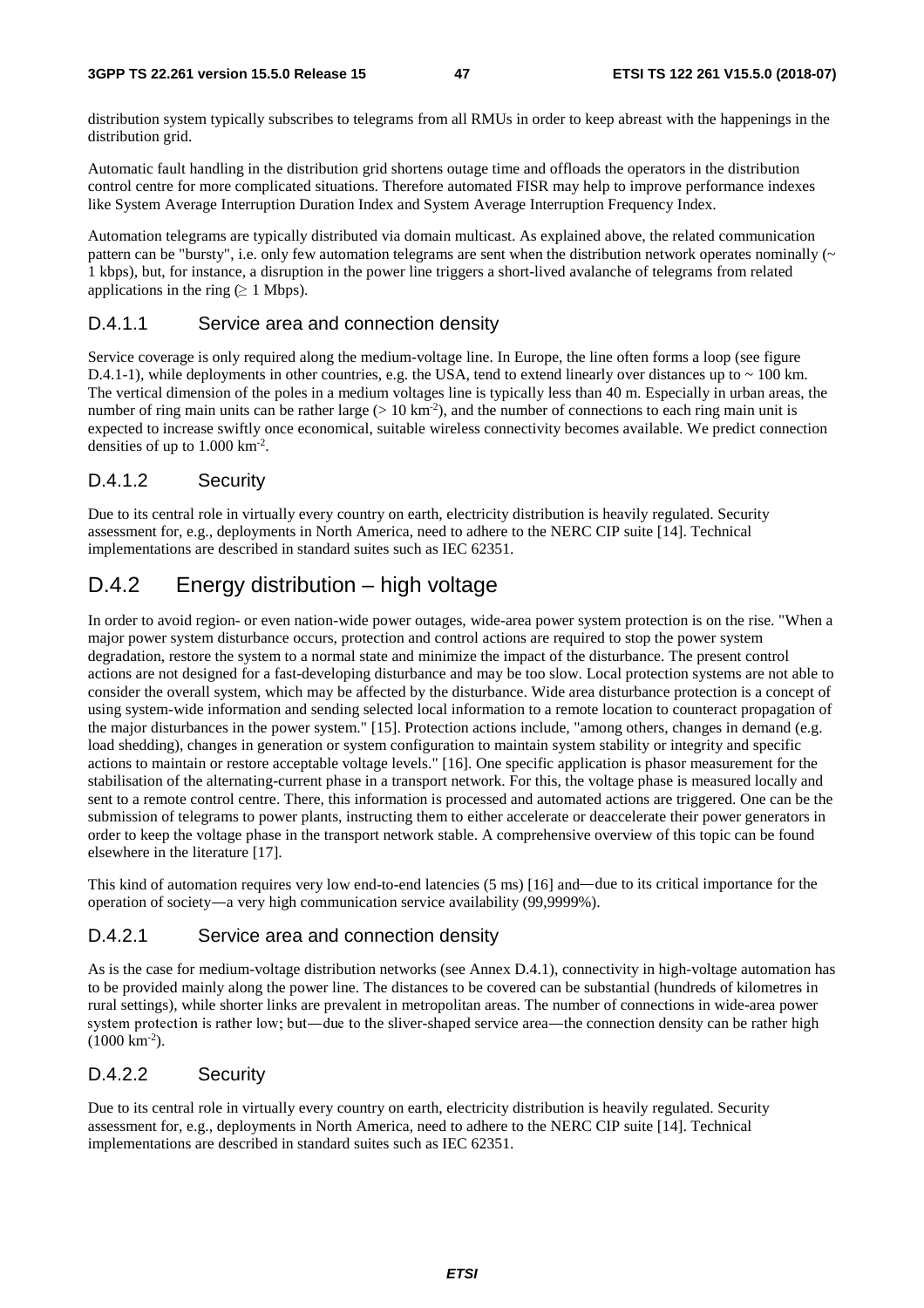distribution system typically subscribes to telegrams from all RMUs in order to keep abreast with the happenings in the distribution grid.

Automatic fault handling in the distribution grid shortens outage time and offloads the operators in the distribution control centre for more complicated situations. Therefore automated FISR may help to improve performance indexes like System Average Interruption Duration Index and System Average Interruption Frequency Index.

Automation telegrams are typically distributed via domain multicast. As explained above, the related communication pattern can be "bursty", i.e. only few automation telegrams are sent when the distribution network operates nominally (~ 1 kbps), but, for instance, a disruption in the power line triggers a short-lived avalanche of telegrams from related applications in the ring (≥ 1 Mbps).

### D.4.1.1 Service area and connection density

Service coverage is only required along the medium-voltage line. In Europe, the line often forms a loop (see figure D.4.1-1), while deployments in other countries, e.g. the USA, tend to extend linearly over distances up to ~ 100 km. The vertical dimension of the poles in a medium voltages line is typically less than 40 m. Especially in urban areas, the number of ring main units can be rather large (> 10 $km^{-2}$), and the number of connections to each ring main unit is expected to increase swiftly once economical, suitable wireless connectivity becomes available. We predict connection densities of up to 1.000 $km^{-2}$.

### D.4.1.2 Security

Due to its central role in virtually every country on earth, electricity distribution is heavily regulated. Security assessment for, e.g., deployments in North America, need to adhere to the NERC CIP suite [14]. Technical implementations are described in standard suites such as IEC 62351.

## D.4.2 Energy distribution – high voltage

In order to avoid region- or even nation-wide power outages, wide-area power system protection is on the rise. "When a major power system disturbance occurs, protection and control actions are required to stop the power system degradation, restore the system to a normal state and minimize the impact of the disturbance. The present control actions are not designed for a fast-developing disturbance and may be too slow. Local protection systems are not able to consider the overall system, which may be affected by the disturbance. Wide area disturbance protection is a concept of using system-wide information and sending selected local information to a remote location to counteract propagation of the major disturbances in the power system." [15]. Protection actions include, "among others, changes in demand (e.g. load shedding), changes in generation or system configuration to maintain system stability or integrity and specific actions to maintain or restore acceptable voltage levels." [16]. One specific application is phasor measurement for the stabilisation of the alternating-current phase in a transport network. For this, the voltage phase is measured locally and sent to a remote control centre. There, this information is processed and automated actions are triggered. One can be the submission of telegrams to power plants, instructing them to either accelerate or deaccelerate their power generators in order to keep the voltage phase in the transport network stable. A comprehensive overview of this topic can be found elsewhere in the literature [17].

This kind of automation requires very low end-to-end latencies (5 ms) [16] and—due to its critical importance for the operation of society—a very high communication service availability (99,9999%).

### D.4.2.1 Service area and connection density

As is the case for medium-voltage distribution networks (see Annex D.4.1), connectivity in high-voltage automation has to be provided mainly along the power line. The distances to be covered can be substantial (hundreds of kilometres in rural settings), while shorter links are prevalent in metropolitan areas. The number of connections in wide-area power system protection is rather low; but—due to the sliver-shaped service area—the connection density can be rather high (1000 $km^{-2}$).

### D.4.2.2 Security

Due to its central role in virtually every country on earth, electricity distribution is heavily regulated. Security assessment for, e.g., deployments in North America, need to adhere to the NERC CIP suite [14]. Technical implementations are described in standard suites such as IEC 62351.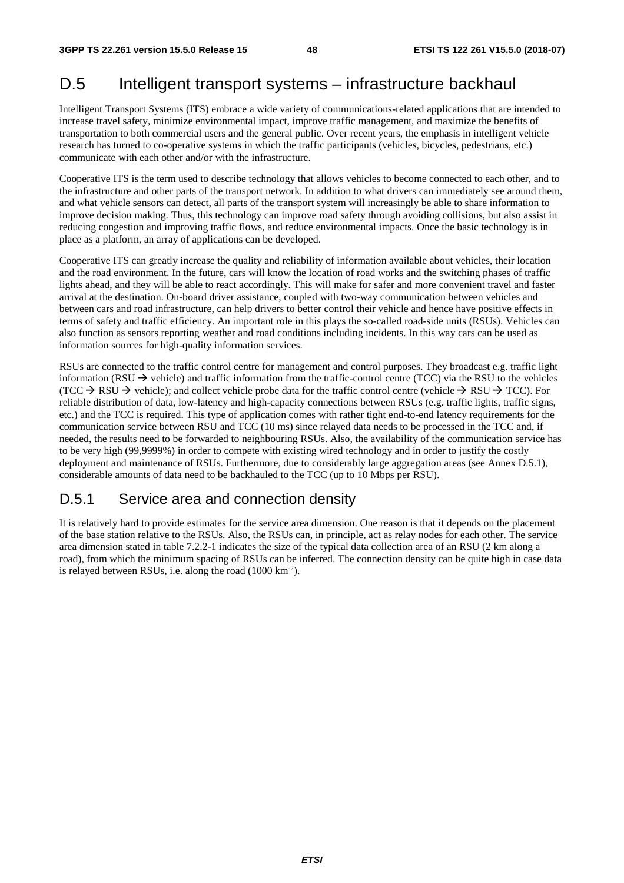# D.5 Intelligent transport systems – infrastructure backhaul

Intelligent Transport Systems (ITS) embrace a wide variety of communications-related applications that are intended to increase travel safety, minimize environmental impact, improve traffic management, and maximize the benefits of transportation to both commercial users and the general public. Over recent years, the emphasis in intelligent vehicle research has turned to co-operative systems in which the traffic participants (vehicles, bicycles, pedestrians, etc.) communicate with each other and/or with the infrastructure.

Cooperative ITS is the term used to describe technology that allows vehicles to become connected to each other, and to the infrastructure and other parts of the transport network. In addition to what drivers can immediately see around them, and what vehicle sensors can detect, all parts of the transport system will increasingly be able to share information to improve decision making. Thus, this technology can improve road safety through avoiding collisions, but also assist in reducing congestion and improving traffic flows, and reduce environmental impacts. Once the basic technology is in place as a platform, an array of applications can be developed.

Cooperative ITS can greatly increase the quality and reliability of information available about vehicles, their location and the road environment. In the future, cars will know the location of road works and the switching phases of traffic lights ahead, and they will be able to react accordingly. This will make for safer and more convenient travel and faster arrival at the destination. On-board driver assistance, coupled with two-way communication between vehicles and between cars and road infrastructure, can help drivers to better control their vehicle and hence have positive effects in terms of safety and traffic efficiency. An important role in this plays the so-called road-side units (RSUs). Vehicles can also function as sensors reporting weather and road conditions including incidents. In this way cars can be used as information sources for high-quality information services.

RSUs are connected to the traffic control centre for management and control purposes. They broadcast e.g. traffic light information (RSU → vehicle) and traffic information from the traffic-control centre (TCC) via the RSU to the vehicles (TCC → RSU → vehicle); and collect vehicle probe data for the traffic control centre (vehicle → RSU → TCC). For reliable distribution of data, low-latency and high-capacity connections between RSUs (e.g. traffic lights, traffic signs, etc.) and the TCC is required. This type of application comes with rather tight end-to-end latency requirements for the communication service between RSU and TCC (10 ms) since relayed data needs to be processed in the TCC and, if needed, the results need to be forwarded to neighbouring RSUs. Also, the availability of the communication service has to be very high (99,9999%) in order to compete with existing wired technology and in order to justify the costly deployment and maintenance of RSUs. Furthermore, due to considerably large aggregation areas (see Annex D.5.1), considerable amounts of data need to be backhauled to the TCC (up to 10 Mbps per RSU).

## D.5.1 Service area and connection density

It is relatively hard to provide estimates for the service area dimension. One reason is that it depends on the placement of the base station relative to the RSUs. Also, the RSUs can, in principle, act as relay nodes for each other. The service area dimension stated in table 7.2.2-1 indicates the size of the typical data collection area of an RSU (2 km along a road), from which the minimum spacing of RSUs can be inferred. The connection density can be quite high in case data is relayed between RSUs, i.e. along the road (1000 $km^{-2}$).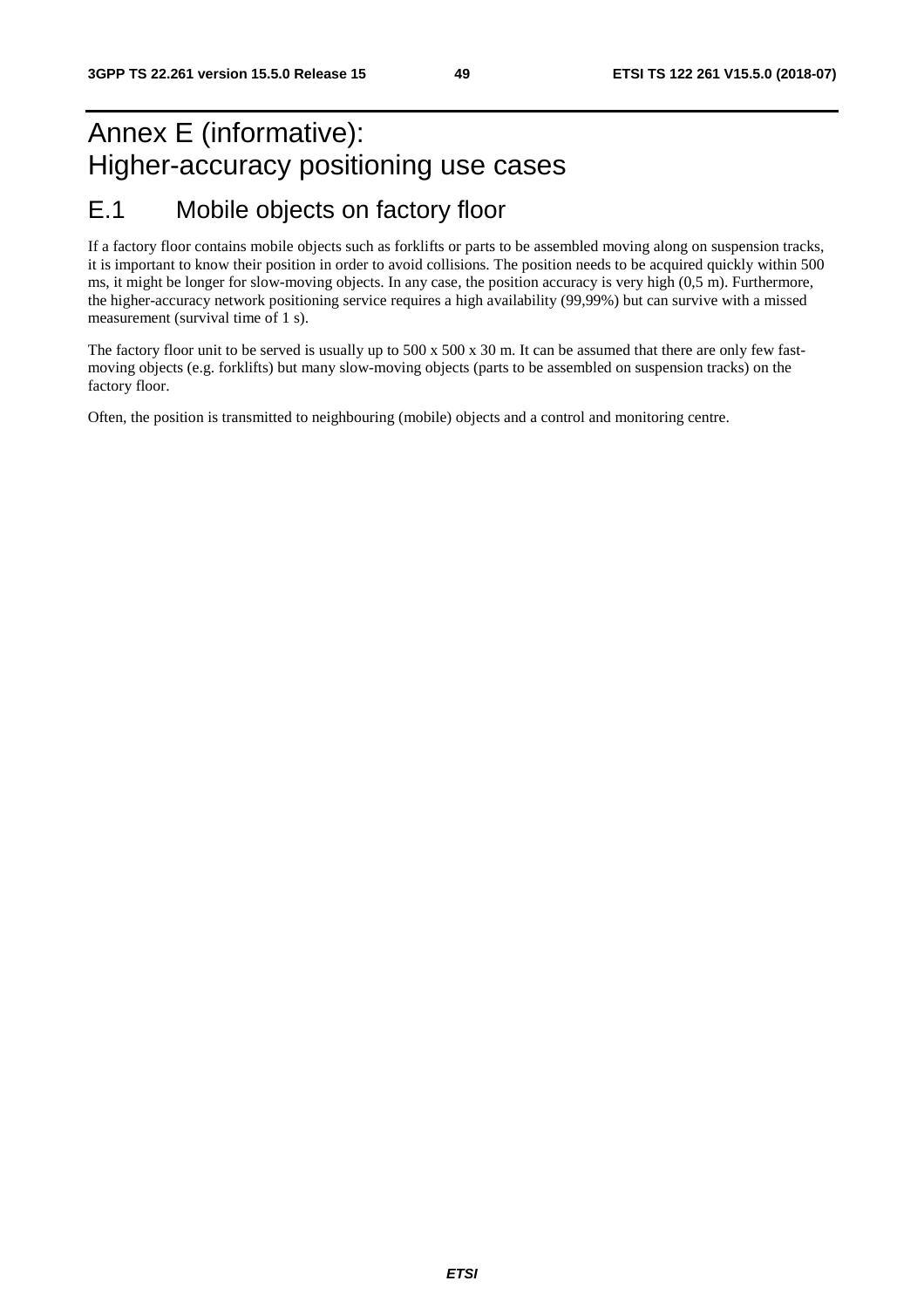# Annex E (informative): Higher-accuracy positioning use cases

## E.1 Mobile objects on factory floor

If a factory floor contains mobile objects such as forklifts or parts to be assembled moving along on suspension tracks, it is important to know their position in order to avoid collisions. The position needs to be acquired quickly within 500 ms, it might be longer for slow-moving objects. In any case, the position accuracy is very high (0,5 m). Furthermore, the higher-accuracy network positioning service requires a high availability (99,99%) but can survive with a missed measurement (survival time of 1 s).

The factory floor unit to be served is usually up to 500 x 500 x 30 m. It can be assumed that there are only few fast-moving objects (e.g. forklifts) but many slow-moving objects (parts to be assembled on suspension tracks) on the factory floor.

Often, the position is transmitted to neighbouring (mobile) objects and a control and monitoring centre.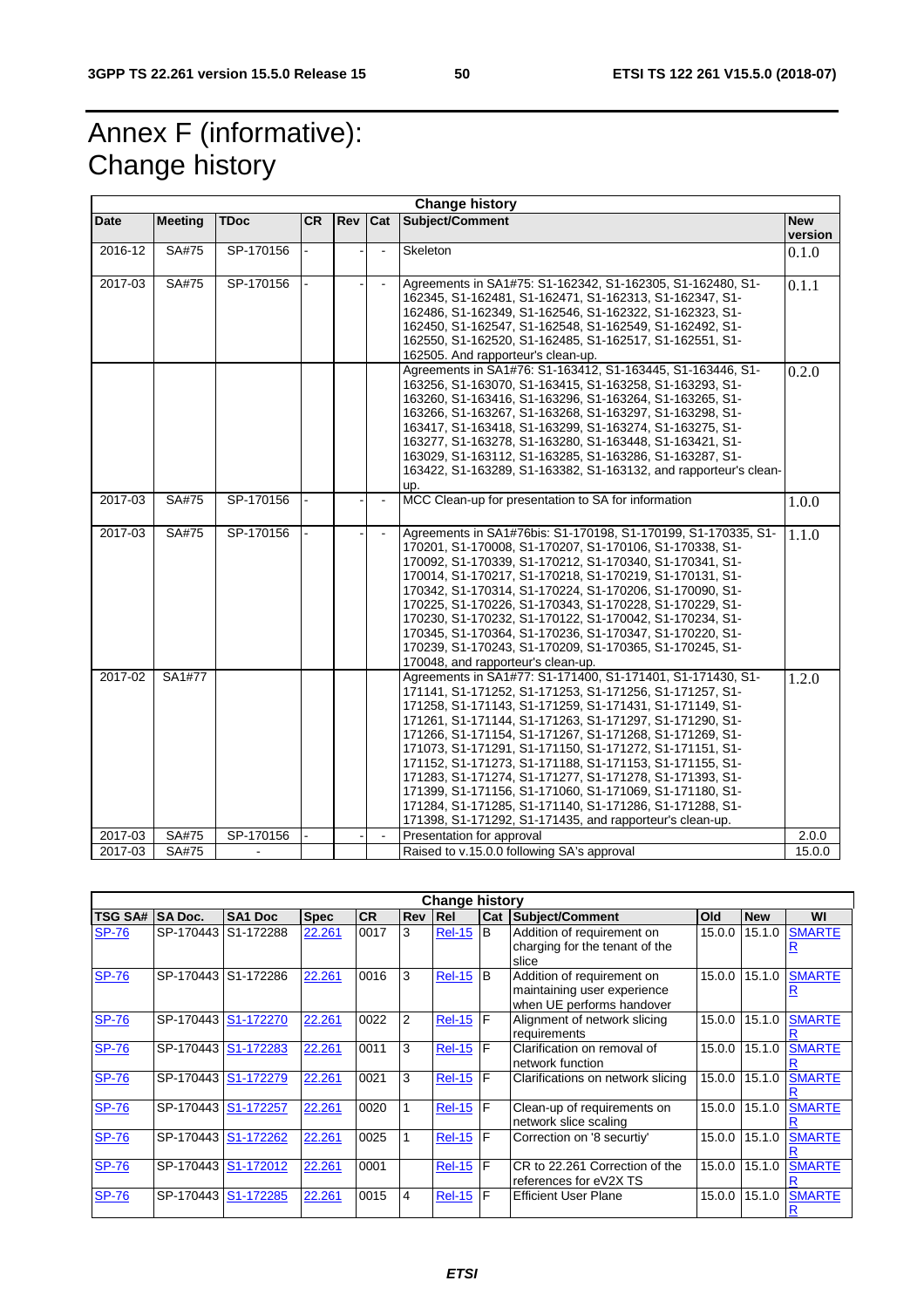# Annex F (informative): Change history

| Change history | | | | | | | |
|---|---|---|---|---|---|---|---|
| **Date** | **Meeting** | **TDoc** | **CR** | **Rev** | **Cat** | **Subject/Comment** | **New version** |
| 2016-12 | SA#75 | SP-170156 | - | - | - | Skeleton | 0.1.0 |
| 2017-03 | SA#75 | SP-170156 | - | - | - | Agreements in SA1#75: S1-162342, S1-162305, S1-162480, S1-162345, S1-162481, S1-162471, S1-162313, S1-162347, S1-162486, S1-162349, S1-162546, S1-162322, S1-162323, S1-162450, S1-162547, S1-162548, S1-162549, S1-162492, S1-162550, S1-162520, S1-162485, S1-162517, S1-162551, S1-162505. And rapporteur's clean-up. | 0.1.1 |
| | | | | | | Agreements in SA1#76: S1-163412, S1-163445, S1-163446, S1-163256, S1-163070, S1-163415, S1-163258, S1-163293, S1-163260, S1-163416, S1-163296, S1-163264, S1-163265, S1-163266, S1-163267, S1-163268, S1-163297, S1-163298, S1-163417, S1-163418, S1-163299, S1-163274, S1-163275, S1-163277, S1-163278, S1-163280, S1-163448, S1-163421, S1-163029, S1-163112, S1-163285, S1-163286, S1-163287, S1-163422, S1-163289, S1-163382, S1-163132, and rapporteur's clean-up. | 0.2.0 |
| 2017-03 | SA#75 | SP-170156 | - | - | - | MCC Clean-up for presentation to SA for information | 1.0.0 |
| 2017-03 | SA#75 | SP-170156 | - | - | - | Agreements in SA1#76bis: S1-170198, S1-170199, S1-170335, S1-170201, S1-170008, S1-170207, S1-170106, S1-170338, S1-170092, S1-170339, S1-170212, S1-170340, S1-170341, S1-170014, S1-170217, S1-170218, S1-170219, S1-170131, S1-170342, S1-170314, S1-170224, S1-170206, S1-170090, S1-170225, S1-170226, S1-170343, S1-170228, S1-170229, S1-170230, S1-170232, S1-170122, S1-170042, S1-170234, S1-170345, S1-170364, S1-170236, S1-170347, S1-170220, S1-170239, S1-170243, S1-170209, S1-170365, S1-170245, S1-170048, and rapporteur's clean-up. | 1.1.0 |
| 2017-02 | SA1#77 | | | | | Agreements in SA1#77: S1-171400, S1-171401, S1-171430, S1-171141, S1-171252, S1-171253, S1-171256, S1-171257, S1-171258, S1-171143, S1-171259, S1-171431, S1-171149, S1-171261, S1-171144, S1-171263, S1-171297, S1-171290, S1-171266, S1-171154, S1-171267, S1-171268, S1-171269, S1-171073, S1-171291, S1-171150, S1-171272, S1-171151, S1-171152, S1-171273, S1-171188, S1-171153, S1-171155, S1-171283, S1-171274, S1-171277, S1-171278, S1-171393, S1-171399, S1-171156, S1-171060, S1-171069, S1-171180, S1-171284, S1-171285, S1-171140, S1-171286, S1-171288, S1-171398, S1-171292, S1-171435, and rapporteur's clean-up. | 1.2.0 |
| 2017-03 | SA#75 | SP-170156 | - | - | - | Presentation for approval | 2.0.0 |
| 2017-03 | SA#75 | - | | | | Raised to v.15.0.0 following SA's approval | 15.0.0 |

| Change history | | | | | | | | | | | |
|---|---|---|---|---|---|---|---|---|---|---|---|
| **TSG SA#** | **SA Doc.** | **SA1 Doc** | **Spec** | **CR** | **Rev** | **Rel** | **Cat** | **Subject/Comment** | **Old** | **New** | **WI** |
| SP-76 | SP-170443 | S1-172288 | 22.261 | 0017 | 3 | Rel-15 | B | Addition of requirement on charging for the tenant of the slice | 15.0.0 | 15.1.0 | SMARTER |
| SP-76 | SP-170443 | S1-172286 | 22.261 | 0016 | 3 | Rel-15 | B | Addition of requirement on maintaining user experience when UE performs handover | 15.0.0 | 15.1.0 | SMARTER |
| SP-76 | SP-170443 | S1-172270 | 22.261 | 0022 | 2 | Rel-15 | F | Alignment of network slicing requirements | 15.0.0 | 15.1.0 | SMARTER |
| SP-76 | SP-170443 | S1-172283 | 22.261 | 0011 | 3 | Rel-15 | F | Clarification on removal of network function | 15.0.0 | 15.1.0 | SMARTER |
| SP-76 | SP-170443 | S1-172279 | 22.261 | 0021 | 3 | Rel-15 | F | Clarifications on network slicing | 15.0.0 | 15.1.0 | SMARTER |
| SP-76 | SP-170443 | S1-172257 | 22.261 | 0020 | 1 | Rel-15 | F | Clean-up of requirements on network slice scaling | 15.0.0 | 15.1.0 | SMARTER |
| SP-76 | SP-170443 | S1-172262 | 22.261 | 0025 | 1 | Rel-15 | F | Correction on '8 securtiy' | 15.0.0 | 15.1.0 | SMARTER |
| SP-76 | SP-170443 | S1-172012 | 22.261 | 0001 | | Rel-15 | F | CR to 22.261 Correction of the references for eV2X TS | 15.0.0 | 15.1.0 | SMARTER |
| SP-76 | SP-170443 | S1-172285 | 22.261 | 0015 | 4 | Rel-15 | F | Efficient User Plane | 15.0.0 | 15.1.0 | SMARTER |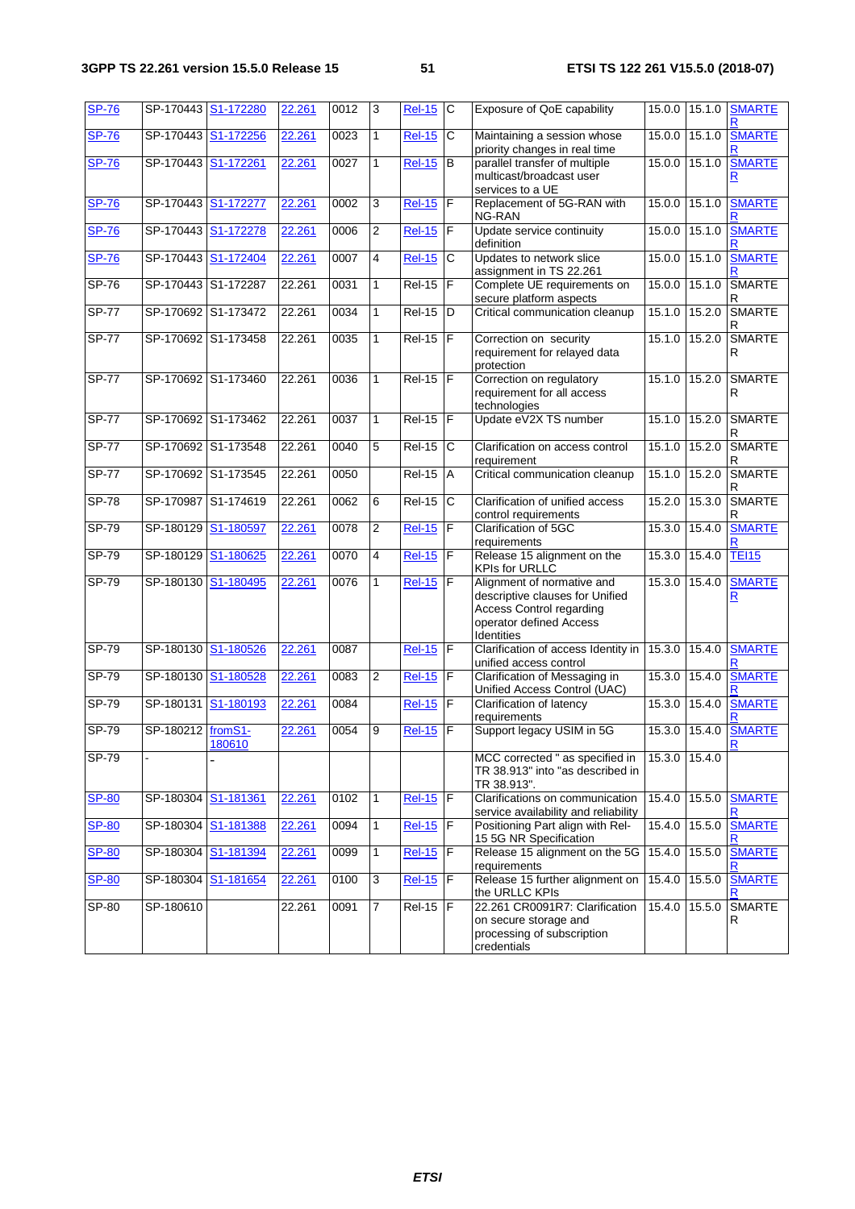| SP-76 | SP-170443 | S1-172280 | 22.261 | 0012 | 3 | Rel-15 | C | Exposure of QoE capability | 15.0.0 | 15.1.0 | SMARTER |
|---|---|---|---|---|---|---|---|---|---|---|---|
| SP-76 | SP-170443 | S1-172256 | 22.261 | 0023 | 1 | Rel-15 | C | Maintaining a session whose priority changes in real time | 15.0.0 | 15.1.0 | SMARTER |
| SP-76 | SP-170443 | S1-172261 | 22.261 | 0027 | 1 | Rel-15 | B | parallel transfer of multiple multicast/broadcast user services to a UE | 15.0.0 | 15.1.0 | SMARTER |
| SP-76 | SP-170443 | S1-172277 | 22.261 | 0002 | 3 | Rel-15 | F | Replacement of 5G-RAN with NG-RAN | 15.0.0 | 15.1.0 | SMARTER |
| SP-76 | SP-170443 | S1-172278 | 22.261 | 0006 | 2 | Rel-15 | F | Update service continuity definition | 15.0.0 | 15.1.0 | SMARTER |
| SP-76 | SP-170443 | S1-172404 | 22.261 | 0007 | 4 | Rel-15 | C | Updates to network slice assignment in TS 22.261 | 15.0.0 | 15.1.0 | SMARTER |
| SP-76 | SP-170443 | S1-172287 | 22.261 | 0031 | 1 | Rel-15 | F | Complete UE requirements on secure platform aspects | 15.0.0 | 15.1.0 | SMARTER |
| SP-77 | SP-170692 | S1-173472 | 22.261 | 0034 | 1 | Rel-15 | D | Critical communication cleanup | 15.1.0 | 15.2.0 | SMARTER |
| SP-77 | SP-170692 | S1-173458 | 22.261 | 0035 | 1 | Rel-15 | F | Correction on security requirement for relayed data protection | 15.1.0 | 15.2.0 | SMARTER |
| SP-77 | SP-170692 | S1-173460 | 22.261 | 0036 | 1 | Rel-15 | F | Correction on regulatory requirement for all access technologies | 15.1.0 | 15.2.0 | SMARTER |
| SP-77 | SP-170692 | S1-173462 | 22.261 | 0037 | 1 | Rel-15 | F | Update eV2X TS number | 15.1.0 | 15.2.0 | SMARTER |
| SP-77 | SP-170692 | S1-173548 | 22.261 | 0040 | 5 | Rel-15 | C | Clarification on access control requirement | 15.1.0 | 15.2.0 | SMARTER |
| SP-77 | SP-170692 | S1-173545 | 22.261 | 0050 | | Rel-15 | A | Critical communication cleanup | 15.1.0 | 15.2.0 | SMARTER |
| SP-78 | SP-170987 | S1-174619 | 22.261 | 0062 | 6 | Rel-15 | C | Clarification of unified access control requirements | 15.2.0 | 15.3.0 | SMARTER |
| SP-79 | SP-180129 | S1-180597 | 22.261 | 0078 | 2 | Rel-15 | F | Clarification of 5GC requirements | 15.3.0 | 15.4.0 | SMARTER |
| SP-79 | SP-180129 | S1-180625 | 22.261 | 0070 | 4 | Rel-15 | F | Release 15 alignment on the KPIs for URLLC | 15.3.0 | 15.4.0 | TEI15 |
| SP-79 | SP-180130 | S1-180495 | 22.261 | 0076 | 1 | Rel-15 | F | Alignment of normative and descriptive clauses for Unified Access Control regarding operator defined Access Identities | 15.3.0 | 15.4.0 | SMARTER |
| SP-79 | SP-180130 | S1-180526 | 22.261 | 0087 | | Rel-15 | F | Clarification of access Identity in unified access control | 15.3.0 | 15.4.0 | SMARTER |
| SP-79 | SP-180130 | S1-180528 | 22.261 | 0083 | 2 | Rel-15 | F | Clarification of Messaging in Unified Access Control (UAC) | 15.3.0 | 15.4.0 | SMARTER |
| SP-79 | SP-180131 | S1-180193 | 22.261 | 0084 | | Rel-15 | F | Clarification of latency requirements | 15.3.0 | 15.4.0 | SMARTER |
| SP-79 | SP-180212 | fromS1-180610 | 22.261 | 0054 | 9 | Rel-15 | F | Support legacy USIM in 5G | 15.3.0 | 15.4.0 | SMARTER |
| SP-79 | - | - | | | | | | MCC corrected " as specified in TR 38.913" into "as described in TR 38.913". | 15.3.0 | 15.4.0 | |
| SP-80 | SP-180304 | S1-181361 | 22.261 | 0102 | 1 | Rel-15 | F | Clarifications on communication service availability and reliability | 15.4.0 | 15.5.0 | SMARTER |
| SP-80 | SP-180304 | S1-181388 | 22.261 | 0094 | 1 | Rel-15 | F | Positioning Part align with Rel-15 5G NR Specification | 15.4.0 | 15.5.0 | SMARTER |
| SP-80 | SP-180304 | S1-181394 | 22.261 | 0099 | 1 | Rel-15 | F | Release 15 alignment on the 5G requirements | 15.4.0 | 15.5.0 | SMARTER |
| SP-80 | SP-180304 | S1-181654 | 22.261 | 0100 | 3 | Rel-15 | F | Release 15 further alignment on the URLLC KPIs | 15.4.0 | 15.5.0 | SMARTER |
| SP-80 | SP-180610 | | 22.261 | 0091 | 7 | Rel-15 | F | 22.261 CR0091R7: Clarification on secure storage and processing of subscription credentials | 15.4.0 | 15.5.0 | SMARTER |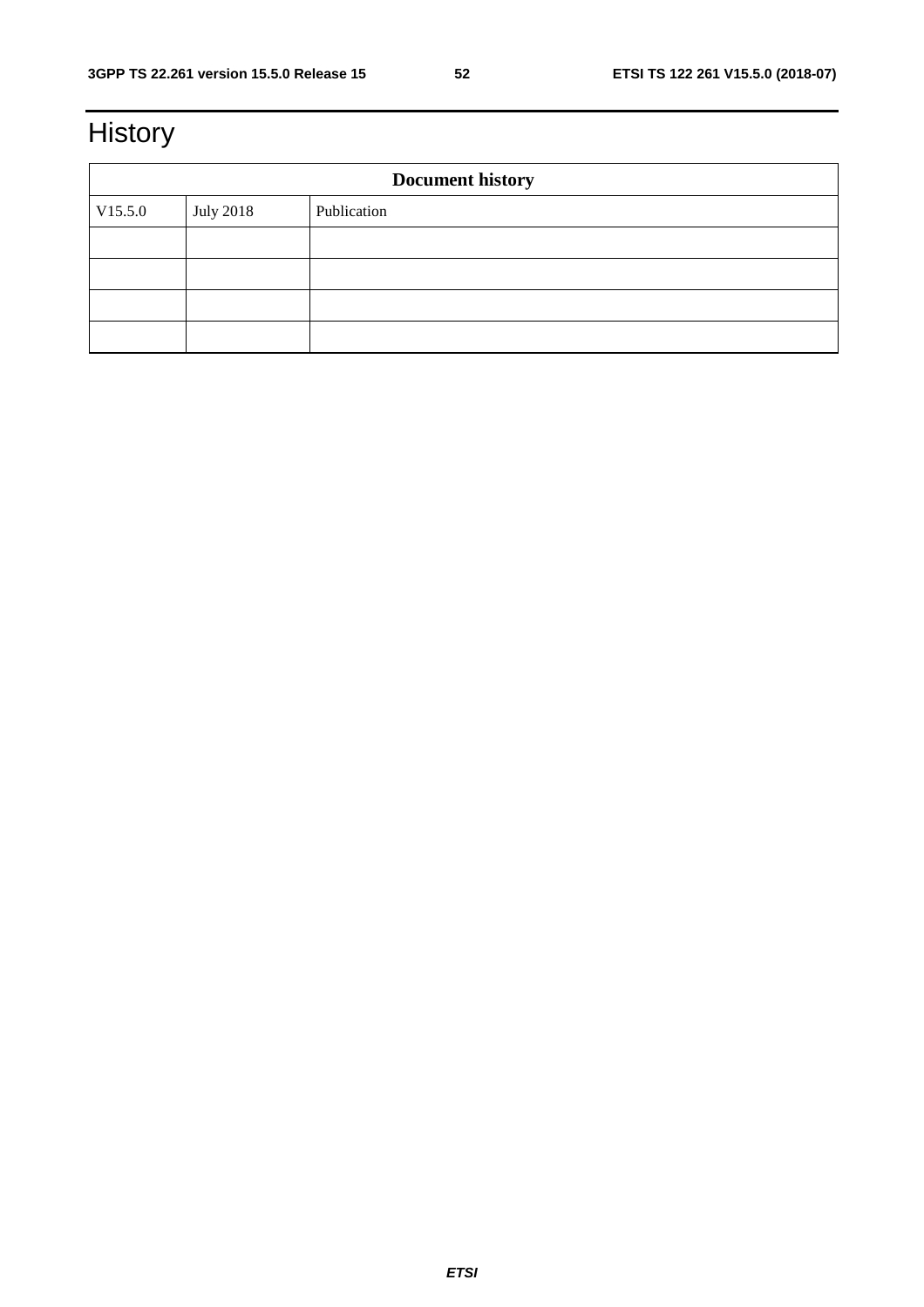# History

| Document history | | |
|---|---|---|
| V15.5.0 | July 2018 | Publication |
| | | |
| | | |
| | | |
| | | |